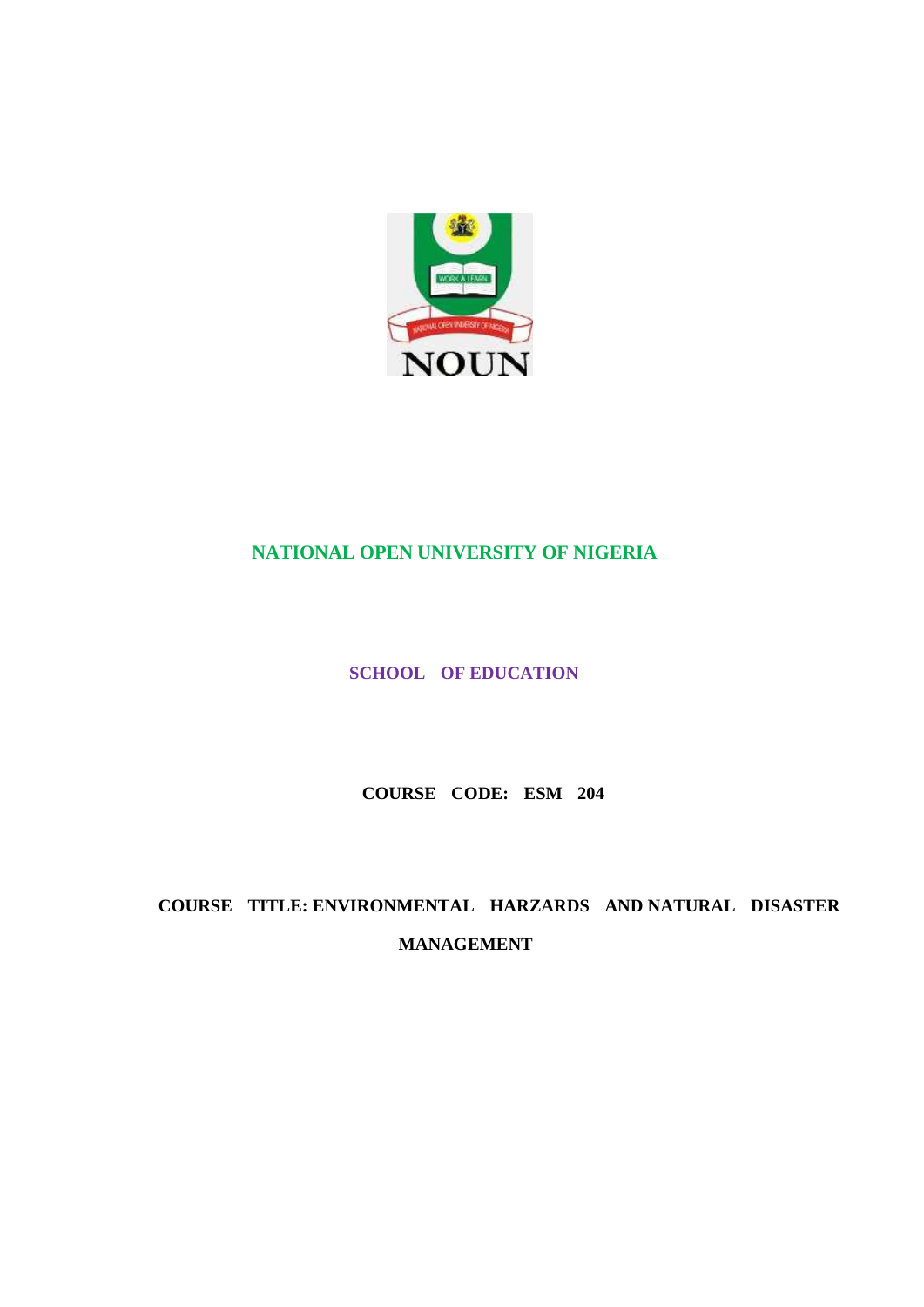NOUN

# NATIONAL OPEN UNIVERSITY OF NIGERIA

## SCHOOL OF EDUCATION

**COURSE CODE: ESM 204**

**COURSE TITLE: ENVIRONMENTAL HARZARDS AND NATURAL DISASTER MANAGEMENT**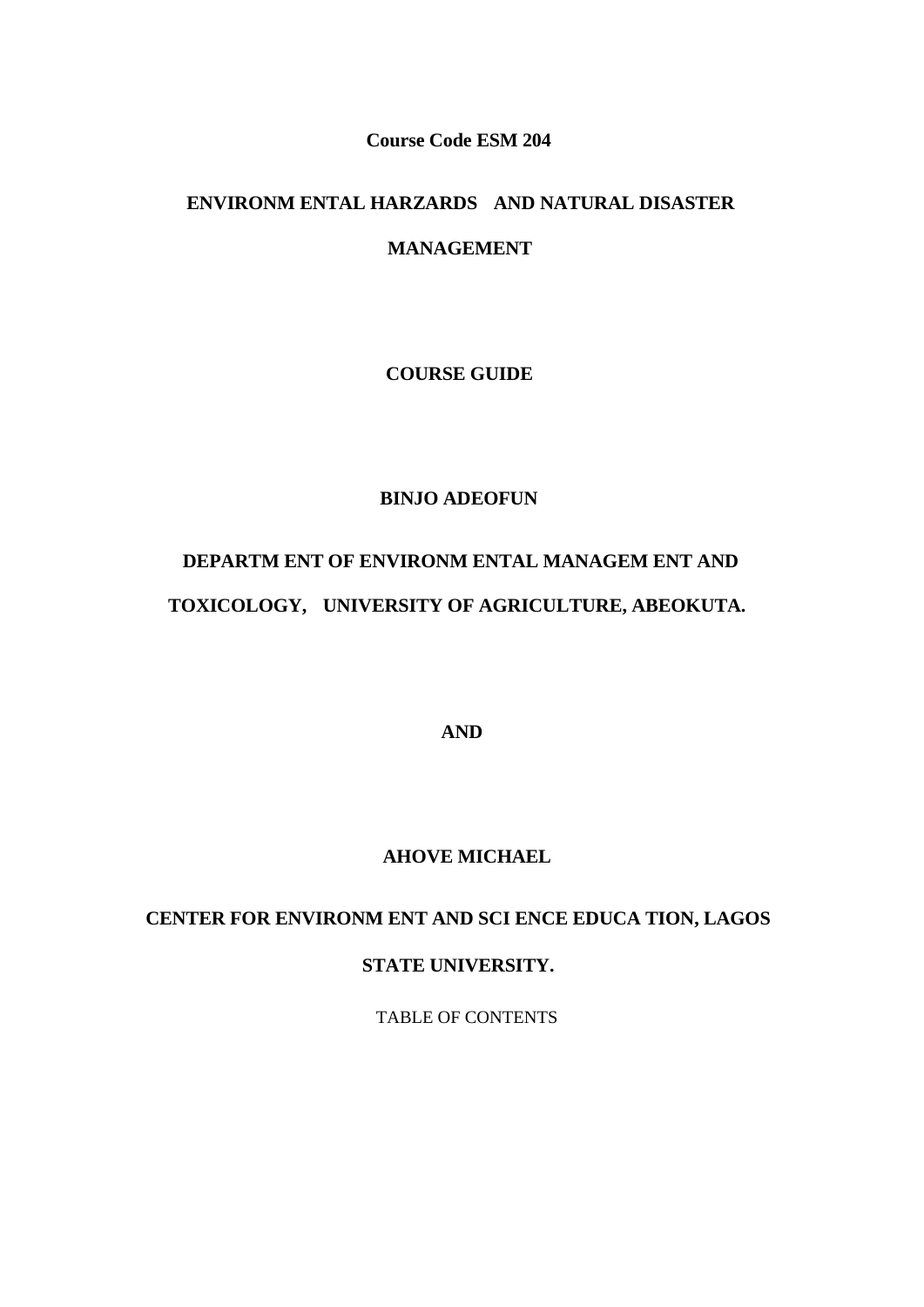**Course Code ESM 204**

# ENVIRONM ENTAL HARZARDS AND NATURAL DISASTER MANAGEMENT

**COURSE GUIDE**

**BINJO ADEOFUN**

**DEPARTM ENT OF ENVIRONM ENTAL MANAGEM ENT AND TOXICOLOGY, UNIVERSITY OF AGRICULTURE, ABEOKUTA.**

**AND**

**AHOVE MICHAEL**

**CENTER FOR ENVIRONM ENT AND SCI ENCE EDUCA TION, LAGOS STATE UNIVERSITY.**

TABLE OF CONTENTS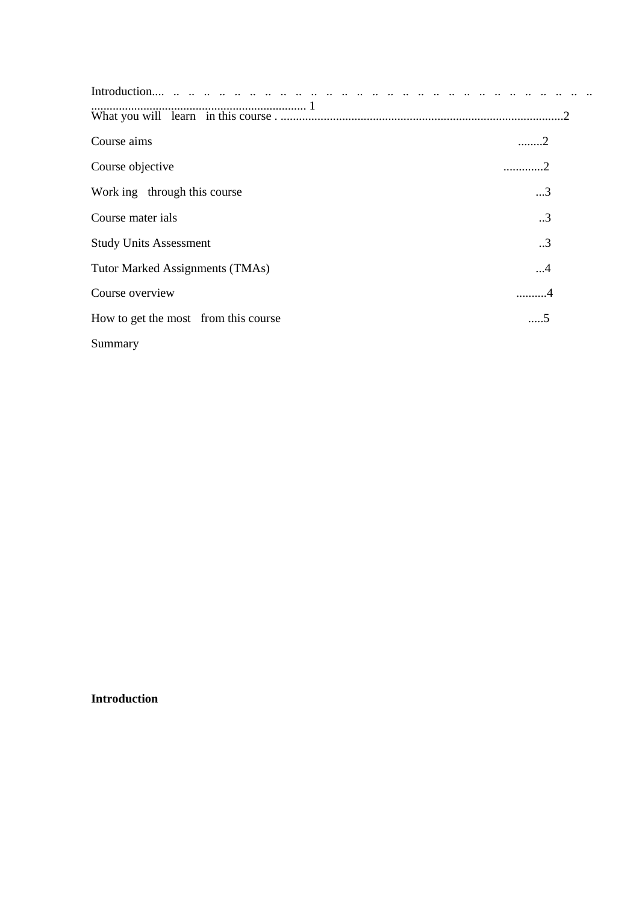Introduction.... .. .. .. .. .. .. .. .. .. .. .. .. .. .. .. .. .. .. .. .. .. .. .. .. .. .. .. .. .. ........................................................................ 1

What you will learn in this course . ..........................................................................................2

Course aims ........2

Course objective ............2

Work ing through this course ...3

Course mater ials ..3

Study Units Assessment ..3

Tutor Marked Assignments (TMAs) ...4

Course overview ..........4

How to get the most from this course .....5

Summary

**Introduction**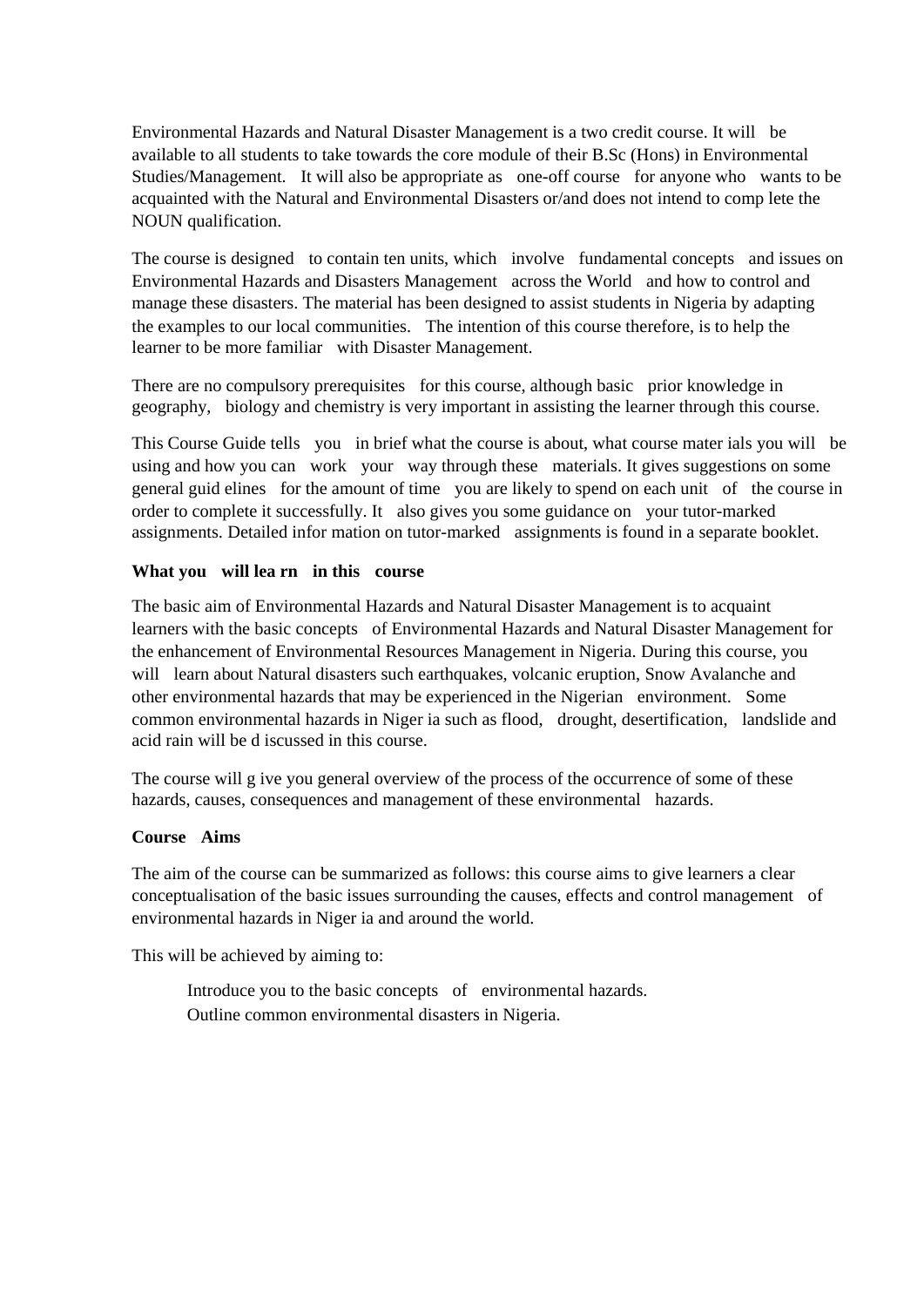Environmental Hazards and Natural Disaster Management is a two credit course. It will be available to all students to take towards the core module of their B.Sc (Hons) in Environmental Studies/Management. It will also be appropriate as one-off course for anyone who wants to be acquainted with the Natural and Environmental Disasters or/and does not intend to complete the NOUN qualification.

The course is designed to contain ten units, which involve fundamental concepts and issues on Environmental Hazards and Disasters Management across the World and how to control and manage these disasters. The material has been designed to assist students in Nigeria by adapting the examples to our local communities. The intention of this course therefore, is to help the learner to be more familiar with Disaster Management.

There are no compulsory prerequisites for this course, although basic prior knowledge in geography, biology and chemistry is very important in assisting the learner through this course.

This Course Guide tells you in brief what the course is about, what course materials you will be using and how you can work your way through these materials. It gives suggestions on some general guidelines for the amount of time you are likely to spend on each unit of the course in order to complete it successfully. It also gives you some guidance on your tutor-marked assignments. Detailed information on tutor-marked assignments is found in a separate booklet.

**What you will learn in this course**

The basic aim of Environmental Hazards and Natural Disaster Management is to acquaint learners with the basic concepts of Environmental Hazards and Natural Disaster Management for the enhancement of Environmental Resources Management in Nigeria. During this course, you will learn about Natural disasters such earthquakes, volcanic eruption, Snow Avalanche and other environmental hazards that may be experienced in the Nigerian environment. Some common environmental hazards in Nigeria such as flood, drought, desertification, landslide and acid rain will be discussed in this course.

The course will give you general overview of the process of the occurrence of some of these hazards, causes, consequences and management of these environmental hazards.

**Course Aims**

The aim of the course can be summarized as follows: this course aims to give learners a clear conceptualisation of the basic issues surrounding the causes, effects and control management of environmental hazards in Nigeria and around the world.

This will be achieved by aiming to:

- Introduce you to the basic concepts of environmental hazards.
- Outline common environmental disasters in Nigeria.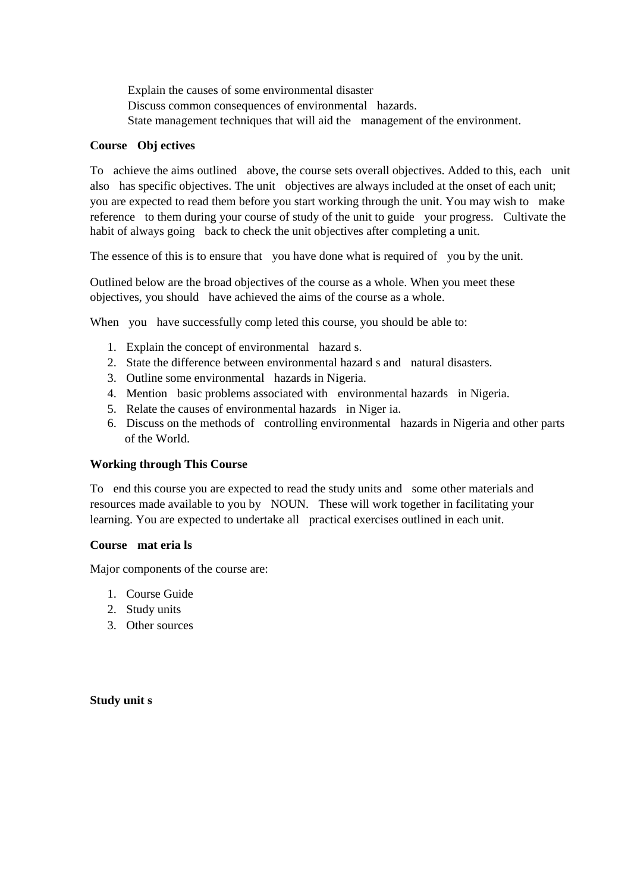Explain the causes of some environmental disaster
Discuss common consequences of environmental hazards.
State management techniques that will aid the management of the environment.

**Course Objectives**

To achieve the aims outlined above, the course sets overall objectives. Added to this, each unit also has specific objectives. The unit objectives are always included at the onset of each unit; you are expected to read them before you start working through the unit. You may wish to make reference to them during your course of study of the unit to guide your progress. Cultivate the habit of always going back to check the unit objectives after completing a unit.

The essence of this is to ensure that you have done what is required of you by the unit.

Outlined below are the broad objectives of the course as a whole. When you meet these objectives, you should have achieved the aims of the course as a whole.

When you have successfully completed this course, you should be able to:

1. Explain the concept of environmental hazards.
2. State the difference between environmental hazards and natural disasters.
3. Outline some environmental hazards in Nigeria.
4. Mention basic problems associated with environmental hazards in Nigeria.
5. Relate the causes of environmental hazards in Nigeria.
6. Discuss on the methods of controlling environmental hazards in Nigeria and other parts of the World.

**Working through This Course**

To end this course you are expected to read the study units and some other materials and resources made available to you by NOUN. These will work together in facilitating your learning. You are expected to undertake all practical exercises outlined in each unit.

**Course materials**

Major components of the course are:

1. Course Guide
2. Study units
3. Other sources

**Study units**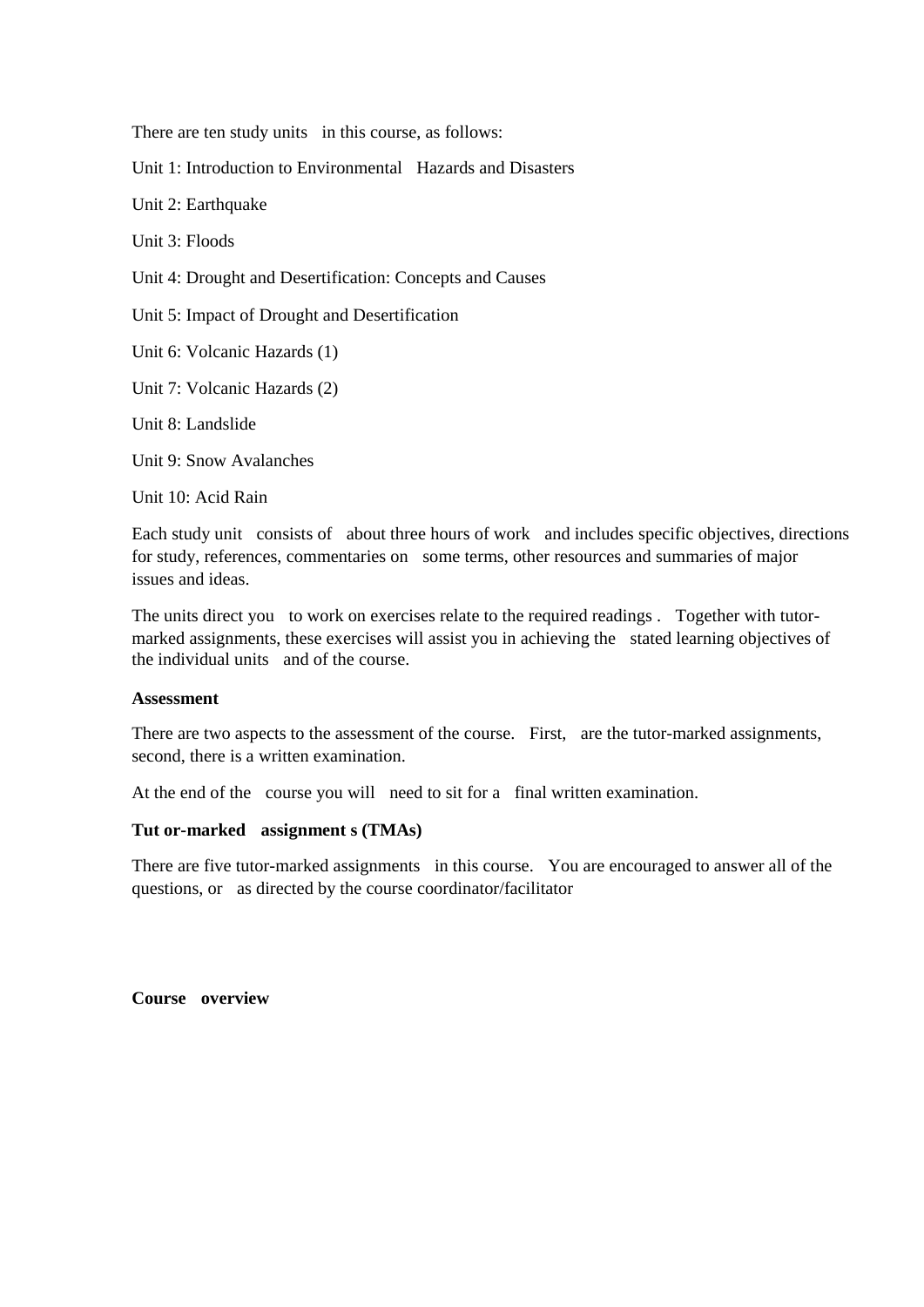There are ten study units in this course, as follows:

Unit 1: Introduction to Environmental Hazards and Disasters

Unit 2: Earthquake

Unit 3: Floods

Unit 4: Drought and Desertification: Concepts and Causes

Unit 5: Impact of Drought and Desertification

Unit 6: Volcanic Hazards (1)

Unit 7: Volcanic Hazards (2)

Unit 8: Landslide

Unit 9: Snow Avalanches

Unit 10: Acid Rain

Each study unit consists of about three hours of work and includes specific objectives, directions for study, references, commentaries on some terms, other resources and summaries of major issues and ideas.

The units direct you to work on exercises relate to the required readings . Together with tutor-marked assignments, these exercises will assist you in achieving the stated learning objectives of the individual units and of the course.

**Assessment**

There are two aspects to the assessment of the course. First, are the tutor-marked assignments, second, there is a written examination.

At the end of the course you will need to sit for a final written examination.

**Tutor-marked assignments (TMAs)**

There are five tutor-marked assignments in this course. You are encouraged to answer all of the questions, or as directed by the course coordinator/facilitator

**Course overview**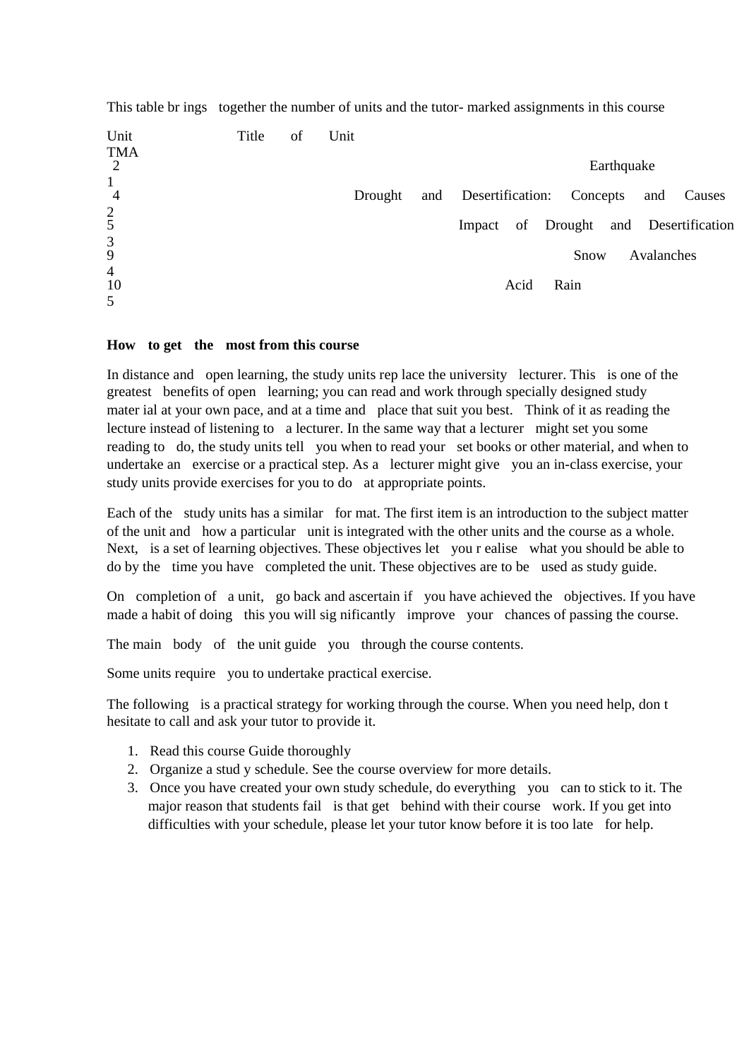This table brings together the number of units and the tutor- marked assignments in this course

| Unit | Title of Unit | TMA |
|---|---|---|
| 2 | Earthquake | 1 |
| 4 | Drought and Desertification: Concepts and Causes | 2 |
| 5 | Impact of Drought and Desertification | 3 |
| 9 | Snow Avalanches | 4 |
| 10 | Acid Rain | 5 |

**How to get the most from this course**

In distance and open learning, the study units replace the university lecturer. This is one of the greatest benefits of open learning; you can read and work through specially designed study material at your own pace, and at a time and place that suit you best. Think of it as reading the lecture instead of listening to a lecturer. In the same way that a lecturer might set you some reading to do, the study units tell you when to read your set books or other material, and when to undertake an exercise or a practical step. As a lecturer might give you an in-class exercise, your study units provide exercises for you to do at appropriate points.

Each of the study units has a similar format. The first item is an introduction to the subject matter of the unit and how a particular unit is integrated with the other units and the course as a whole. Next, is a set of learning objectives. These objectives let you realise what you should be able to do by the time you have completed the unit. These objectives are to be used as study guide.

On completion of a unit, go back and ascertain if you have achieved the objectives. If you have made a habit of doing this you will significantly improve your chances of passing the course.

The main body of the unit guide you through the course contents.

Some units require you to undertake practical exercise.

The following is a practical strategy for working through the course. When you need help, don t hesitate to call and ask your tutor to provide it.

1. Read this course Guide thoroughly
2. Organize a study schedule. See the course overview for more details.
3. Once you have created your own study schedule, do everything you can to stick to it. The major reason that students fail is that get behind with their course work. If you get into difficulties with your schedule, please let your tutor know before it is too late for help.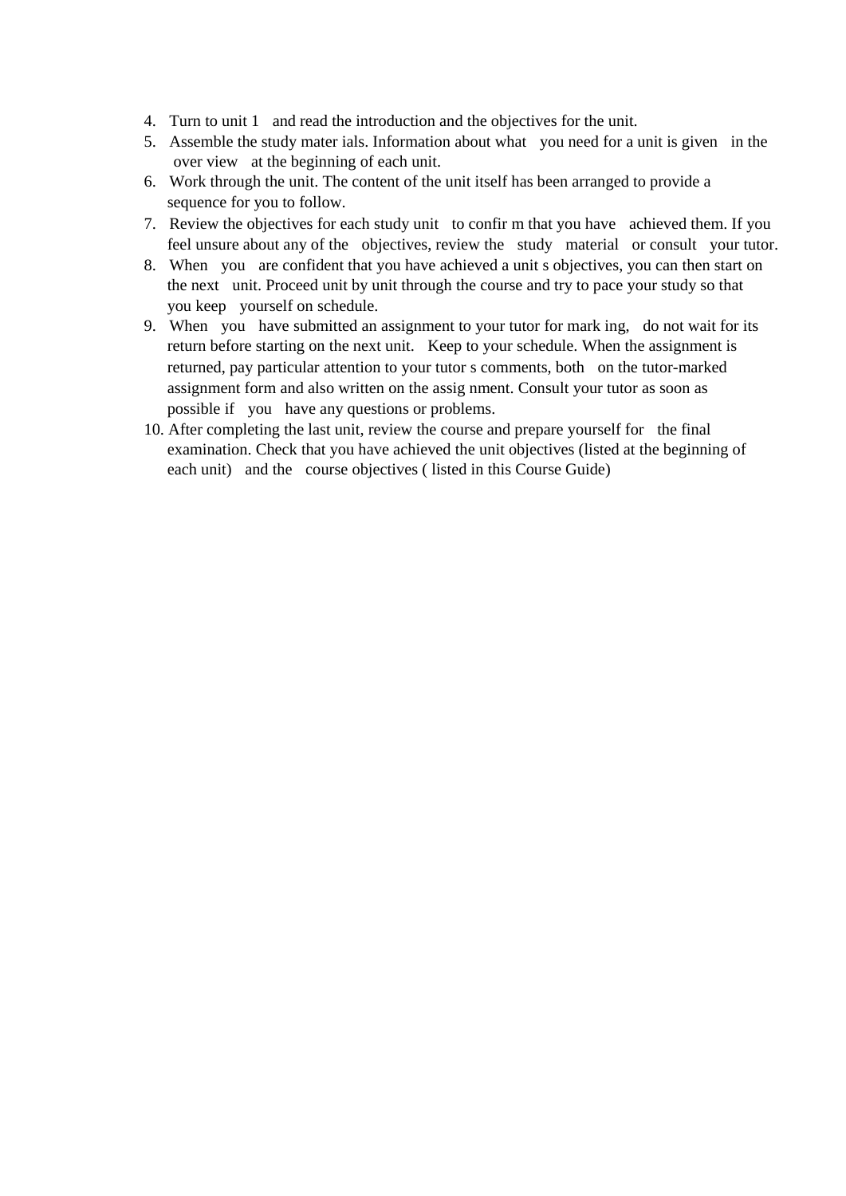4. Turn to unit 1 and read the introduction and the objectives for the unit.
5. Assemble the study mater ials. Information about what you need for a unit is given in the over view at the beginning of each unit.
6. Work through the unit. The content of the unit itself has been arranged to provide a sequence for you to follow.
7. Review the objectives for each study unit to confir m that you have achieved them. If you feel unsure about any of the objectives, review the study material or consult your tutor.
8. When you are confident that you have achieved a unit s objectives, you can then start on the next unit. Proceed unit by unit through the course and try to pace your study so that you keep yourself on schedule.
9. When you have submitted an assignment to your tutor for mark ing, do not wait for its return before starting on the next unit. Keep to your schedule. When the assignment is returned, pay particular attention to your tutor s comments, both on the tutor-marked assignment form and also written on the assig nment. Consult your tutor as soon as possible if you have any questions or problems.
10. After completing the last unit, review the course and prepare yourself for the final examination. Check that you have achieved the unit objectives (listed at the beginning of each unit) and the course objectives ( listed in this Course Guide)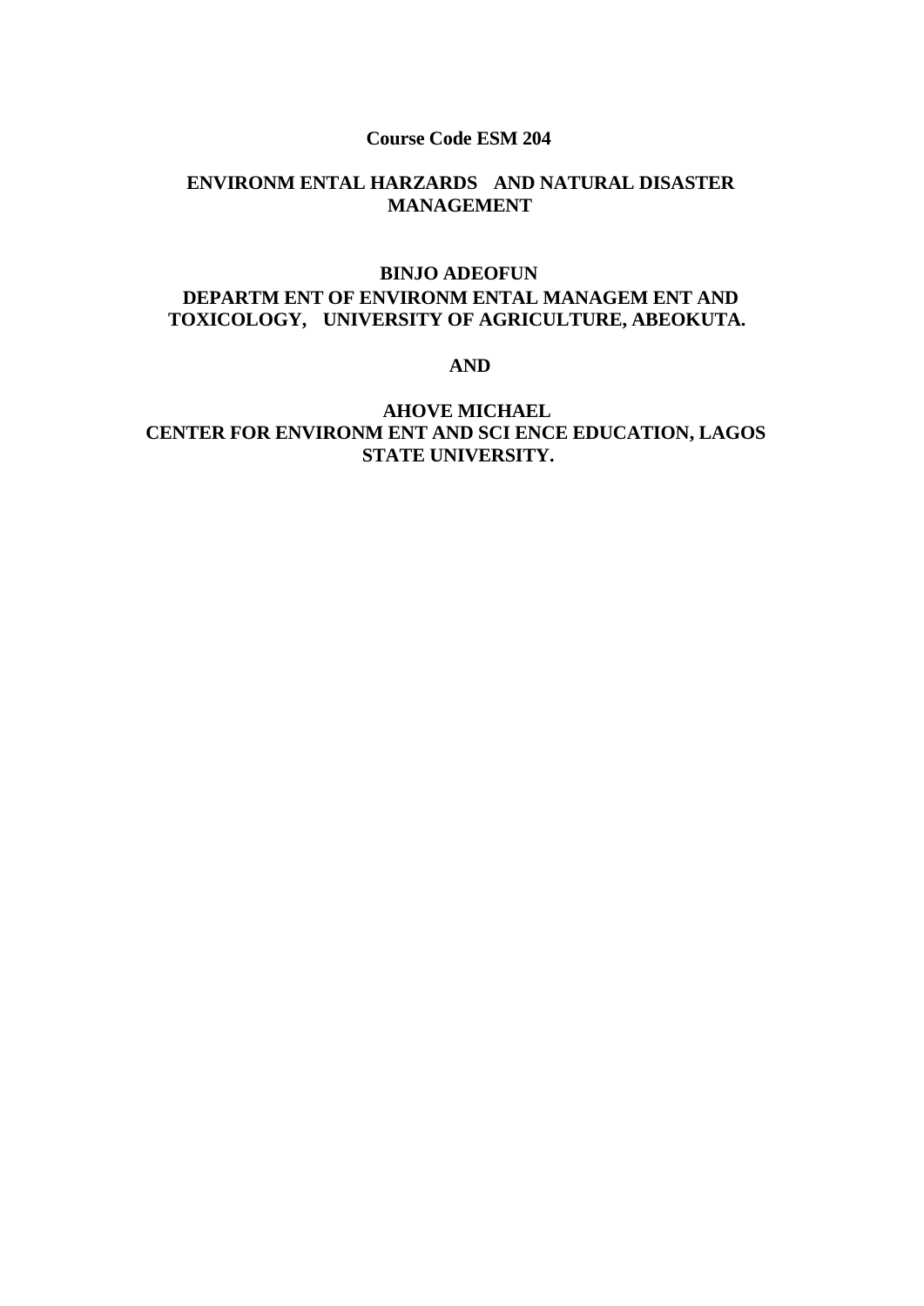**Course Code ESM 204**

**ENVIRONM ENTAL HARZARDS AND NATURAL DISASTER MANAGEMENT**

**BINJO ADEOFUN**
**DEPARTM ENT OF ENVIRONM ENTAL MANAGEM ENT AND TOXICOLOGY, UNIVERSITY OF AGRICULTURE, ABEOKUTA.**

**AND**

**AHOVE MICHAEL**
**CENTER FOR ENVIRONM ENT AND SCI ENCE EDUCATION, LAGOS STATE UNIVERSITY.**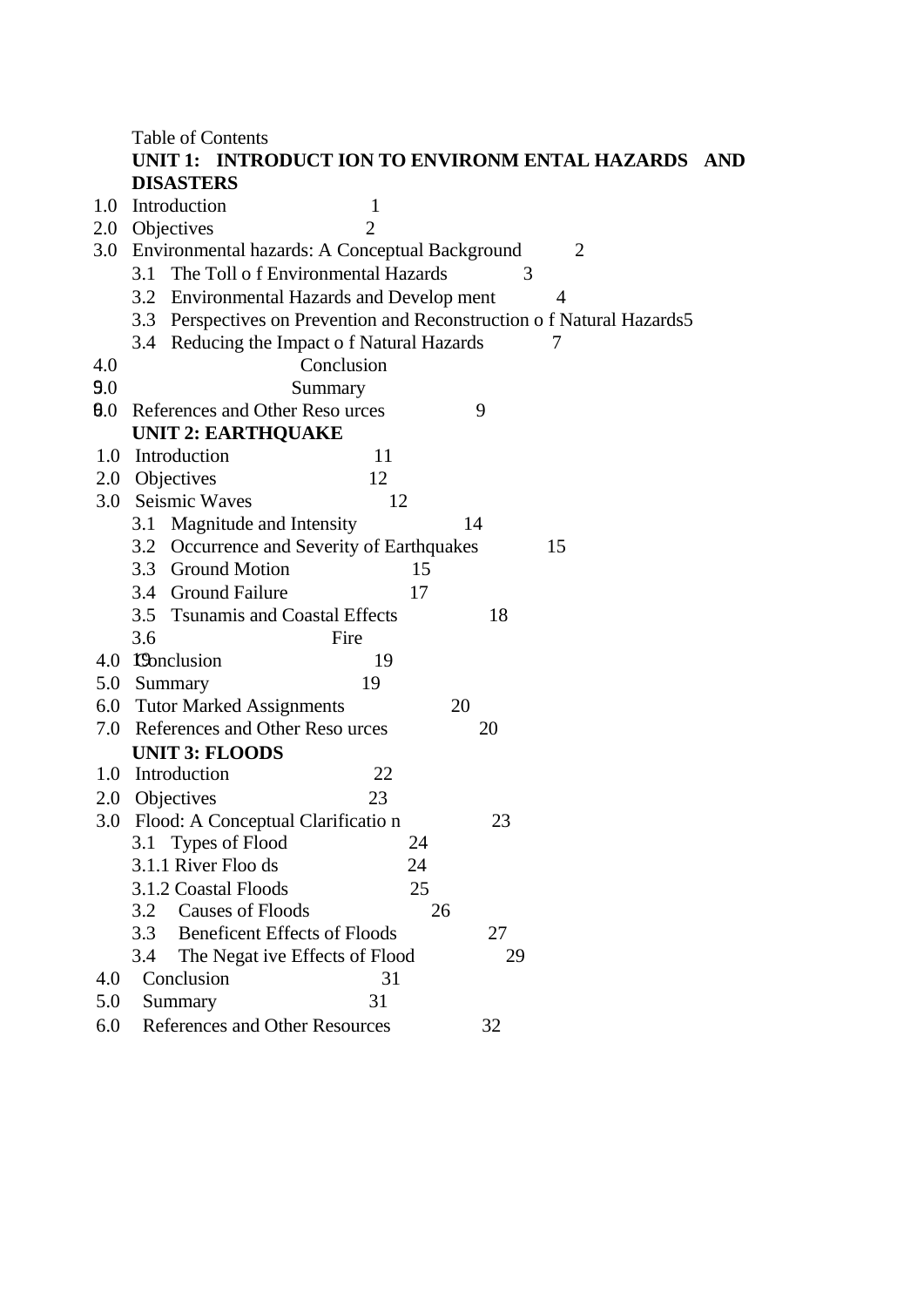Table of Contents

**UNIT 1: INTRODUCTION TO ENVIRONMENTAL HAZARDS AND DISASTERS**

1.0 Introduction 1
2.0 Objectives 2
3.0 Environmental hazards: A Conceptual Background 2
   3.1 The Toll of Environmental Hazards 3
   3.2 Environmental Hazards and Development 4
   3.3 Perspectives on Prevention and Reconstruction of Natural Hazards 5
   3.4 Reducing the Impact of Natural Hazards 7
4.0 Conclusion
5.0 Summary
6.0 References and Other Resources 9

**UNIT 2: EARTHQUAKE**

1.0 Introduction 11
2.0 Objectives 12
3.0 Seismic Waves 12
   3.1 Magnitude and Intensity 14
   3.2 Occurrence and Severity of Earthquakes 15
   3.3 Ground Motion 15
   3.4 Ground Failure 17
   3.5 Tsunamis and Coastal Effects 18
   3.6 Fire 19
4.0 Conclusion 19
5.0 Summary 19
6.0 Tutor Marked Assignments 20
7.0 References and Other Resources 20

**UNIT 3: FLOODS**

1.0 Introduction 22
2.0 Objectives 23
3.0 Flood: A Conceptual Clarification 23
   3.1 Types of Flood 24
   3.1.1 River Floods 24
   3.1.2 Coastal Floods 25
   3.2 Causes of Floods 26
   3.3 Beneficent Effects of Floods 27
   3.4 The Negative Effects of Flood 29
4.0 Conclusion 31
5.0 Summary 31
6.0 References and Other Resources 32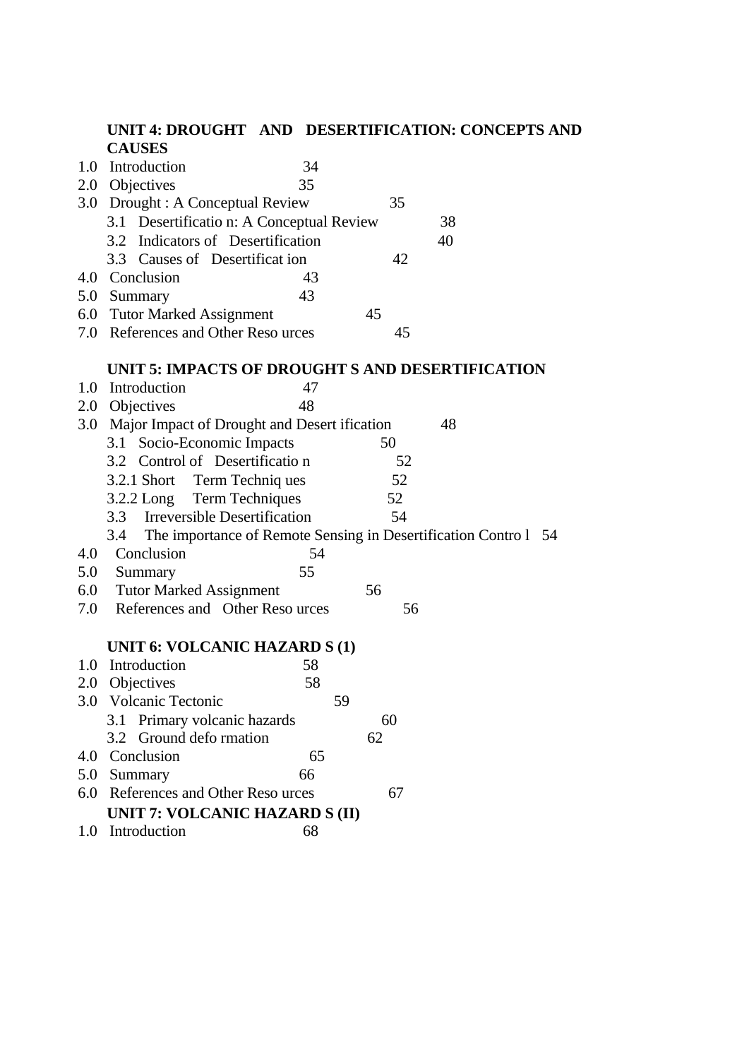**UNIT 4: DROUGHT AND DESERTIFICATION: CONCEPTS AND CAUSES**

1.0 Introduction 34
2.0 Objectives 35
3.0 Drought : A Conceptual Review 35
 3.1 Desertification: A Conceptual Review 38
 3.2 Indicators of Desertification 40
 3.3 Causes of Desertification 42
4.0 Conclusion 43
5.0 Summary 43
6.0 Tutor Marked Assignment 45
7.0 References and Other Resources 45

**UNIT 5: IMPACTS OF DROUGHTS AND DESERTIFICATION**

1.0 Introduction 47
2.0 Objectives 48
3.0 Major Impact of Drought and Desertification 48
 3.1 Socio-Economic Impacts 50
 3.2 Control of Desertification 52
 3.2.1 Short Term Techniques 52
 3.2.2 Long Term Techniques 52
 3.3 Irreversible Desertification 54
 3.4 The importance of Remote Sensing in Desertification Control 54
4.0 Conclusion 54
5.0 Summary 55
6.0 Tutor Marked Assignment 56
7.0 References and Other Resources 56

**UNIT 6: VOLCANIC HAZARDS (1)**

1.0 Introduction 58
2.0 Objectives 58
3.0 Volcanic Tectonic 59
 3.1 Primary volcanic hazards 60
 3.2 Ground deformation 62
4.0 Conclusion 65
5.0 Summary 66
6.0 References and Other Resources 67

**UNIT 7: VOLCANIC HAZARDS (II)**

1.0 Introduction 68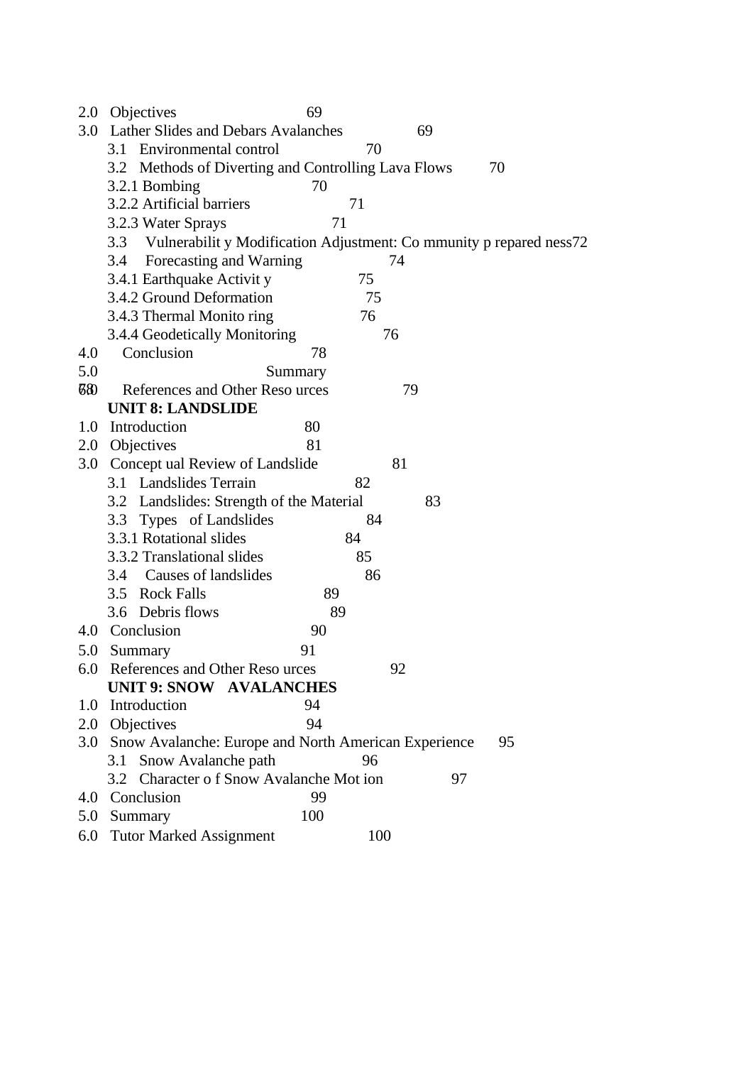2.0 Objectives 69

3.0 Lather Slides and Debars Avalanches 69

3.1 Environmental control 70

3.2 Methods of Diverting and Controlling Lava Flows 70

3.2.1 Bombing 70

3.2.2 Artificial barriers 71

3.2.3 Water Sprays 71

3.3 Vulnerabilit y Modification Adjustment: Co mmunity p repared ness72

3.4 Forecasting and Warning 74

3.4.1 Earthquake Activit y 75

3.4.2 Ground Deformation 75

3.4.3 Thermal Monito ring 76

3.4.4 Geodetically Monitoring 76

4.0 Conclusion 78

5.0 Summary 78

6.0 References and Other Reso urces 79

**UNIT 8: LANDSLIDE**

1.0 Introduction 80

2.0 Objectives 81

3.0 Concept ual Review of Landslide 81

3.1 Landslides Terrain 82

3.2 Landslides: Strength of the Material 83

3.3 Types of Landslides 84

3.3.1 Rotational slides 84

3.3.2 Translational slides 85

3.4 Causes of landslides 86

3.5 Rock Falls 89

3.6 Debris flows 89

4.0 Conclusion 90

5.0 Summary 91

6.0 References and Other Reso urces 92

**UNIT 9: SNOW AVALANCHES**

1.0 Introduction 94

2.0 Objectives 94

3.0 Snow Avalanche: Europe and North American Experience 95

3.1 Snow Avalanche path 96

3.2 Character o f Snow Avalanche Mot ion 97

4.0 Conclusion 99

5.0 Summary 100

6.0 Tutor Marked Assignment 100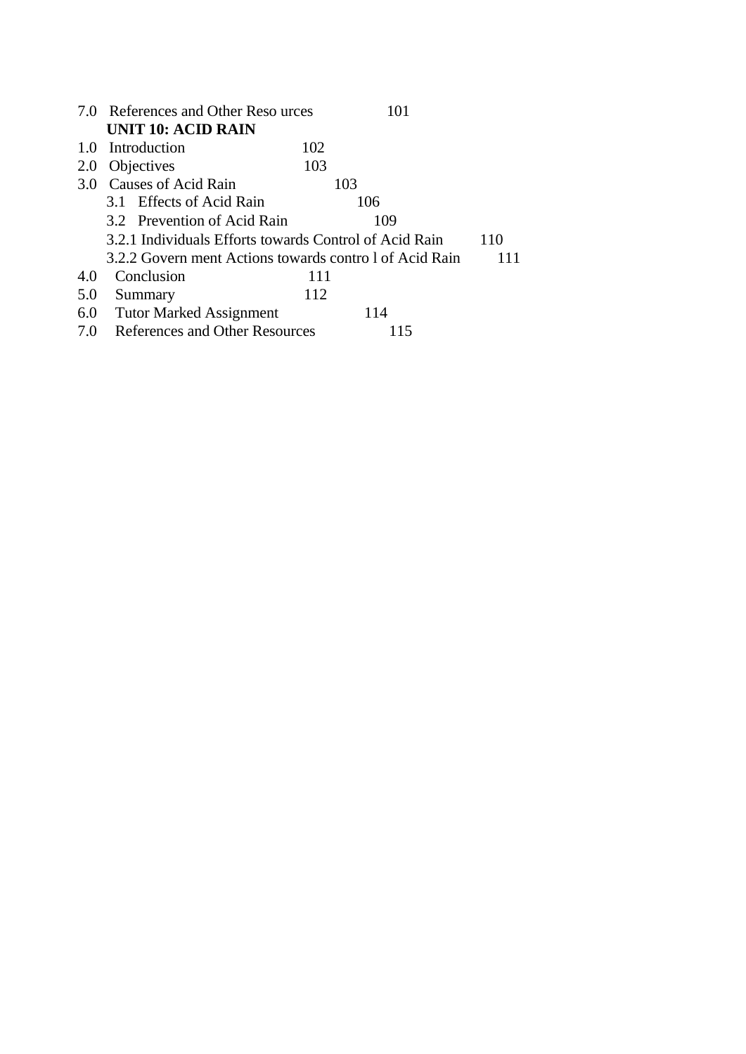7.0 References and Other Reso urces 101

**UNIT 10: ACID RAIN**

1.0 Introduction 102
2.0 Objectives 103
3.0 Causes of Acid Rain 103
3.1 Effects of Acid Rain 106
3.2 Prevention of Acid Rain 109
3.2.1 Individuals Efforts towards Control of Acid Rain 110
3.2.2 Govern ment Actions towards contro l of Acid Rain 111
4.0 Conclusion 111
5.0 Summary 112
6.0 Tutor Marked Assignment 114
7.0 References and Other Resources 115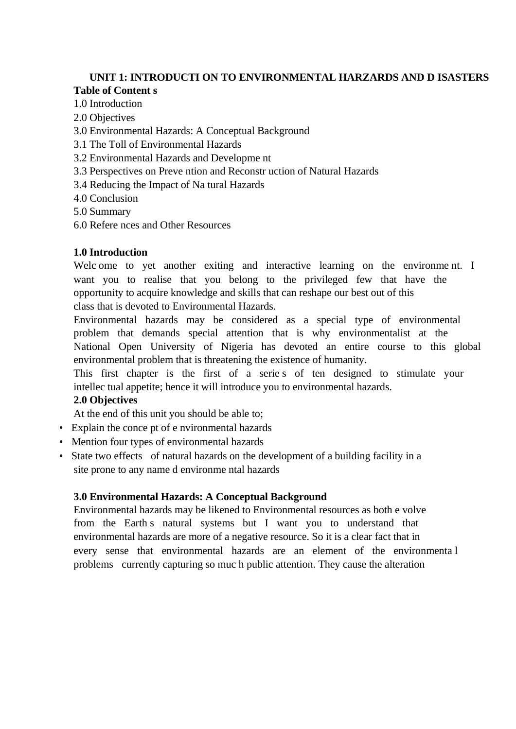## UNIT 1: INTRODUCTION TO ENVIRONMENTAL HARZARDS AND DISASTERS

**Table of Contents**

1.0 Introduction
2.0 Objectives
3.0 Environmental Hazards: A Conceptual Background
3.1 The Toll of Environmental Hazards
3.2 Environmental Hazards and Development
3.3 Perspectives on Prevention and Reconstruction of Natural Hazards
3.4 Reducing the Impact of Natural Hazards
4.0 Conclusion
5.0 Summary
6.0 References and Other Resources

### 1.0 Introduction

Welcome to yet another exiting and interactive learning on the environment. I want you to realise that you belong to the privileged few that have the opportunity to acquire knowledge and skills that can reshape our best out of this class that is devoted to Environmental Hazards.

Environmental hazards may be considered as a special type of environmental problem that demands special attention that is why environmentalist at the National Open University of Nigeria has devoted an entire course to this global environmental problem that is threatening the existence of humanity.

This first chapter is the first of a series of ten designed to stimulate your intellectual appetite; hence it will introduce you to environmental hazards.

### 2.0 Objectives

At the end of this unit you should be able to;

- Explain the concept of environmental hazards
- Mention four types of environmental hazards
- State two effects of natural hazards on the development of a building facility in a site prone to any named environmental hazards

### 3.0 Environmental Hazards: A Conceptual Background

Environmental hazards may be likened to Environmental resources as both evolve from the Earths natural systems but I want you to understand that environmental hazards are more of a negative resource. So it is a clear fact that in every sense that environmental hazards are an element of the environmental problems currently capturing so much public attention. They cause the alteration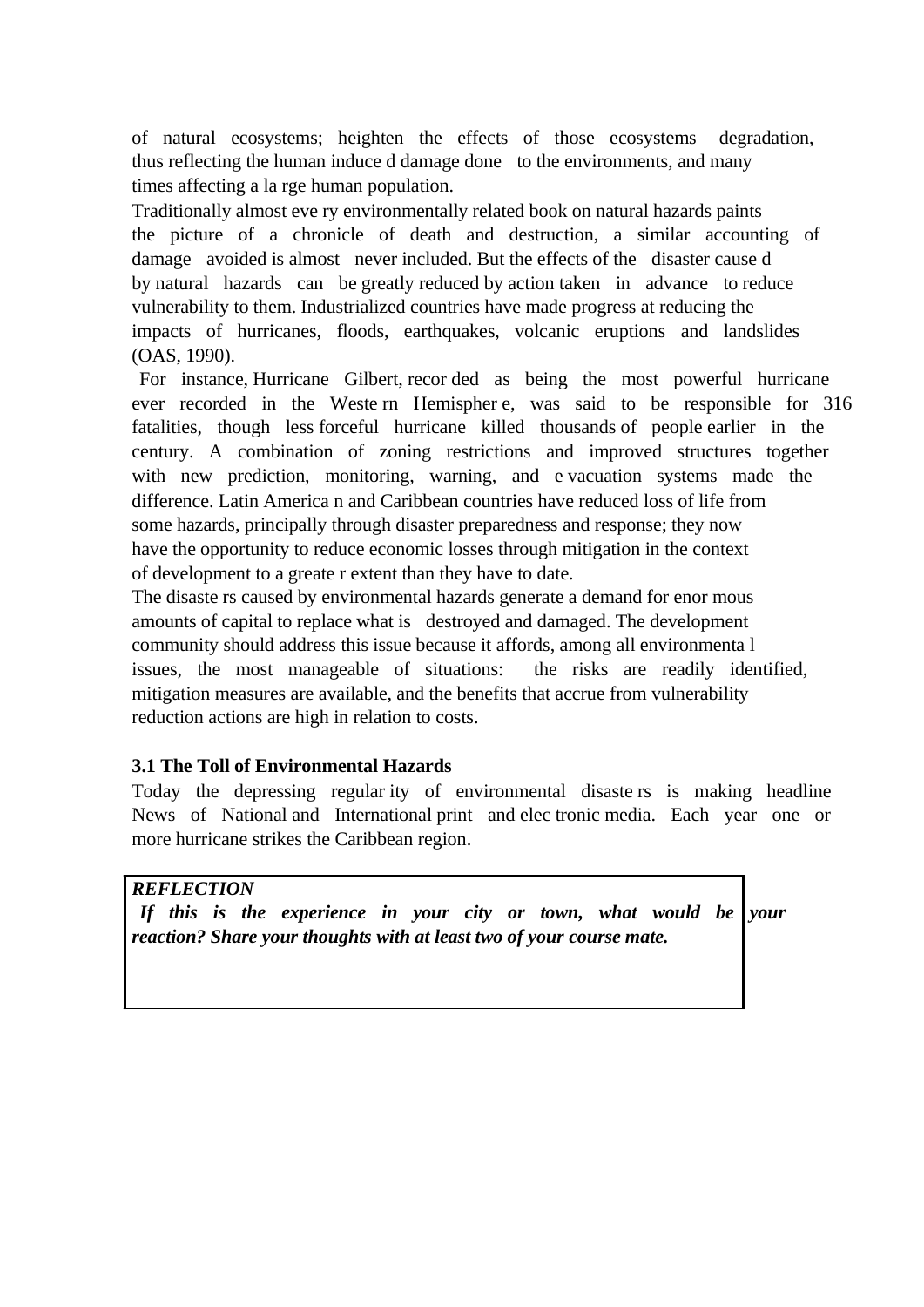of natural ecosystems; heighten the effects of those ecosystems degradation, thus reflecting the human induced damage done to the environments, and many times affecting a large human population.

Traditionally almost every environmentally related book on natural hazards paints the picture of a chronicle of death and destruction, a similar accounting of damage avoided is almost never included. But the effects of the disaster caused by natural hazards can be greatly reduced by action taken in advance to reduce vulnerability to them. Industrialized countries have made progress at reducing the impacts of hurricanes, floods, earthquakes, volcanic eruptions and landslides (OAS, 1990).

For instance, Hurricane Gilbert, recorded as being the most powerful hurricane ever recorded in the Western Hemisphere, was said to be responsible for 316 fatalities, though less forceful hurricane killed thousands of people earlier in the century. A combination of zoning restrictions and improved structures together with new prediction, monitoring, warning, and evacuation systems made the difference. Latin American and Caribbean countries have reduced loss of life from some hazards, principally through disaster preparedness and response; they now have the opportunity to reduce economic losses through mitigation in the context of development to a greater extent than they have to date.

The disasters caused by environmental hazards generate a demand for enormous amounts of capital to replace what is destroyed and damaged. The development community should address this issue because it affords, among all environmental issues, the most manageable of situations: the risks are readily identified, mitigation measures are available, and the benefits that accrue from vulnerability reduction actions are high in relation to costs.

### 3.1 The Toll of Environmental Hazards

Today the depressing regularity of environmental disasters is making headline News of National and International print and electronic media. Each year one or more hurricane strikes the Caribbean region.

***REFLECTION***

***If this is the experience in your city or town, what would be your reaction? Share your thoughts with at least two of your course mate.***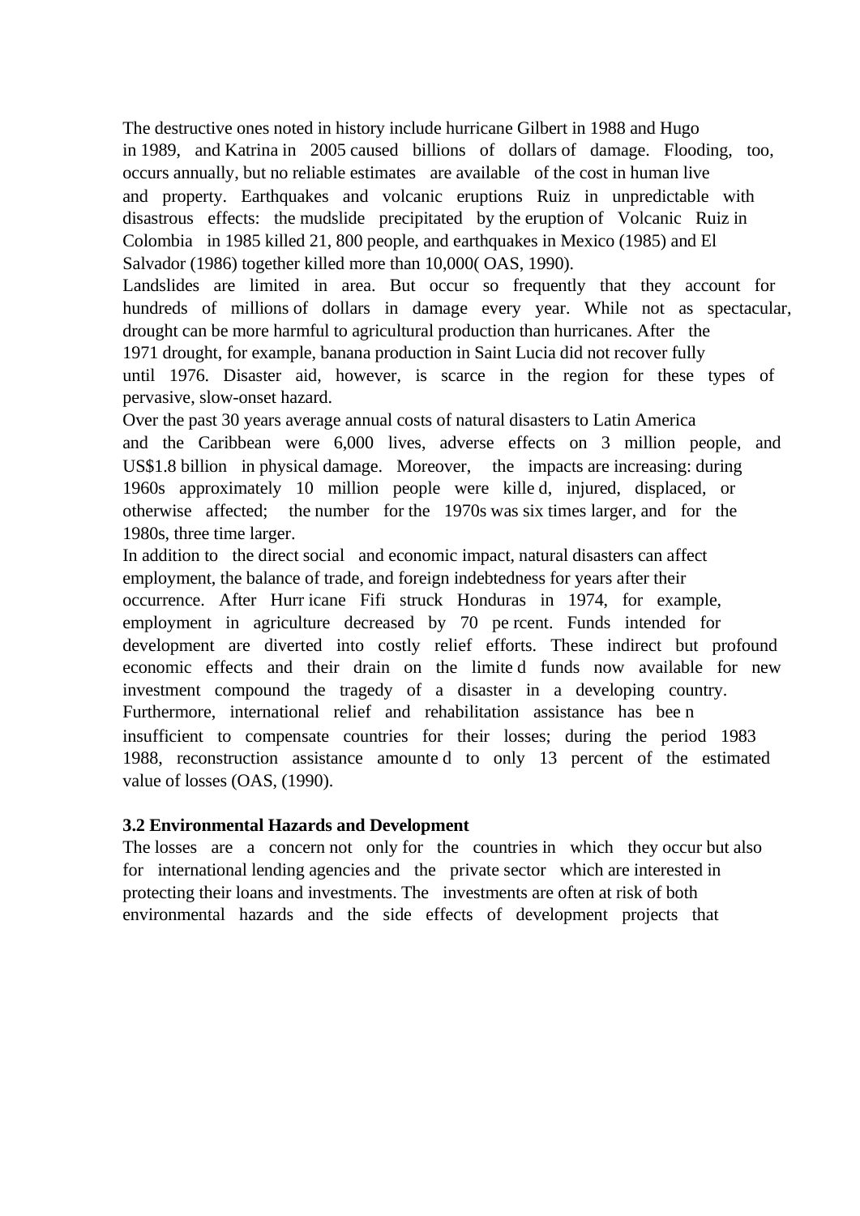The destructive ones noted in history include hurricane Gilbert in 1988 and Hugo in 1989, and Katrina in 2005 caused billions of dollars of damage. Flooding, too, occurs annually, but no reliable estimates are available of the cost in human live and property. Earthquakes and volcanic eruptions Ruiz in unpredictable with disastrous effects: the mudslide precipitated by the eruption of Volcanic Ruiz in Colombia in 1985 killed 21, 800 people, and earthquakes in Mexico (1985) and El Salvador (1986) together killed more than 10,000( OAS, 1990).

Landslides are limited in area. But occur so frequently that they account for hundreds of millions of dollars in damage every year. While not as spectacular, drought can be more harmful to agricultural production than hurricanes. After the 1971 drought, for example, banana production in Saint Lucia did not recover fully until 1976. Disaster aid, however, is scarce in the region for these types of pervasive, slow-onset hazard.

Over the past 30 years average annual costs of natural disasters to Latin America and the Caribbean were 6,000 lives, adverse effects on 3 million people, and US$1.8 billion in physical damage. Moreover, the impacts are increasing: during 1960s approximately 10 million people were killed, injured, displaced, or otherwise affected; the number for the 1970s was six times larger, and for the 1980s, three time larger.

In addition to the direct social and economic impact, natural disasters can affect employment, the balance of trade, and foreign indebtedness for years after their occurrence. After Hurricane Fifi struck Honduras in 1974, for example, employment in agriculture decreased by 70 percent. Funds intended for development are diverted into costly relief efforts. These indirect but profound economic effects and their drain on the limited funds now available for new investment compound the tragedy of a disaster in a developing country. Furthermore, international relief and rehabilitation assistance has been insufficient to compensate countries for their losses; during the period 1983 1988, reconstruction assistance amounted to only 13 percent of the estimated value of losses (OAS, (1990).

### 3.2 Environmental Hazards and Development

The losses are a concern not only for the countries in which they occur but also for international lending agencies and the private sector which are interested in protecting their loans and investments. The investments are often at risk of both environmental hazards and the side effects of development projects that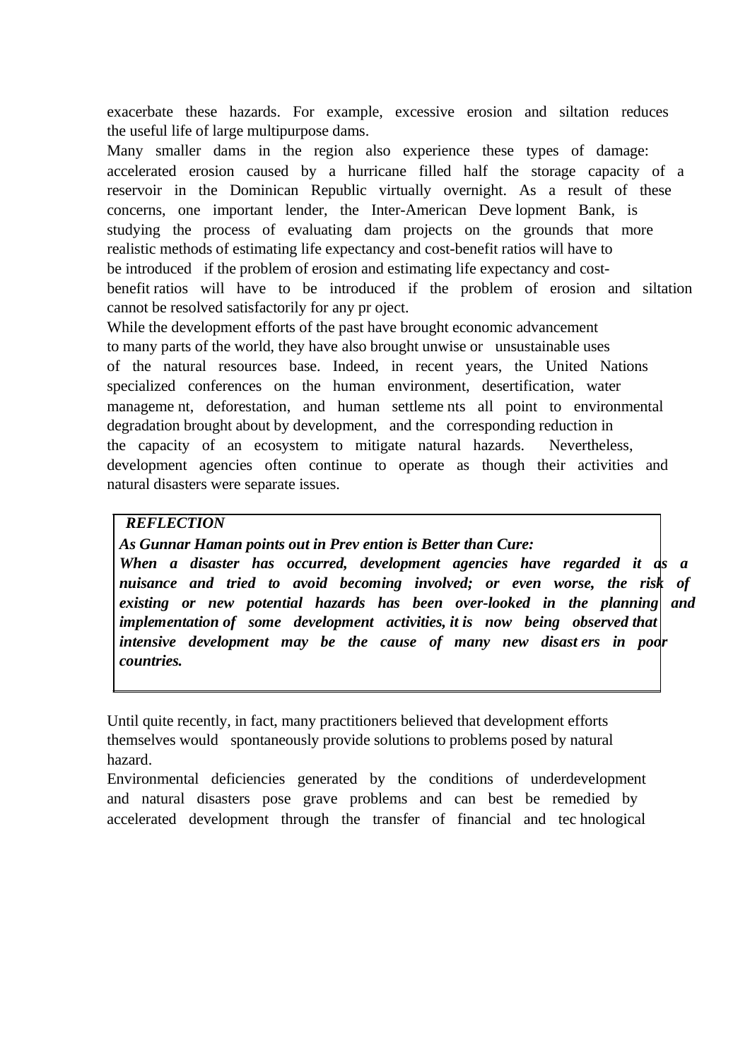exacerbate these hazards. For example, excessive erosion and siltation reduces the useful life of large multipurpose dams.

Many smaller dams in the region also experience these types of damage: accelerated erosion caused by a hurricane filled half the storage capacity of a reservoir in the Dominican Republic virtually overnight. As a result of these concerns, one important lender, the Inter-American Development Bank, is studying the process of evaluating dam projects on the grounds that more realistic methods of estimating life expectancy and cost-benefit ratios will have to be introduced if the problem of erosion and estimating life expectancy and cost-benefit ratios will have to be introduced if the problem of erosion and siltation cannot be resolved satisfactorily for any project.

While the development efforts of the past have brought economic advancement to many parts of the world, they have also brought unwise or unsustainable uses of the natural resources base. Indeed, in recent years, the United Nations specialized conferences on the human environment, desertification, water management, deforestation, and human settlements all point to environmental degradation brought about by development, and the corresponding reduction in the capacity of an ecosystem to mitigate natural hazards. Nevertheless, development agencies often continue to operate as though their activities and natural disasters were separate issues.

> ***REFLECTION***
>
> ***As Gunnar Haman points out in Prevention is Better than Cure:***
>
> ***When a disaster has occurred, development agencies have regarded it as a nuisance and tried to avoid becoming involved; or even worse, the risk of existing or new potential hazards has been over-looked in the planning and implementation of some development activities, it is now being observed that intensive development may be the cause of many new disasters in poor countries.***

Until quite recently, in fact, many practitioners believed that development efforts themselves would spontaneously provide solutions to problems posed by natural hazard.

Environmental deficiencies generated by the conditions of underdevelopment and natural disasters pose grave problems and can best be remedied by accelerated development through the transfer of financial and technological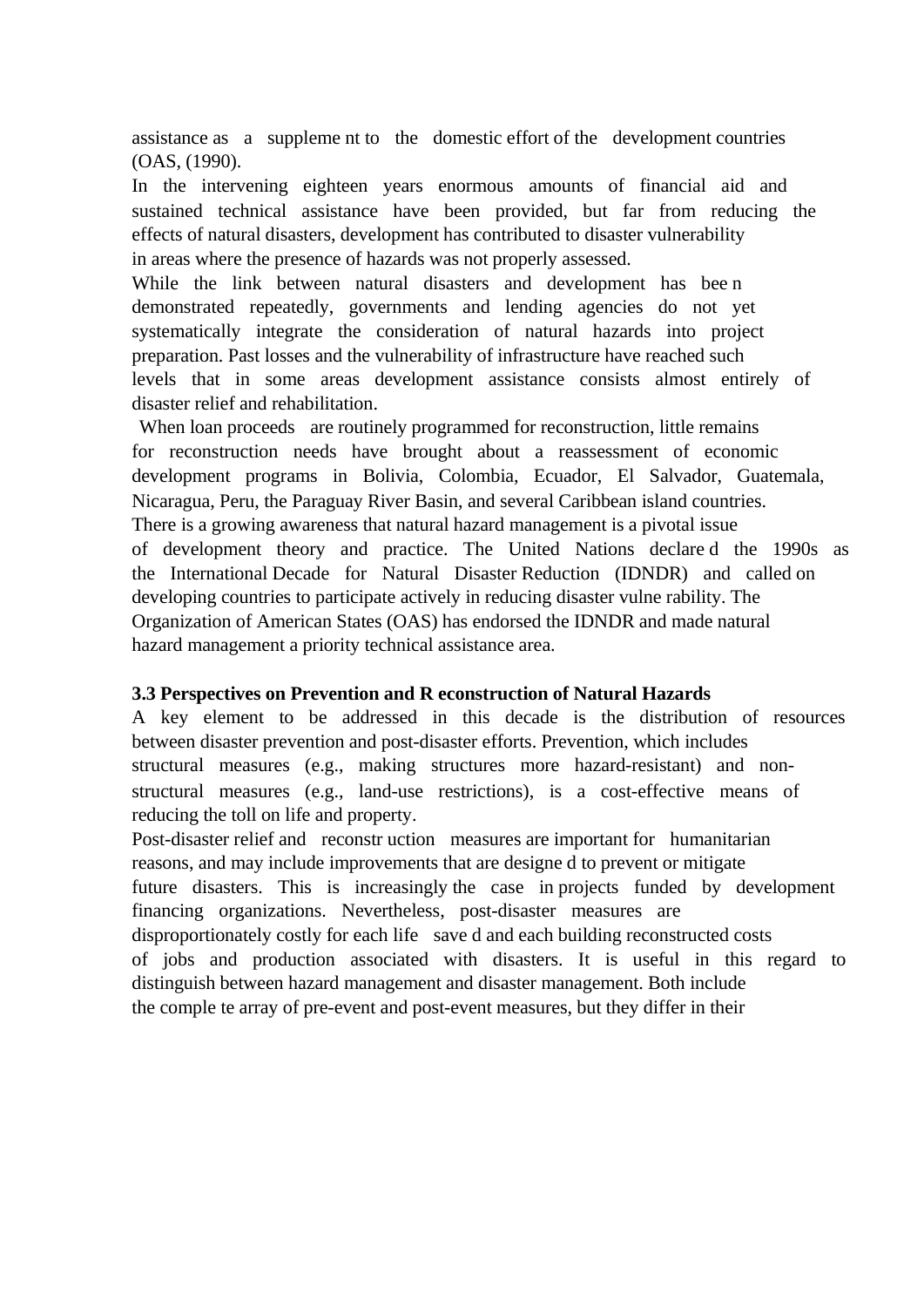assistance as a supplement to the domestic effort of the development countries (OAS, (1990).

In the intervening eighteen years enormous amounts of financial aid and sustained technical assistance have been provided, but far from reducing the effects of natural disasters, development has contributed to disaster vulnerability in areas where the presence of hazards was not properly assessed.

While the link between natural disasters and development has been demonstrated repeatedly, governments and lending agencies do not yet systematically integrate the consideration of natural hazards into project preparation. Past losses and the vulnerability of infrastructure have reached such levels that in some areas development assistance consists almost entirely of disaster relief and rehabilitation.

When loan proceeds are routinely programmed for reconstruction, little remains for reconstruction needs have brought about a reassessment of economic development programs in Bolivia, Colombia, Ecuador, El Salvador, Guatemala, Nicaragua, Peru, the Paraguay River Basin, and several Caribbean island countries.

There is a growing awareness that natural hazard management is a pivotal issue of development theory and practice. The United Nations declared the 1990s as the International Decade for Natural Disaster Reduction (IDNDR) and called on developing countries to participate actively in reducing disaster vulnerability. The Organization of American States (OAS) has endorsed the IDNDR and made natural hazard management a priority technical assistance area.

### 3.3 Perspectives on Prevention and Reconstruction of Natural Hazards

A key element to be addressed in this decade is the distribution of resources between disaster prevention and post-disaster efforts. Prevention, which includes structural measures (e.g., making structures more hazard-resistant) and non-structural measures (e.g., land-use restrictions), is a cost-effective means of reducing the toll on life and property.

Post-disaster relief and reconstruction measures are important for humanitarian reasons, and may include improvements that are designed to prevent or mitigate future disasters. This is increasingly the case in projects funded by development financing organizations. Nevertheless, post-disaster measures are disproportionately costly for each life saved and each building reconstructed costs of jobs and production associated with disasters. It is useful in this regard to distinguish between hazard management and disaster management. Both include the complete array of pre-event and post-event measures, but they differ in their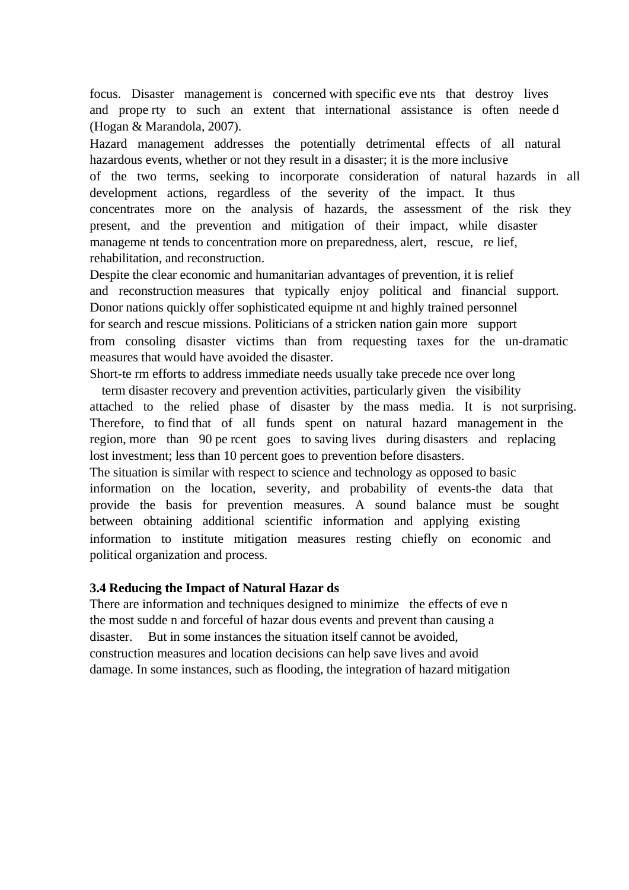focus. Disaster management is concerned with specific events that destroy lives and property to such an extent that international assistance is often needed (Hogan & Marandola, 2007).

Hazard management addresses the potentially detrimental effects of all natural hazardous events, whether or not they result in a disaster; it is the more inclusive of the two terms, seeking to incorporate consideration of natural hazards in all development actions, regardless of the severity of the impact. It thus concentrates more on the analysis of hazards, the assessment of the risk they present, and the prevention and mitigation of their impact, while disaster management tends to concentration more on preparedness, alert, rescue, relief, rehabilitation, and reconstruction.

Despite the clear economic and humanitarian advantages of prevention, it is relief and reconstruction measures that typically enjoy political and financial support. Donor nations quickly offer sophisticated equipment and highly trained personnel for search and rescue missions. Politicians of a stricken nation gain more support from consoling disaster victims than from requesting taxes for the un-dramatic measures that would have avoided the disaster.

Short-term efforts to address immediate needs usually take precedence over long term disaster recovery and prevention activities, particularly given the visibility attached to the relied phase of disaster by the mass media. It is not surprising. Therefore, to find that of all funds spent on natural hazard management in the region, more than 90 percent goes to saving lives during disasters and replacing lost investment; less than 10 percent goes to prevention before disasters.

The situation is similar with respect to science and technology as opposed to basic information on the location, severity, and probability of events-the data that provide the basis for prevention measures. A sound balance must be sought between obtaining additional scientific information and applying existing information to institute mitigation measures resting chiefly on economic and political organization and process.

### 3.4 Reducing the Impact of Natural Hazards

There are information and techniques designed to minimize the effects of even the most sudden and forceful of hazardous events and prevent than causing a disaster. But in some instances the situation itself cannot be avoided, construction measures and location decisions can help save lives and avoid damage. In some instances, such as flooding, the integration of hazard mitigation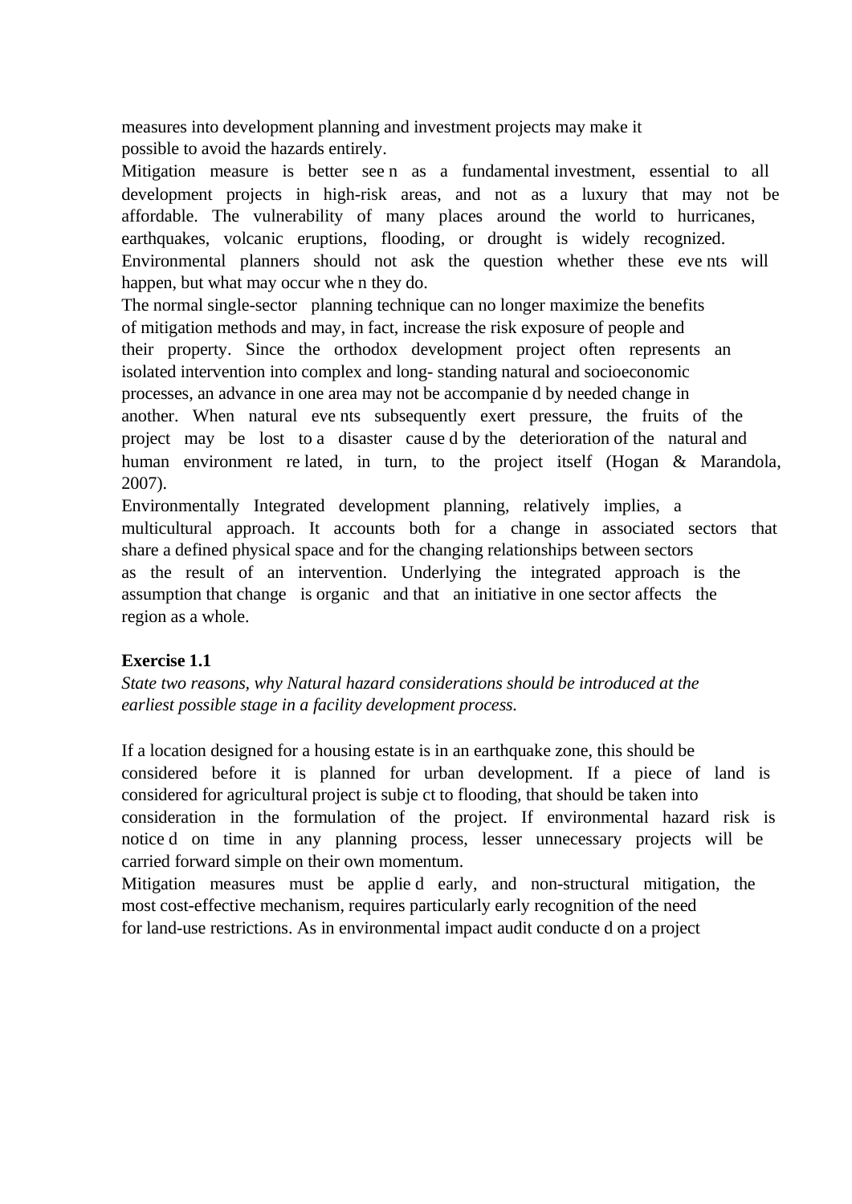measures into development planning and investment projects may make it possible to avoid the hazards entirely.

Mitigation measure is better seen as a fundamental investment, essential to all development projects in high-risk areas, and not as a luxury that may not be affordable. The vulnerability of many places around the world to hurricanes, earthquakes, volcanic eruptions, flooding, or drought is widely recognized. Environmental planners should not ask the question whether these events will happen, but what may occur when they do.

The normal single-sector planning technique can no longer maximize the benefits of mitigation methods and may, in fact, increase the risk exposure of people and their property. Since the orthodox development project often represents an isolated intervention into complex and long- standing natural and socioeconomic processes, an advance in one area may not be accompanied by needed change in another. When natural events subsequently exert pressure, the fruits of the project may be lost to a disaster caused by the deterioration of the natural and human environment related, in turn, to the project itself (Hogan & Marandola, 2007).

Environmentally Integrated development planning, relatively implies, a multicultural approach. It accounts both for a change in associated sectors that share a defined physical space and for the changing relationships between sectors as the result of an intervention. Underlying the integrated approach is the assumption that change is organic and that an initiative in one sector affects the region as a whole.

**Exercise 1.1**

*State two reasons, why Natural hazard considerations should be introduced at the earliest possible stage in a facility development process.*

If a location designed for a housing estate is in an earthquake zone, this should be considered before it is planned for urban development. If a piece of land is considered for agricultural project is subject to flooding, that should be taken into consideration in the formulation of the project. If environmental hazard risk is noticed on time in any planning process, lesser unnecessary projects will be carried forward simple on their own momentum.

Mitigation measures must be applied early, and non-structural mitigation, the most cost-effective mechanism, requires particularly early recognition of the need for land-use restrictions. As in environmental impact audit conducted on a project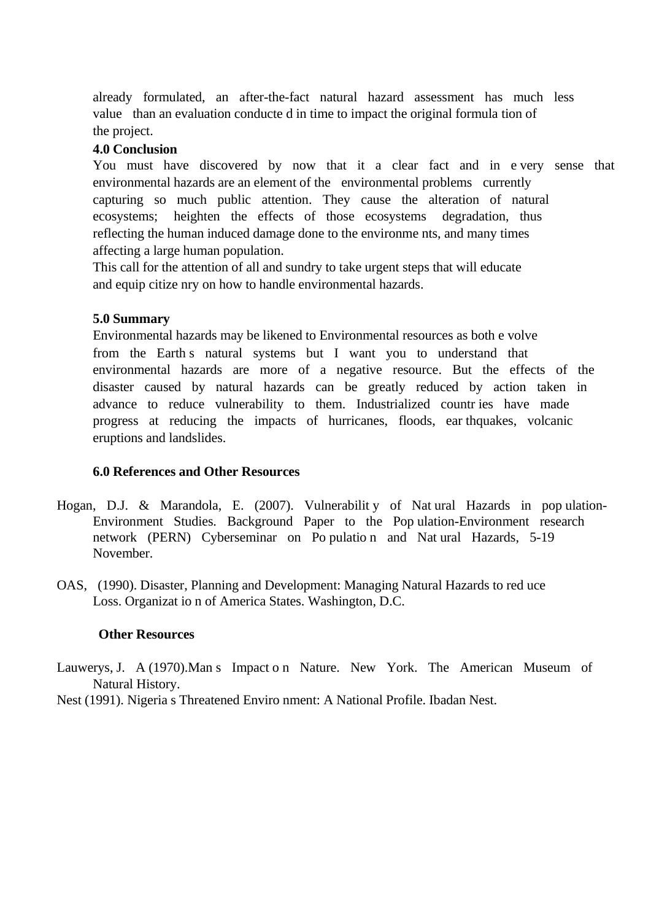already formulated, an after-the-fact natural hazard assessment has much less value than an evaluation conducted in time to impact the original formulation of the project.

### 4.0 Conclusion

You must have discovered by now that it a clear fact and in every sense that environmental hazards are an element of the environmental problems currently capturing so much public attention. They cause the alteration of natural ecosystems; heighten the effects of those ecosystems degradation, thus reflecting the human induced damage done to the environments, and many times affecting a large human population.

This call for the attention of all and sundry to take urgent steps that will educate and equip citizenry on how to handle environmental hazards.

### 5.0 Summary

Environmental hazards may be likened to Environmental resources as both evolve from the Earth s natural systems but I want you to understand that environmental hazards are more of a negative resource. But the effects of the disaster caused by natural hazards can be greatly reduced by action taken in advance to reduce vulnerability to them. Industrialized countries have made progress at reducing the impacts of hurricanes, floods, earthquakes, volcanic eruptions and landslides.

### 6.0 References and Other Resources

Hogan, D.J. & Marandola, E. (2007). Vulnerability of Natural Hazards in population-Environment Studies. Background Paper to the Population-Environment research network (PERN) Cyberseminar on Population and Natural Hazards, 5-19 November.

OAS, (1990). Disaster, Planning and Development: Managing Natural Hazards to reduce Loss. Organization of America States. Washington, D.C.

**Other Resources**

Lauwerys, J. A (1970).Man s Impact on Nature. New York. The American Museum of Natural History.

Nest (1991). Nigeria s Threatened Environment: A National Profile. Ibadan Nest.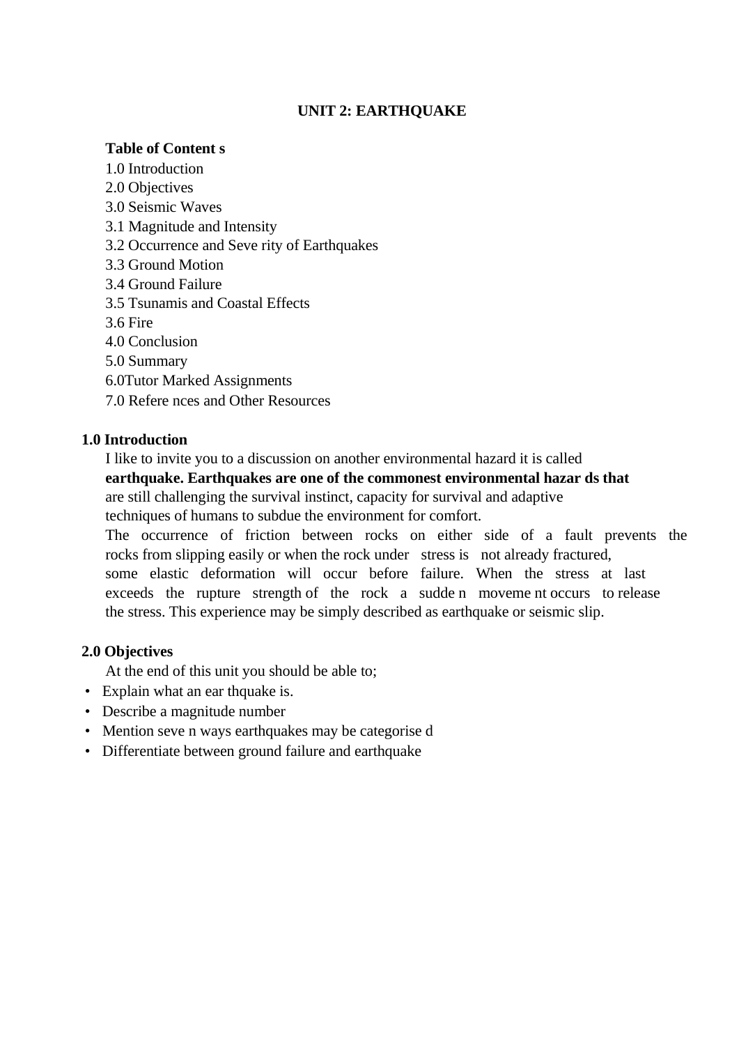# UNIT 2: EARTHQUAKE

**Table of Contents**

1.0 Introduction
2.0 Objectives
3.0 Seismic Waves
3.1 Magnitude and Intensity
3.2 Occurrence and Severity of Earthquakes
3.3 Ground Motion
3.4 Ground Failure
3.5 Tsunamis and Coastal Effects
3.6 Fire
4.0 Conclusion
5.0 Summary
6.0Tutor Marked Assignments
7.0 References and Other Resources

## 1.0 Introduction

I like to invite you to a discussion on another environmental hazard it is called **earthquake. Earthquakes are one of the commonest environmental hazards that** are still challenging the survival instinct, capacity for survival and adaptive techniques of humans to subdue the environment for comfort.

The occurrence of friction between rocks on either side of a fault prevents the rocks from slipping easily or when the rock under stress is not already fractured, some elastic deformation will occur before failure. When the stress at last exceeds the rupture strength of the rock a sudden movement occurs to release the stress. This experience may be simply described as earthquake or seismic slip.

## 2.0 Objectives

At the end of this unit you should be able to;

- Explain what an earthquake is.
- Describe a magnitude number
- Mention seven ways earthquakes may be categorised
- Differentiate between ground failure and earthquake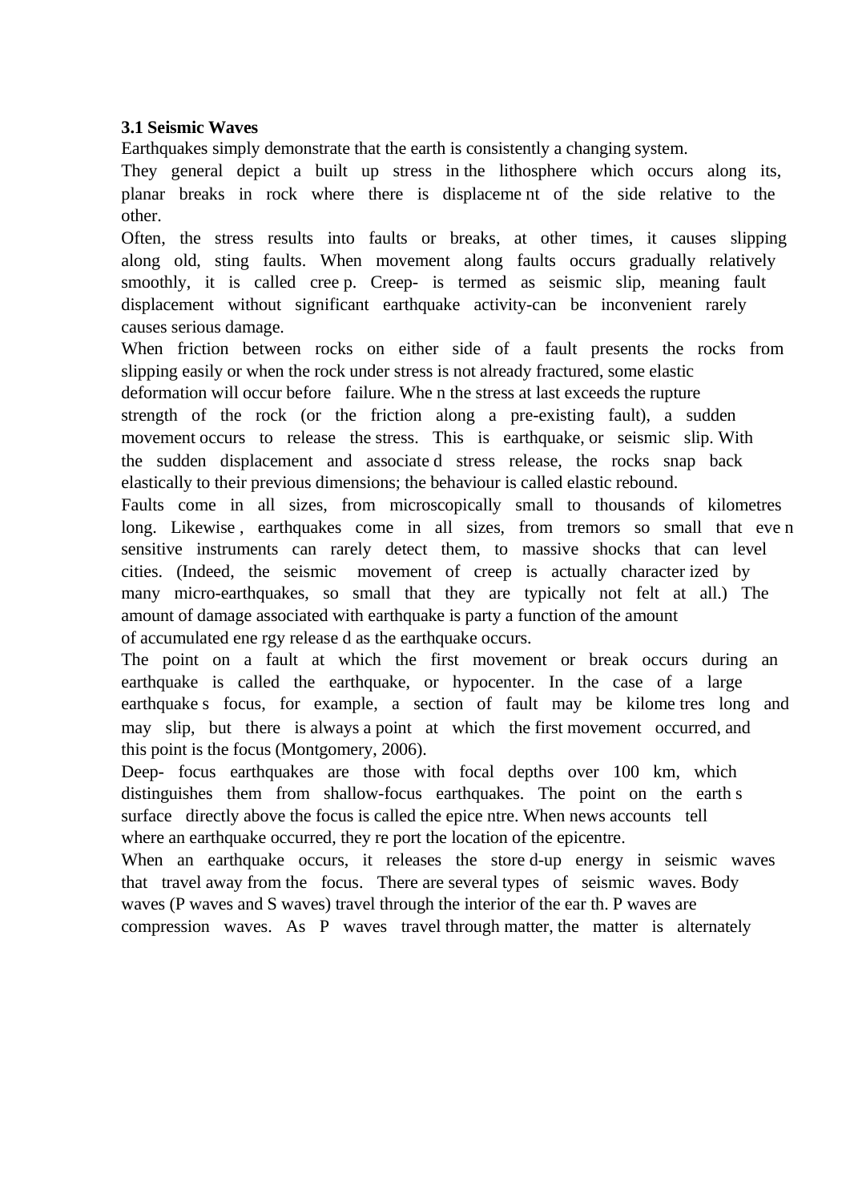**3.1 Seismic Waves**

Earthquakes simply demonstrate that the earth is consistently a changing system. They general depict a built up stress in the lithosphere which occurs along its, planar breaks in rock where there is displaceme nt of the side relative to the other.

Often, the stress results into faults or breaks, at other times, it causes slipping along old, sting faults. When movement along faults occurs gradually relatively smoothly, it is called cree p. Creep- is termed as seismic slip, meaning fault displacement without significant earthquake activity-can be inconvenient rarely causes serious damage.

When friction between rocks on either side of a fault presents the rocks from slipping easily or when the rock under stress is not already fractured, some elastic deformation will occur before failure. Whe n the stress at last exceeds the rupture strength of the rock (or the friction along a pre-existing fault), a sudden movement occurs to release the stress. This is earthquake, or seismic slip. With the sudden displacement and associate d stress release, the rocks snap back elastically to their previous dimensions; the behaviour is called elastic rebound.

Faults come in all sizes, from microscopically small to thousands of kilometres long. Likewise , earthquakes come in all sizes, from tremors so small that eve n sensitive instruments can rarely detect them, to massive shocks that can level cities. (Indeed, the seismic movement of creep is actually character ized by many micro-earthquakes, so small that they are typically not felt at all.) The amount of damage associated with earthquake is party a function of the amount of accumulated ene rgy release d as the earthquake occurs.

The point on a fault at which the first movement or break occurs during an earthquake is called the earthquake, or hypocenter. In the case of a large earthquake s focus, for example, a section of fault may be kilome tres long and may slip, but there is always a point at which the first movement occurred, and this point is the focus (Montgomery, 2006).

Deep- focus earthquakes are those with focal depths over 100 km, which distinguishes them from shallow-focus earthquakes. The point on the earth s surface directly above the focus is called the epice ntre. When news accounts tell where an earthquake occurred, they re port the location of the epicentre.

When an earthquake occurs, it releases the store d-up energy in seismic waves that travel away from the focus. There are several types of seismic waves. Body waves (P waves and S waves) travel through the interior of the ear th. P waves are compression waves. As P waves travel through matter, the matter is alternately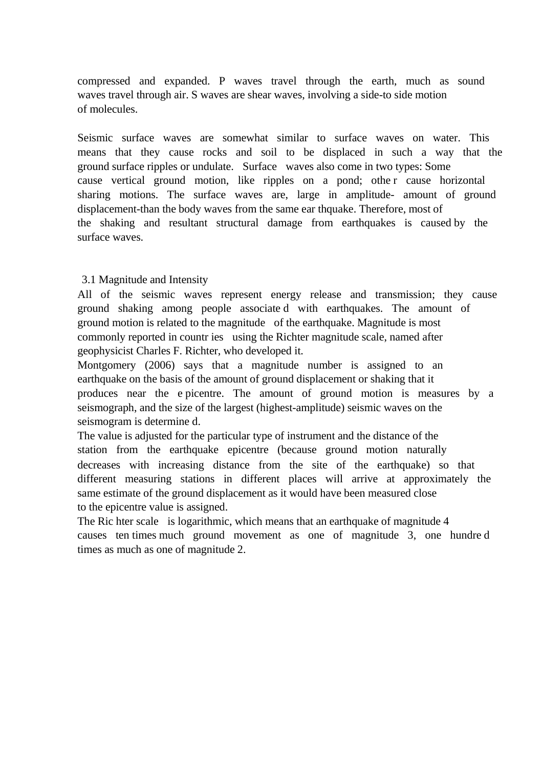compressed and expanded. P waves travel through the earth, much as sound waves travel through air. S waves are shear waves, involving a side-to side motion of molecules.

Seismic surface waves are somewhat similar to surface waves on water. This means that they cause rocks and soil to be displaced in such a way that the ground surface ripples or undulate. Surface waves also come in two types: Some cause vertical ground motion, like ripples on a pond; other cause horizontal sharing motions. The surface waves are, large in amplitude- amount of ground displacement-than the body waves from the same earthquake. Therefore, most of the shaking and resultant structural damage from earthquakes is caused by the surface waves.

### 3.1 Magnitude and Intensity

All of the seismic waves represent energy release and transmission; they cause ground shaking among people associated with earthquakes. The amount of ground motion is related to the magnitude of the earthquake. Magnitude is most commonly reported in countries using the Richter magnitude scale, named after geophysicist Charles F. Richter, who developed it.

Montgomery (2006) says that a magnitude number is assigned to an earthquake on the basis of the amount of ground displacement or shaking that it produces near the epicentre. The amount of ground motion is measures by a seismograph, and the size of the largest (highest-amplitude) seismic waves on the seismogram is determined.

The value is adjusted for the particular type of instrument and the distance of the station from the earthquake epicentre (because ground motion naturally decreases with increasing distance from the site of the earthquake) so that different measuring stations in different places will arrive at approximately the same estimate of the ground displacement as it would have been measured close to the epicentre value is assigned.

The Richter scale is logarithmic, which means that an earthquake of magnitude 4 causes ten times much ground movement as one of magnitude 3, one hundred times as much as one of magnitude 2.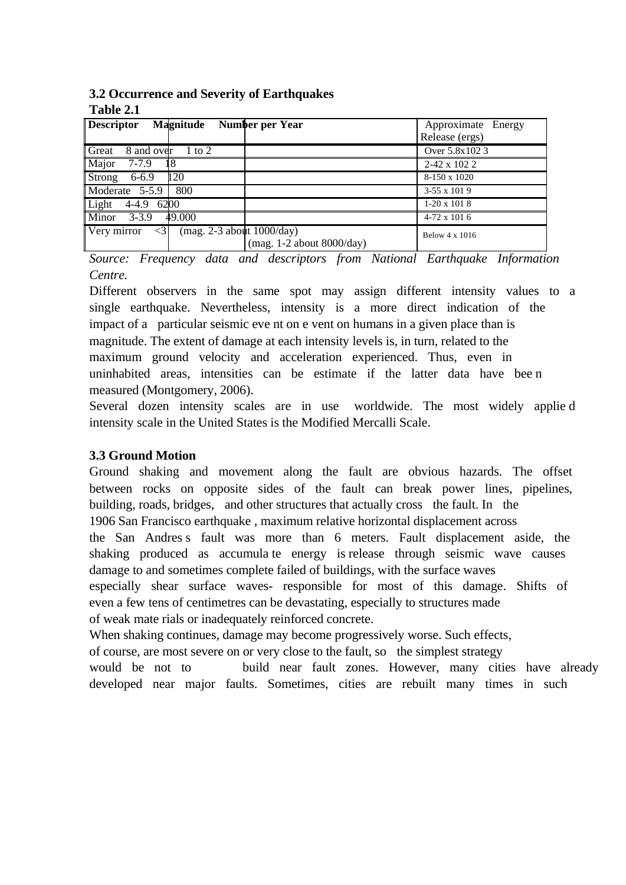### 3.2 Occurrence and Severity of Earthquakes

**Table 2.1**

| Descriptor | Magnitude | Number per Year | Approximate Energy Release (ergs) |
|---|---|---|---|
| Great | 8 and over | 1 to 2 | Over 5.8x102 3 |
| Major | 7-7.9 | 18 | 2-42 x 102 2 |
| Strong | 6-6.9 | 120 | 8-150 x 1020 |
| Moderate | 5-5.9 | 800 | 3-55 x 101 9 |
| Light | 4-4.9 | 6200 | 1-20 x 101 8 |
| Minor | 3-3.9 | 49.000 | 4-72 x 101 6 |
| Very mirror | <3 | (mag. 2-3 about 1000/day) (mag. 1-2 about 8000/day) | Below 4 x 1016 |

*Source: Frequency data and descriptors from National Earthquake Information Centre.*

Different observers in the same spot may assign different intensity values to a single earthquake. Nevertheless, intensity is a more direct indication of the impact of a particular seismic eve nt on e vent on humans in a given place than is magnitude. The extent of damage at each intensity levels is, in turn, related to the maximum ground velocity and acceleration experienced. Thus, even in uninhabited areas, intensities can be estimate if the latter data have bee n measured (Montgomery, 2006).

Several dozen intensity scales are in use worldwide. The most widely applie d intensity scale in the United States is the Modified Mercalli Scale.

### 3.3 Ground Motion

Ground shaking and movement along the fault are obvious hazards. The offset between rocks on opposite sides of the fault can break power lines, pipelines, building, roads, bridges, and other structures that actually cross the fault. In the 1906 San Francisco earthquake , maximum relative horizontal displacement across the San Andres s fault was more than 6 meters. Fault displacement aside, the shaking produced as accumula te energy is release through seismic wave causes damage to and sometimes complete failed of buildings, with the surface waves especially shear surface waves- responsible for most of this damage. Shifts of even a few tens of centimetres can be devastating, especially to structures made of weak mate rials or inadequately reinforced concrete.

When shaking continues, damage may become progressively worse. Such effects, of course, are most severe on or very close to the fault, so the simplest strategy would be not to build near fault zones. However, many cities have already developed near major faults. Sometimes, cities are rebuilt many times in such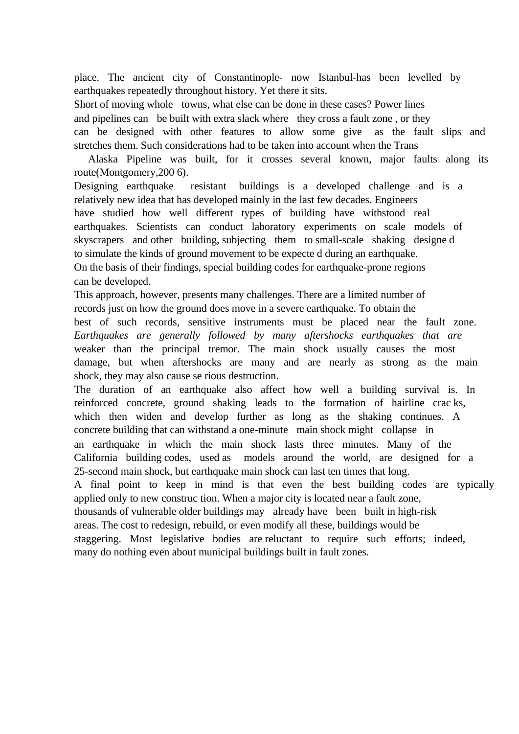place. The ancient city of Constantinople- now Istanbul-has been levelled by earthquakes repeatedly throughout history. Yet there it sits.

Short of moving whole towns, what else can be done in these cases? Power lines and pipelines can be built with extra slack where they cross a fault zone , or they can be designed with other features to allow some give as the fault slips and stretches them. Such considerations had to be taken into account when the Trans Alaska Pipeline was built, for it crosses several known, major faults along its route(Montgomery,200 6).

Designing earthquake resistant buildings is a developed challenge and is a relatively new idea that has developed mainly in the last few decades. Engineers have studied how well different types of building have withstood real earthquakes. Scientists can conduct laboratory experiments on scale models of skyscrapers and other building, subjecting them to small-scale shaking designe d to simulate the kinds of ground movement to be expecte d during an earthquake.

On the basis of their findings, special building codes for earthquake-prone regions can be developed.

This approach, however, presents many challenges. There are a limited number of records just on how the ground does move in a severe earthquake. To obtain the best of such records, sensitive instruments must be placed near the fault zone. *Earthquakes are generally followed by many aftershocks earthquakes that are* weaker than the principal tremor. The main shock usually causes the most damage, but when aftershocks are many and are nearly as strong as the main shock, they may also cause se rious destruction.

The duration of an earthquake also affect how well a building survival is. In reinforced concrete, ground shaking leads to the formation of hairline crac ks, which then widen and develop further as long as the shaking continues. A concrete building that can withstand a one-minute main shock might collapse in an earthquake in which the main shock lasts three minutes. Many of the California building codes, used as models around the world, are designed for a 25-second main shock, but earthquake main shock can last ten times that long.

A final point to keep in mind is that even the best building codes are typically applied only to new construc tion. When a major city is located near a fault zone, thousands of vulnerable older buildings may already have been built in high-risk areas. The cost to redesign, rebuild, or even modify all these, buildings would be staggering. Most legislative bodies are reluctant to require such efforts; indeed, many do nothing even about municipal buildings built in fault zones.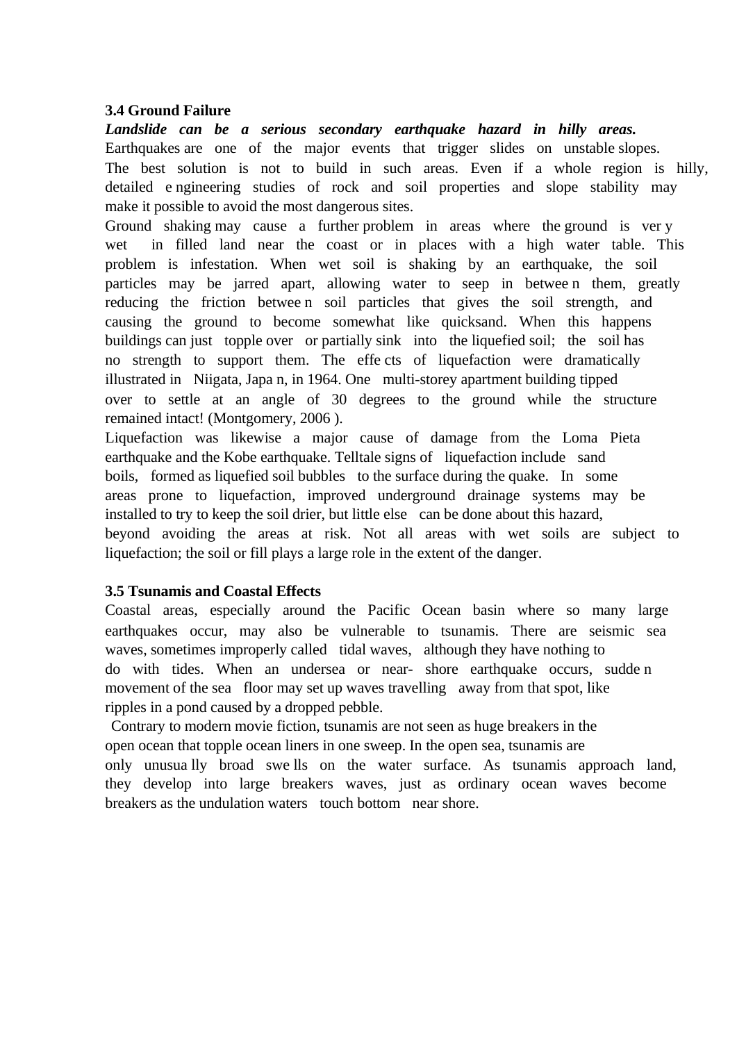### 3.4 Ground Failure

***Landslide can be a serious secondary earthquake hazard in hilly areas.*** Earthquakes are one of the major events that trigger slides on unstable slopes. The best solution is not to build in such areas. Even if a whole region is hilly, detailed engineering studies of rock and soil properties and slope stability may make it possible to avoid the most dangerous sites.

Ground shaking may cause a further problem in areas where the ground is very wet in filled land near the coast or in places with a high water table. This problem is infestation. When wet soil is shaking by an earthquake, the soil particles may be jarred apart, allowing water to seep in between them, greatly reducing the friction between soil particles that gives the soil strength, and causing the ground to become somewhat like quicksand. When this happens buildings can just topple over or partially sink into the liquefied soil; the soil has no strength to support them. The effects of liquefaction were dramatically illustrated in Niigata, Japan, in 1964. One multi-storey apartment building tipped over to settle at an angle of 30 degrees to the ground while the structure remained intact! (Montgomery, 2006 ).

Liquefaction was likewise a major cause of damage from the Loma Pieta earthquake and the Kobe earthquake. Telltale signs of liquefaction include sand boils, formed as liquefied soil bubbles to the surface during the quake. In some areas prone to liquefaction, improved underground drainage systems may be installed to try to keep the soil drier, but little else can be done about this hazard, beyond avoiding the areas at risk. Not all areas with wet soils are subject to liquefaction; the soil or fill plays a large role in the extent of the danger.

### 3.5 Tsunamis and Coastal Effects

Coastal areas, especially around the Pacific Ocean basin where so many large earthquakes occur, may also be vulnerable to tsunamis. There are seismic sea waves, sometimes improperly called tidal waves, although they have nothing to do with tides. When an undersea or near- shore earthquake occurs, sudden movement of the sea floor may set up waves travelling away from that spot, like ripples in a pond caused by a dropped pebble.

Contrary to modern movie fiction, tsunamis are not seen as huge breakers in the open ocean that topple ocean liners in one sweep. In the open sea, tsunamis are only unusually broad swells on the water surface. As tsunamis approach land, they develop into large breakers waves, just as ordinary ocean waves become breakers as the undulation waters touch bottom near shore.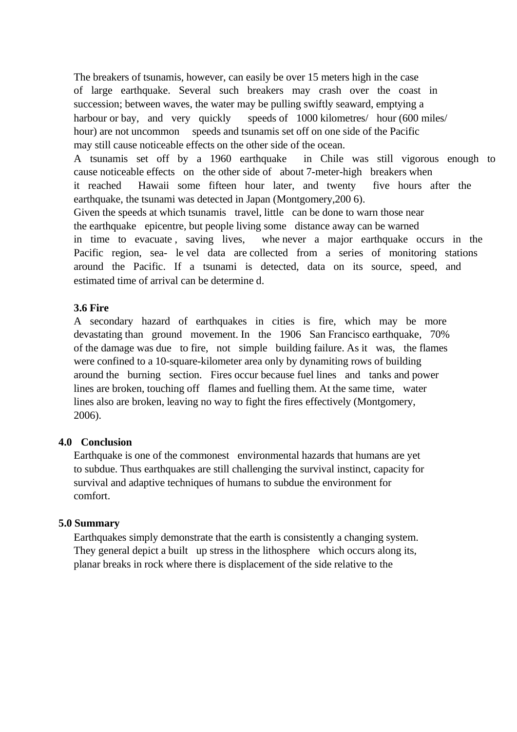The breakers of tsunamis, however, can easily be over 15 meters high in the case of large earthquake. Several such breakers may crash over the coast in succession; between waves, the water may be pulling swiftly seaward, emptying a harbour or bay, and very quickly speeds of 1000 kilometres/ hour (600 miles/ hour) are not uncommon speeds and tsunamis set off on one side of the Pacific may still cause noticeable effects on the other side of the ocean.

A tsunamis set off by a 1960 earthquake in Chile was still vigorous enough to cause noticeable effects on the other side of about 7-meter-high breakers when it reached Hawaii some fifteen hour later, and twenty five hours after the earthquake, the tsunami was detected in Japan (Montgomery,200 6).

Given the speeds at which tsunamis travel, little can be done to warn those near the earthquake epicentre, but people living some distance away can be warned in time to evacuate , saving lives, whe never a major earthquake occurs in the Pacific region, sea- le vel data are collected from a series of monitoring stations around the Pacific. If a tsunami is detected, data on its source, speed, and estimated time of arrival can be determine d.

### 3.6 Fire

A secondary hazard of earthquakes in cities is fire, which may be more devastating than ground movement. In the 1906 San Francisco earthquake, 70% of the damage was due to fire, not simple building failure. As it was, the flames were confined to a 10-square-kilometer area only by dynamiting rows of building around the burning section. Fires occur because fuel lines and tanks and power lines are broken, touching off flames and fuelling them. At the same time, water lines also are broken, leaving no way to fight the fires effectively (Montgomery, 2006).

## 4.0 Conclusion

Earthquake is one of the commonest environmental hazards that humans are yet to subdue. Thus earthquakes are still challenging the survival instinct, capacity for survival and adaptive techniques of humans to subdue the environment for comfort.

## 5.0 Summary

Earthquakes simply demonstrate that the earth is consistently a changing system. They general depict a built up stress in the lithosphere which occurs along its, planar breaks in rock where there is displacement of the side relative to the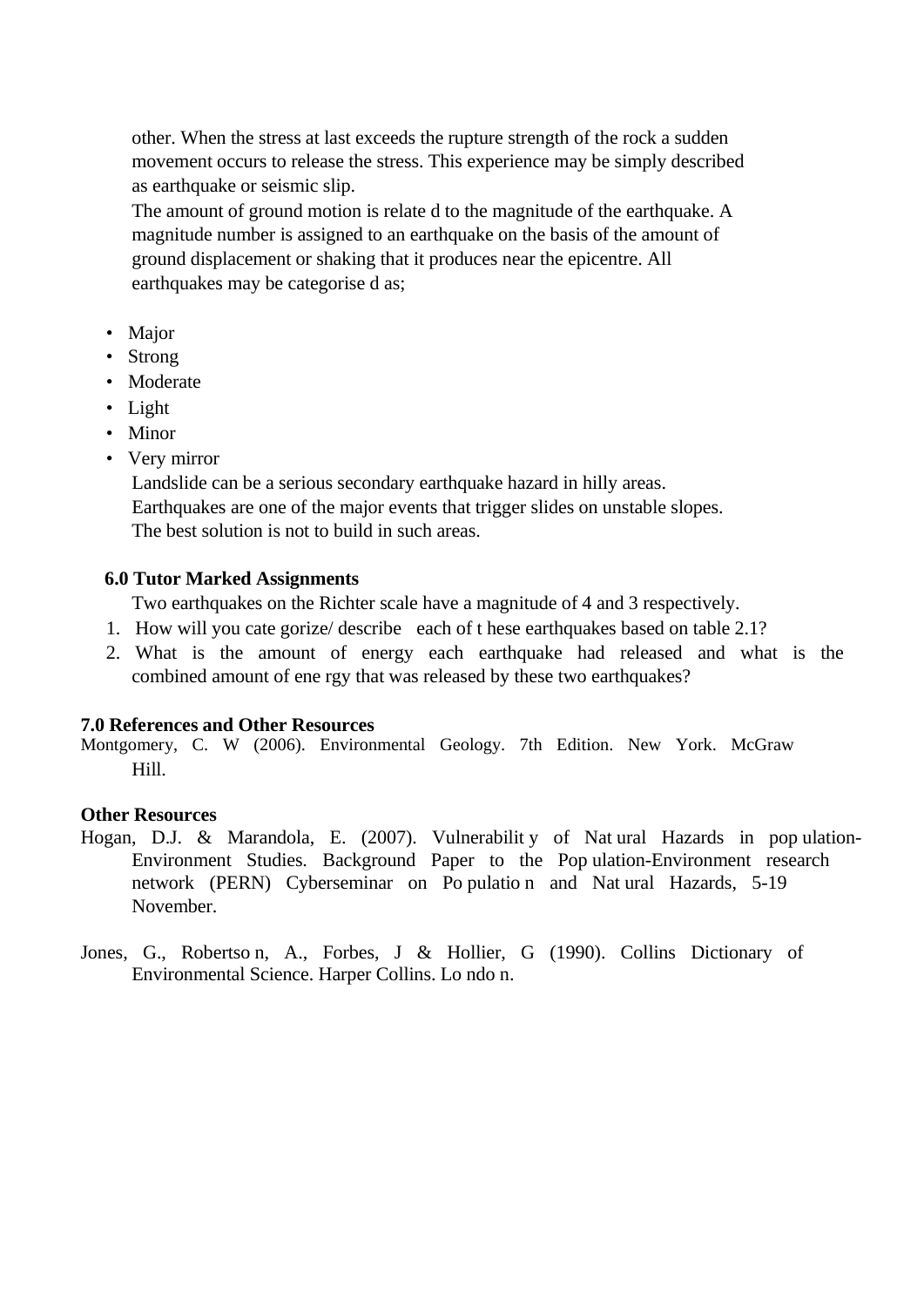other. When the stress at last exceeds the rupture strength of the rock a sudden movement occurs to release the stress. This experience may be simply described as earthquake or seismic slip.

The amount of ground motion is relate d to the magnitude of the earthquake. A magnitude number is assigned to an earthquake on the basis of the amount of ground displacement or shaking that it produces near the epicentre. All earthquakes may be categorise d as;

- Major
- Strong
- Moderate
- Light
- Minor
- Very mirror

Landslide can be a serious secondary earthquake hazard in hilly areas. Earthquakes are one of the major events that trigger slides on unstable slopes. The best solution is not to build in such areas.

## 6.0 Tutor Marked Assignments

Two earthquakes on the Richter scale have a magnitude of 4 and 3 respectively.

1. How will you cate gorize/ describe each of t hese earthquakes based on table 2.1?
2. What is the amount of energy each earthquake had released and what is the combined amount of ene rgy that was released by these two earthquakes?

## 7.0 References and Other Resources

Montgomery, C. W (2006). Environmental Geology. 7th Edition. New York. McGraw Hill.

**Other Resources**

Hogan, D.J. & Marandola, E. (2007). Vulnerabilit y of Nat ural Hazards in pop ulation-Environment Studies. Background Paper to the Pop ulation-Environment research network (PERN) Cyberseminar on Po pulatio n and Nat ural Hazards, 5-19 November.

Jones, G., Robertso n, A., Forbes, J & Hollier, G (1990). Collins Dictionary of Environmental Science. Harper Collins. Lo ndo n.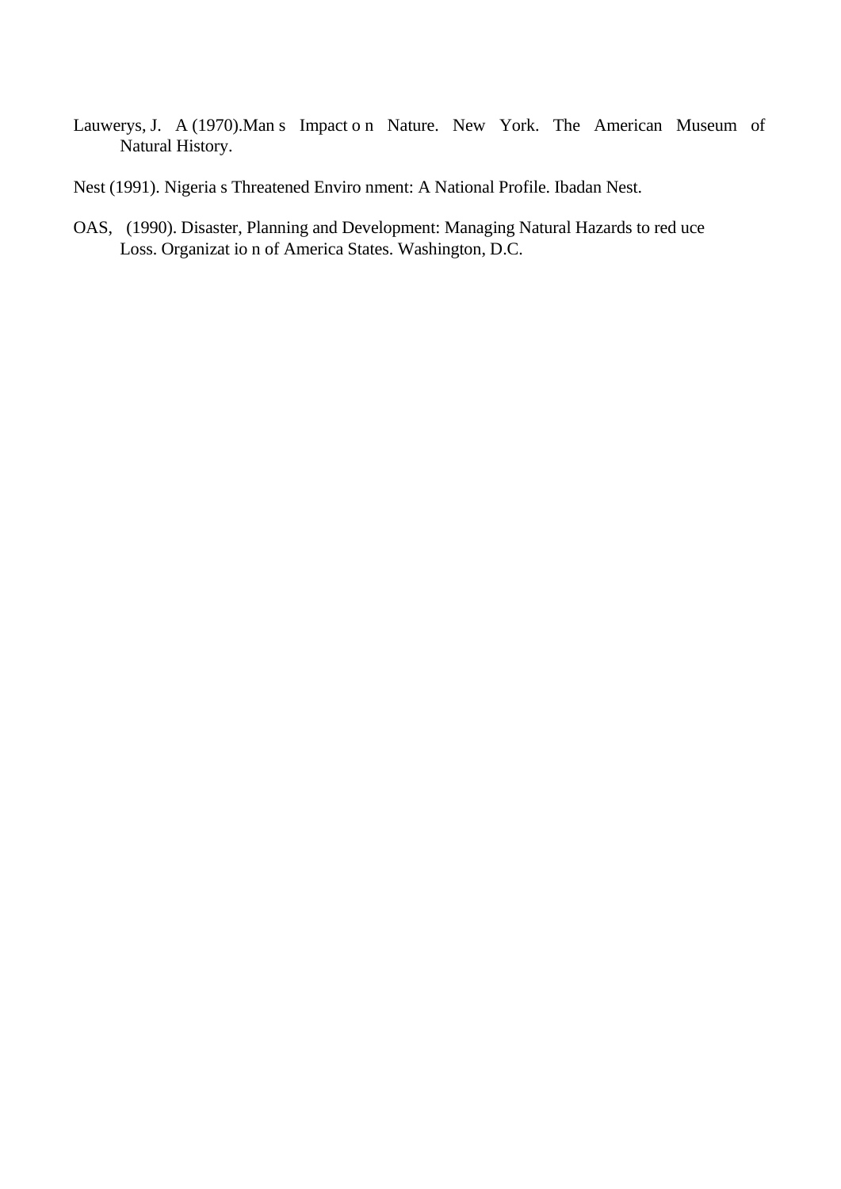Lauwerys, J. A (1970).Man s Impact o n Nature. New York. The American Museum of Natural History.

Nest (1991). Nigeria s Threatened Enviro nment: A National Profile. Ibadan Nest.

OAS, (1990). Disaster, Planning and Development: Managing Natural Hazards to red uce Loss. Organizat io n of America States. Washington, D.C.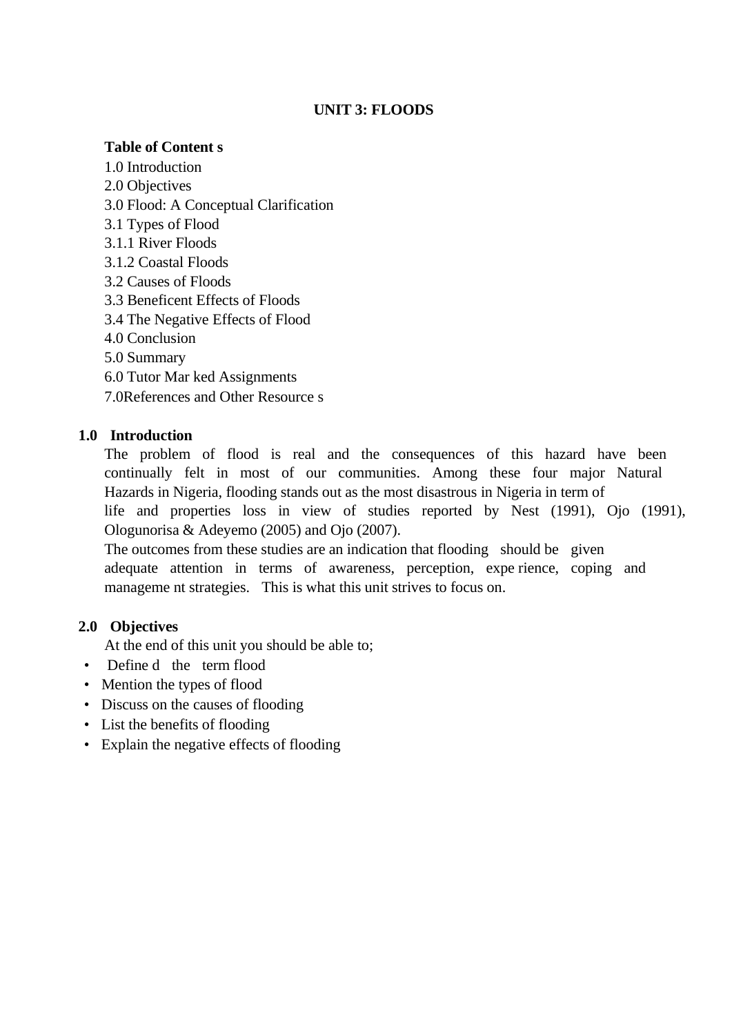# UNIT 3: FLOODS

**Table of Content s**

1.0 Introduction
2.0 Objectives
3.0 Flood: A Conceptual Clarification
3.1 Types of Flood
3.1.1 River Floods
3.1.2 Coastal Floods
3.2 Causes of Floods
3.3 Beneficent Effects of Floods
3.4 The Negative Effects of Flood
4.0 Conclusion
5.0 Summary
6.0 Tutor Mar ked Assignments
7.0References and Other Resource s

## 1.0 Introduction

The problem of flood is real and the consequences of this hazard have been continually felt in most of our communities. Among these four major Natural Hazards in Nigeria, flooding stands out as the most disastrous in Nigeria in term of life and properties loss in view of studies reported by Nest (1991), Ojo (1991), Ologunorisa & Adeyemo (2005) and Ojo (2007).

The outcomes from these studies are an indication that flooding should be given adequate attention in terms of awareness, perception, expe rience, coping and manageme nt strategies. This is what this unit strives to focus on.

## 2.0 Objectives

At the end of this unit you should be able to;

- Define d the term flood
- Mention the types of flood
- Discuss on the causes of flooding
- List the benefits of flooding
- Explain the negative effects of flooding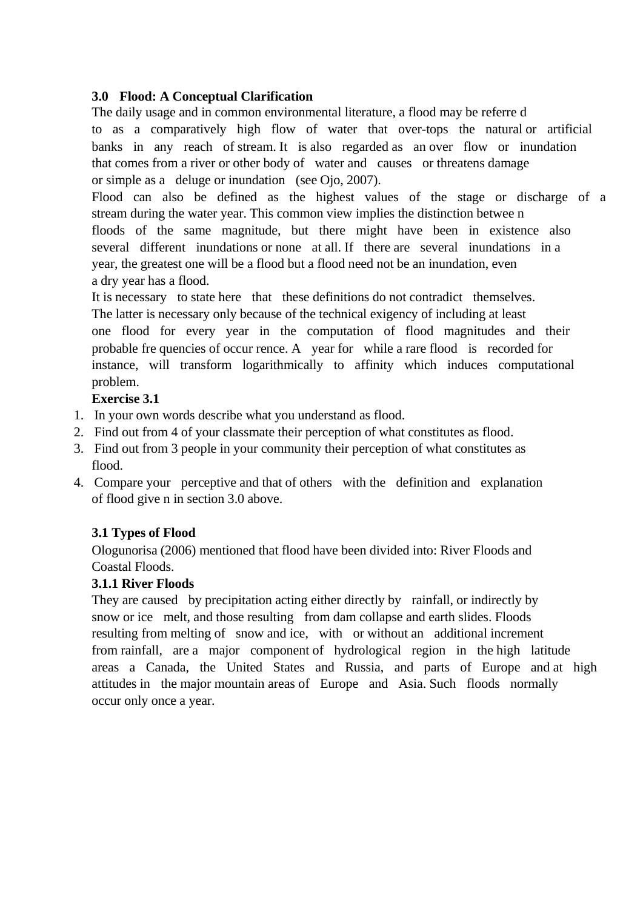### 3.0 Flood: A Conceptual Clarification

The daily usage and in common environmental literature, a flood may be referre d to as a comparatively high flow of water that over-tops the natural or artificial banks in any reach of stream. It is also regarded as an over flow or inundation that comes from a river or other body of water and causes or threatens damage or simple as a deluge or inundation (see Ojo, 2007).

Flood can also be defined as the highest values of the stage or discharge of a stream during the water year. This common view implies the distinction betwee n floods of the same magnitude, but there might have been in existence also several different inundations or none at all. If there are several inundations in a year, the greatest one will be a flood but a flood need not be an inundation, even a dry year has a flood.

It is necessary to state here that these definitions do not contradict themselves. The latter is necessary only because of the technical exigency of including at least one flood for every year in the computation of flood magnitudes and their probable fre quencies of occur rence. A year for while a rare flood is recorded for instance, will transform logarithmically to affinity which induces computational problem.

**Exercise 3.1**

1. In your own words describe what you understand as flood.
2. Find out from 4 of your classmate their perception of what constitutes as flood.
3. Find out from 3 people in your community their perception of what constitutes as flood.
4. Compare your perceptive and that of others with the definition and explanation of flood give n in section 3.0 above.

### 3.1 Types of Flood

Ologunorisa (2006) mentioned that flood have been divided into: River Floods and Coastal Floods.

#### 3.1.1 River Floods

They are caused by precipitation acting either directly by rainfall, or indirectly by snow or ice melt, and those resulting from dam collapse and earth slides. Floods resulting from melting of snow and ice, with or without an additional increment from rainfall, are a major component of hydrological region in the high latitude areas a Canada, the United States and Russia, and parts of Europe and at high attitudes in the major mountain areas of Europe and Asia. Such floods normally occur only once a year.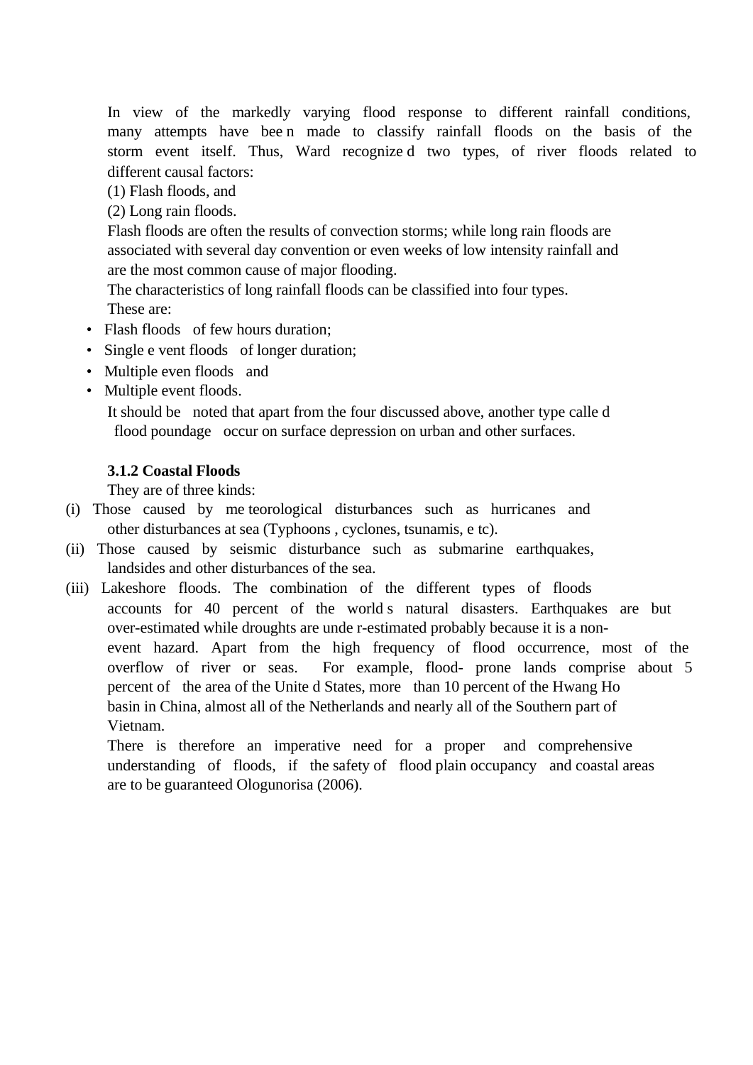In view of the markedly varying flood response to different rainfall conditions, many attempts have been made to classify rainfall floods on the basis of the storm event itself. Thus, Ward recognized two types, of river floods related to different causal factors:

(1) Flash floods, and

(2) Long rain floods.

Flash floods are often the results of convection storms; while long rain floods are associated with several day convention or even weeks of low intensity rainfall and are the most common cause of major flooding.

The characteristics of long rainfall floods can be classified into four types. These are:

- Flash floods of few hours duration;
- Single event floods of longer duration;
- Multiple even floods and
- Multiple event floods.

It should be noted that apart from the four discussed above, another type called flood poundage occur on surface depression on urban and other surfaces.

### 3.1.2 Coastal Floods

They are of three kinds:

(i) Those caused by meteorological disturbances such as hurricanes and other disturbances at sea (Typhoons , cyclones, tsunamis, etc).

(ii) Those caused by seismic disturbance such as submarine earthquakes, landsides and other disturbances of the sea.

(iii) Lakeshore floods. The combination of the different types of floods accounts for 40 percent of the world s natural disasters. Earthquakes are but over-estimated while droughts are under-estimated probably because it is a non-event hazard. Apart from the high frequency of flood occurrence, most of the overflow of river or seas. For example, flood- prone lands comprise about 5 percent of the area of the United States, more than 10 percent of the Hwang Ho basin in China, almost all of the Netherlands and nearly all of the Southern part of Vietnam.

There is therefore an imperative need for a proper and comprehensive understanding of floods, if the safety of flood plain occupancy and coastal areas are to be guaranteed Ologunorisa (2006).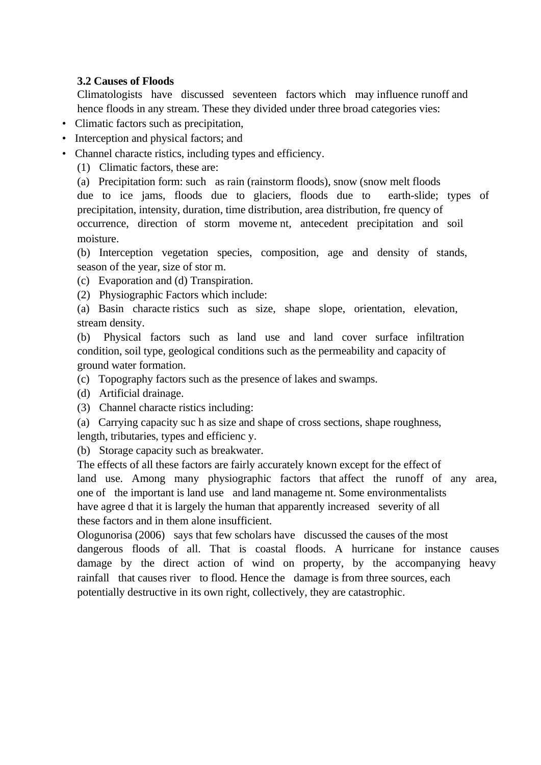### 3.2 Causes of Floods

Climatologists have discussed seventeen factors which may influence runoff and hence floods in any stream. These they divided under three broad categories vies:

- Climatic factors such as precipitation,
- Interception and physical factors; and
- Channel characteristics, including types and efficiency.

(1) Climatic factors, these are:

(a) Precipitation form: such as rain (rainstorm floods), snow (snow melt floods due to ice jams, floods due to glaciers, floods due to earth-slide; types of precipitation, intensity, duration, time distribution, area distribution, frequency of occurrence, direction of storm movement, antecedent precipitation and soil moisture.

(b) Interception vegetation species, composition, age and density of stands, season of the year, size of storm.

(c) Evaporation and (d) Transpiration.

(2) Physiographic Factors which include:

(a) Basin characteristics such as size, shape slope, orientation, elevation, stream density.

(b) Physical factors such as land use and land cover surface infiltration condition, soil type, geological conditions such as the permeability and capacity of ground water formation.

(c) Topography factors such as the presence of lakes and swamps.

(d) Artificial drainage.

(3) Channel characteristics including:

(a) Carrying capacity such as size and shape of cross sections, shape roughness, length, tributaries, types and efficiency.

(b) Storage capacity such as breakwater.

The effects of all these factors are fairly accurately known except for the effect of land use. Among many physiographic factors that affect the runoff of any area, one of the important is land use and land management. Some environmentalists have agreed that it is largely the human that apparently increased severity of all these factors and in them alone insufficient.

Ologunorisa (2006) says that few scholars have discussed the causes of the most dangerous floods of all. That is coastal floods. A hurricane for instance causes damage by the direct action of wind on property, by the accompanying heavy rainfall that causes river to flood. Hence the damage is from three sources, each potentially destructive in its own right, collectively, they are catastrophic.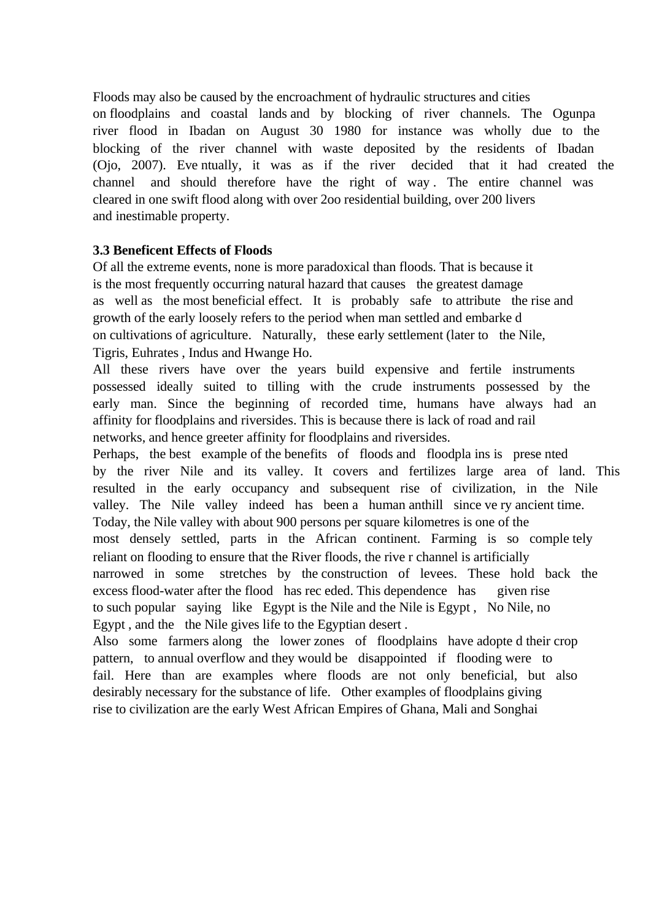Floods may also be caused by the encroachment of hydraulic structures and cities on floodplains and coastal lands and by blocking of river channels. The Ogunpa river flood in Ibadan on August 30 1980 for instance was wholly due to the blocking of the river channel with waste deposited by the residents of Ibadan (Ojo, 2007). Eve ntually, it was as if the river decided that it had created the channel and should therefore have the right of way . The entire channel was cleared in one swift flood along with over 2oo residential building, over 200 livers and inestimable property.

**3.3 Beneficent Effects of Floods**

Of all the extreme events, none is more paradoxical than floods. That is because it is the most frequently occurring natural hazard that causes the greatest damage as well as the most beneficial effect. It is probably safe to attribute the rise and growth of the early loosely refers to the period when man settled and embarke d on cultivations of agriculture. Naturally, these early settlement (later to the Nile, Tigris, Euhrates , Indus and Hwange Ho.

All these rivers have over the years build expensive and fertile instruments possessed ideally suited to tilling with the crude instruments possessed by the early man. Since the beginning of recorded time, humans have always had an affinity for floodplains and riversides. This is because there is lack of road and rail networks, and hence greeter affinity for floodplains and riversides.

Perhaps, the best example of the benefits of floods and floodpla ins is prese nted by the river Nile and its valley. It covers and fertilizes large area of land. This resulted in the early occupancy and subsequent rise of civilization, in the Nile valley. The Nile valley indeed has been a human anthill since ve ry ancient time. Today, the Nile valley with about 900 persons per square kilometres is one of the most densely settled, parts in the African continent. Farming is so comple tely reliant on flooding to ensure that the River floods, the rive r channel is artificially narrowed in some stretches by the construction of levees. These hold back the excess flood-water after the flood has rec eded. This dependence has given rise to such popular saying like Egypt is the Nile and the Nile is Egypt , No Nile, no Egypt , and the the Nile gives life to the Egyptian desert .

Also some farmers along the lower zones of floodplains have adopte d their crop pattern, to annual overflow and they would be disappointed if flooding were to fail. Here than are examples where floods are not only beneficial, but also desirably necessary for the substance of life. Other examples of floodplains giving rise to civilization are the early West African Empires of Ghana, Mali and Songhai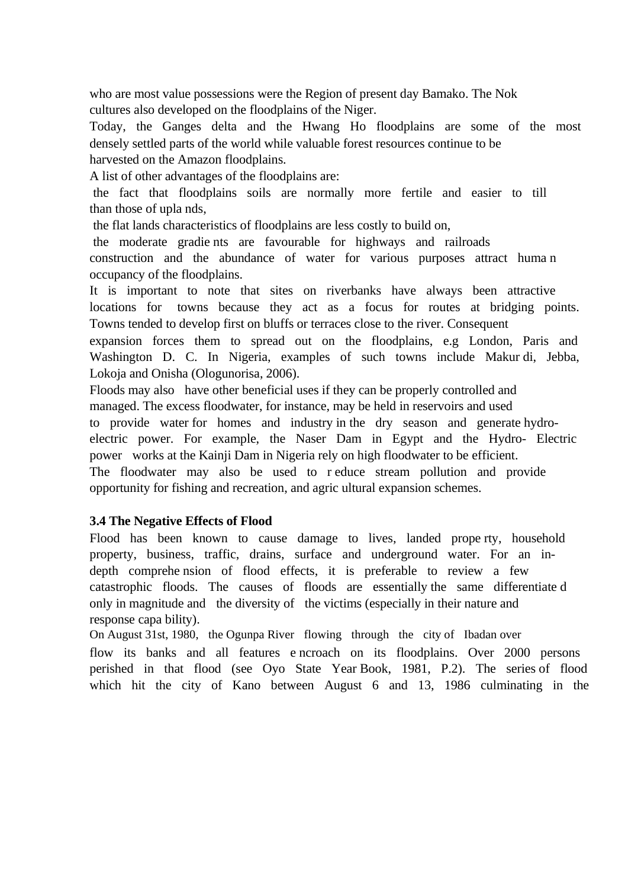who are most value possessions were the Region of present day Bamako. The Nok cultures also developed on the floodplains of the Niger.

Today, the Ganges delta and the Hwang Ho floodplains are some of the most densely settled parts of the world while valuable forest resources continue to be harvested on the Amazon floodplains.

A list of other advantages of the floodplains are:

- the fact that floodplains soils are normally more fertile and easier to till than those of uplands,
- the flat lands characteristics of floodplains are less costly to build on,
- the moderate gradients are favourable for highways and railroads construction and the abundance of water for various purposes attract human occupancy of the floodplains.

It is important to note that sites on riverbanks have always been attractive locations for towns because they act as a focus for routes at bridging points. Towns tended to develop first on bluffs or terraces close to the river. Consequent expansion forces them to spread out on the floodplains, e.g London, Paris and Washington D. C. In Nigeria, examples of such towns include Makurdi, Jebba, Lokoja and Onisha (Ologunorisa, 2006).

Floods may also have other beneficial uses if they can be properly controlled and managed. The excess floodwater, for instance, may be held in reservoirs and used to provide water for homes and industry in the dry season and generate hydro-electric power. For example, the Naser Dam in Egypt and the Hydro- Electric power works at the Kainji Dam in Nigeria rely on high floodwater to be efficient. The floodwater may also be used to reduce stream pollution and provide opportunity for fishing and recreation, and agricultural expansion schemes.

### 3.4 The Negative Effects of Flood

Flood has been known to cause damage to lives, landed property, household property, business, traffic, drains, surface and underground water. For an in-depth comprehension of flood effects, it is preferable to review a few catastrophic floods. The causes of floods are essentially the same differentiated only in magnitude and the diversity of the victims (especially in their nature and response capability).

On August 31st, 1980, the Ogunpa River flowing through the city of Ibadan over flow its banks and all features encroach on its floodplains. Over 2000 persons perished in that flood (see Oyo State Year Book, 1981, P.2). The series of flood which hit the city of Kano between August 6 and 13, 1986 culminating in the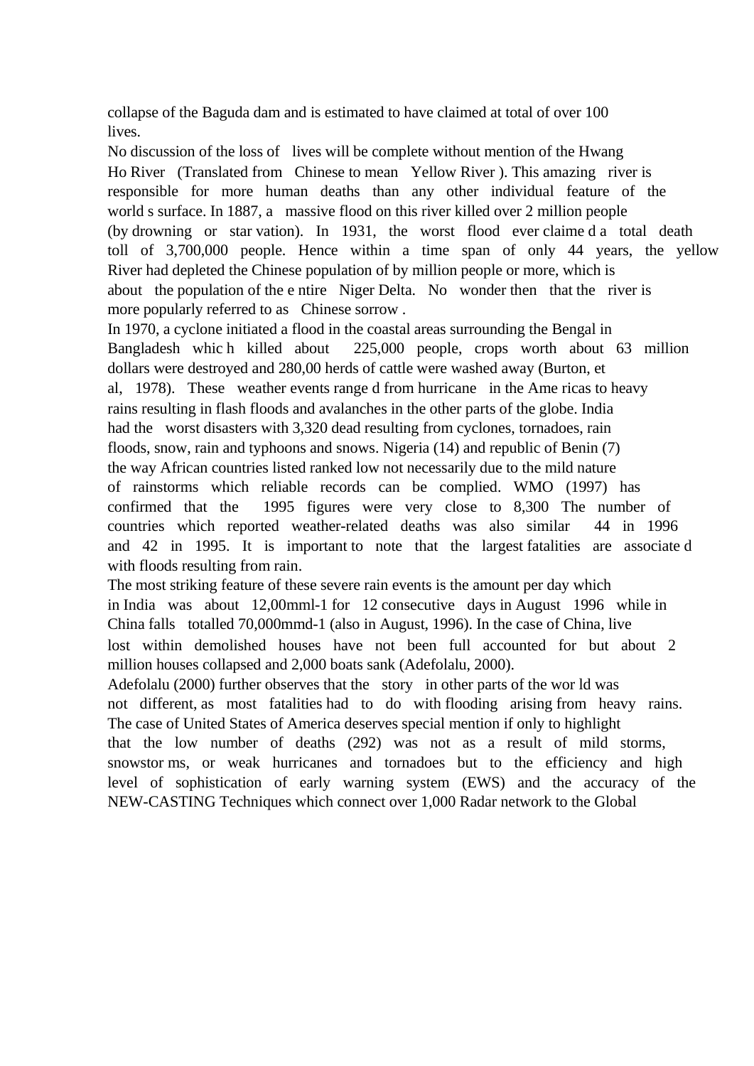collapse of the Baguda dam and is estimated to have claimed at total of over 100 lives.

No discussion of the loss of lives will be complete without mention of the Hwang Ho River (Translated from Chinese to mean Yellow River ). This amazing river is responsible for more human deaths than any other individual feature of the world s surface. In 1887, a massive flood on this river killed over 2 million people (by drowning or star vation). In 1931, the worst flood ever claime d a total death toll of 3,700,000 people. Hence within a time span of only 44 years, the yellow River had depleted the Chinese population of by million people or more, which is about the population of the e ntire Niger Delta. No wonder then that the river is more popularly referred to as Chinese sorrow .

In 1970, a cyclone initiated a flood in the coastal areas surrounding the Bengal in Bangladesh whic h killed about 225,000 people, crops worth about 63 million dollars were destroyed and 280,00 herds of cattle were washed away (Burton, et al, 1978). These weather events range d from hurricane in the Ame ricas to heavy rains resulting in flash floods and avalanches in the other parts of the globe. India had the worst disasters with 3,320 dead resulting from cyclones, tornadoes, rain floods, snow, rain and typhoons and snows. Nigeria (14) and republic of Benin (7) the way African countries listed ranked low not necessarily due to the mild nature of rainstorms which reliable records can be complied. WMO (1997) has confirmed that the 1995 figures were very close to 8,300 The number of countries which reported weather-related deaths was also similar 44 in 1996 and 42 in 1995. It is important to note that the largest fatalities are associate d with floods resulting from rain.

The most striking feature of these severe rain events is the amount per day which in India was about 12,00mml-1 for 12 consecutive days in August 1996 while in China falls totalled 70,000mmd-1 (also in August, 1996). In the case of China, live lost within demolished houses have not been full accounted for but about 2 million houses collapsed and 2,000 boats sank (Adefolalu, 2000).

Adefolalu (2000) further observes that the story in other parts of the wor ld was not different, as most fatalities had to do with flooding arising from heavy rains. The case of United States of America deserves special mention if only to highlight that the low number of deaths (292) was not as a result of mild storms, snowstor ms, or weak hurricanes and tornadoes but to the efficiency and high level of sophistication of early warning system (EWS) and the accuracy of the NEW-CASTING Techniques which connect over 1,000 Radar network to the Global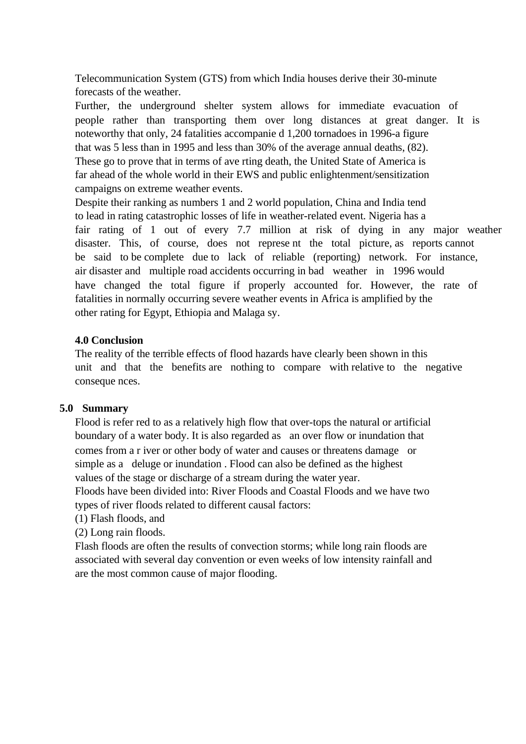Telecommunication System (GTS) from which India houses derive their 30-minute forecasts of the weather.

Further, the underground shelter system allows for immediate evacuation of people rather than transporting them over long distances at great danger. It is noteworthy that only, 24 fatalities accompanie d 1,200 tornadoes in 1996-a figure that was 5 less than in 1995 and less than 30% of the average annual deaths, (82). These go to prove that in terms of ave rting death, the United State of America is far ahead of the whole world in their EWS and public enlightenment/sensitization campaigns on extreme weather events.

Despite their ranking as numbers 1 and 2 world population, China and India tend to lead in rating catastrophic losses of life in weather-related event. Nigeria has a fair rating of 1 out of every 7.7 million at risk of dying in any major weather disaster. This, of course, does not represe nt the total picture, as reports cannot be said to be complete due to lack of reliable (reporting) network. For instance, air disaster and multiple road accidents occurring in bad weather in 1996 would have changed the total figure if properly accounted for. However, the rate of fatalities in normally occurring severe weather events in Africa is amplified by the other rating for Egypt, Ethiopia and Malaga sy.

## 4.0 Conclusion

The reality of the terrible effects of flood hazards have clearly been shown in this unit and that the benefits are nothing to compare with relative to the negative conseque nces.

## 5.0 Summary

Flood is refer red to as a relatively high flow that over-tops the natural or artificial boundary of a water body. It is also regarded as an over flow or inundation that comes from a r iver or other body of water and causes or threatens damage or simple as a deluge or inundation . Flood can also be defined as the highest values of the stage or discharge of a stream during the water year.

Floods have been divided into: River Floods and Coastal Floods and we have two types of river floods related to different causal factors:

(1) Flash floods, and

(2) Long rain floods.

Flash floods are often the results of convection storms; while long rain floods are associated with several day convention or even weeks of low intensity rainfall and are the most common cause of major flooding.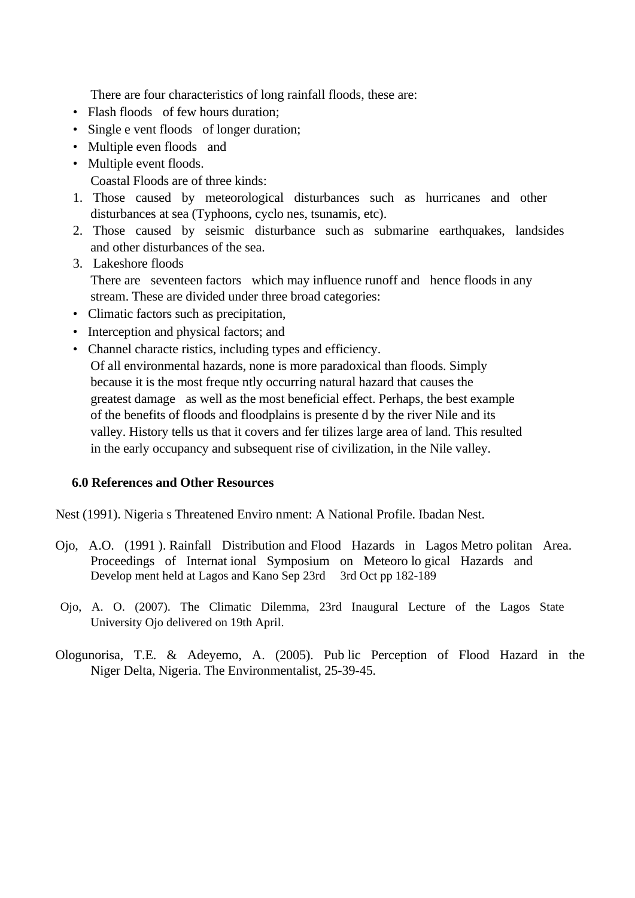There are four characteristics of long rainfall floods, these are:

- Flash floods of few hours duration;
- Single e vent floods of longer duration;
- Multiple even floods and
- Multiple event floods.

Coastal Floods are of three kinds:

1. Those caused by meteorological disturbances such as hurricanes and other disturbances at sea (Typhoons, cyclo nes, tsunamis, etc).
2. Those caused by seismic disturbance such as submarine earthquakes, landsides and other disturbances of the sea.
3. Lakeshore floods

There are seventeen factors which may influence runoff and hence floods in any stream. These are divided under three broad categories:

- Climatic factors such as precipitation,
- Interception and physical factors; and
- Channel characte ristics, including types and efficiency.

Of all environmental hazards, none is more paradoxical than floods. Simply because it is the most freque ntly occurring natural hazard that causes the greatest damage as well as the most beneficial effect. Perhaps, the best example of the benefits of floods and floodplains is presente d by the river Nile and its valley. History tells us that it covers and fer tilizes large area of land. This resulted in the early occupancy and subsequent rise of civilization, in the Nile valley.

## 6.0 References and Other Resources

Nest (1991). Nigeria s Threatened Enviro nment: A National Profile. Ibadan Nest.

Ojo, A.O. (1991 ). Rainfall Distribution and Flood Hazards in Lagos Metro politan Area. Proceedings of Internat ional Symposium on Meteoro lo gical Hazards and Develop ment held at Lagos and Kano Sep 23rd 3rd Oct pp 182-189

Ojo, A. O. (2007). The Climatic Dilemma, 23rd Inaugural Lecture of the Lagos State University Ojo delivered on 19th April.

Ologunorisa, T.E. & Adeyemo, A. (2005). Pub lic Perception of Flood Hazard in the Niger Delta, Nigeria. The Environmentalist, 25-39-45.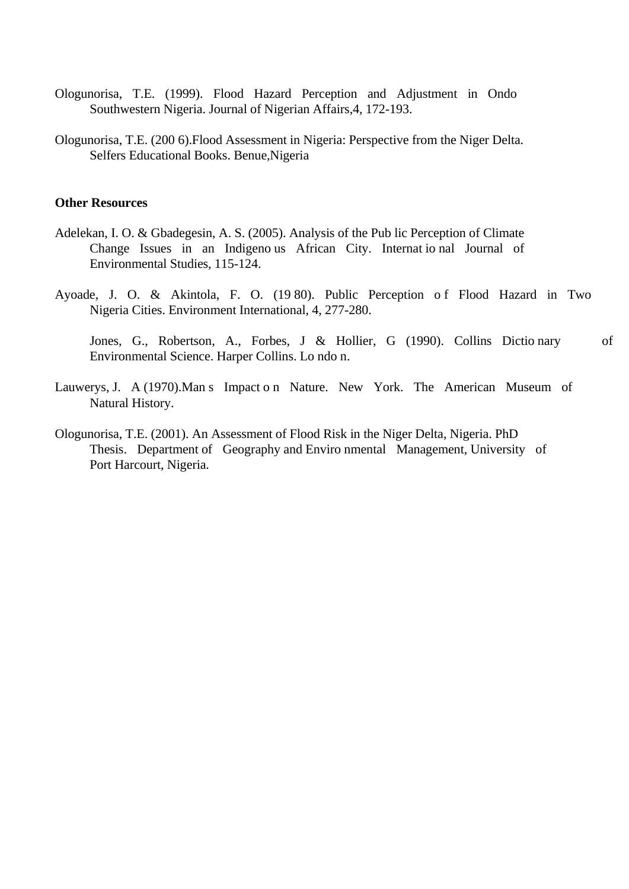Ologunorisa, T.E. (1999). Flood Hazard Perception and Adjustment in Ondo Southwestern Nigeria. Journal of Nigerian Affairs,4, 172-193.

Ologunorisa, T.E. (200 6).Flood Assessment in Nigeria: Perspective from the Niger Delta. Selfers Educational Books. Benue,Nigeria

**Other Resources**

Adelekan, I. O. & Gbadegesin, A. S. (2005). Analysis of the Pub lic Perception of Climate Change Issues in an Indigeno us African City. Internat io nal Journal of Environmental Studies, 115-124.

Ayoade, J. O. & Akintola, F. O. (19 80). Public Perception o f Flood Hazard in Two Nigeria Cities. Environment International, 4, 277-280.

Jones, G., Robertson, A., Forbes, J & Hollier, G (1990). Collins Dictio nary of Environmental Science. Harper Collins. Lo ndo n.

Lauwerys, J. A (1970).Man s Impact o n Nature. New York. The American Museum of Natural History.

Ologunorisa, T.E. (2001). An Assessment of Flood Risk in the Niger Delta, Nigeria. PhD Thesis. Department of Geography and Enviro nmental Management, University of Port Harcourt, Nigeria.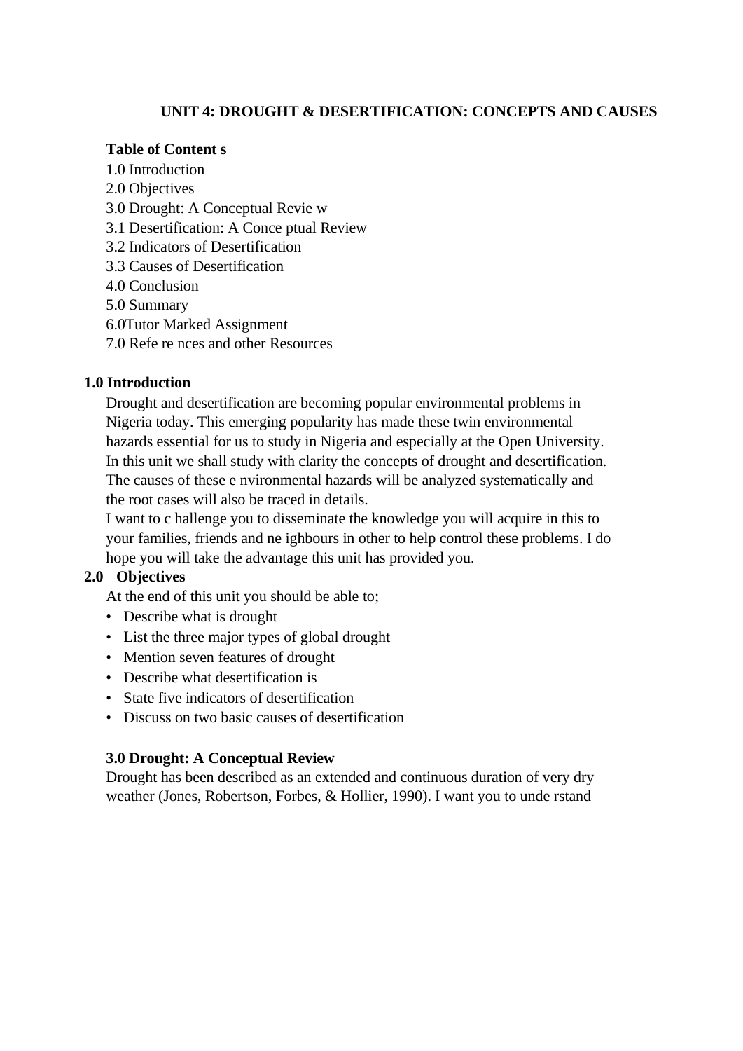**UNIT 4: DROUGHT & DESERTIFICATION: CONCEPTS AND CAUSES**

**Table of Content s**

1.0 Introduction
2.0 Objectives
3.0 Drought: A Conceptual Revie w
3.1 Desertification: A Conce ptual Review
3.2 Indicators of Desertification
3.3 Causes of Desertification
4.0 Conclusion
5.0 Summary
6.0Tutor Marked Assignment
7.0 Refe re nces and other Resources

**1.0 Introduction**

Drought and desertification are becoming popular environmental problems in Nigeria today. This emerging popularity has made these twin environmental hazards essential for us to study in Nigeria and especially at the Open University. In this unit we shall study with clarity the concepts of drought and desertification. The causes of these e nvironmental hazards will be analyzed systematically and the root cases will also be traced in details.

I want to c hallenge you to disseminate the knowledge you will acquire in this to your families, friends and ne ighbours in other to help control these problems. I do hope you will take the advantage this unit has provided you.

**2.0 Objectives**

At the end of this unit you should be able to;

- Describe what is drought
- List the three major types of global drought
- Mention seven features of drought
- Describe what desertification is
- State five indicators of desertification
- Discuss on two basic causes of desertification

**3.0 Drought: A Conceptual Review**

Drought has been described as an extended and continuous duration of very dry weather (Jones, Robertson, Forbes, & Hollier, 1990). I want you to unde rstand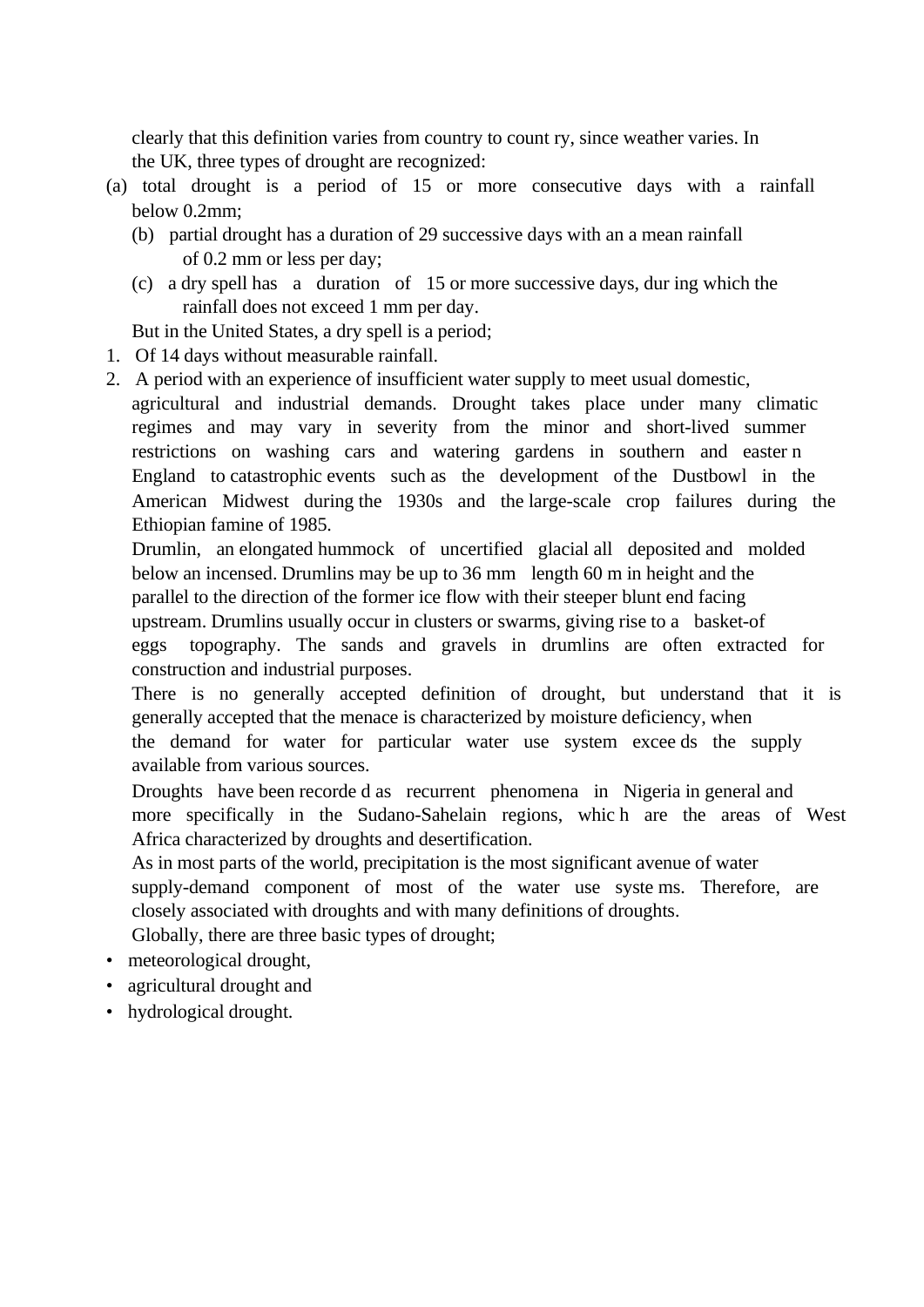clearly that this definition varies from country to count ry, since weather varies. In the UK, three types of drought are recognized:

(a) total drought is a period of 15 or more consecutive days with a rainfall below 0.2mm;

(b) partial drought has a duration of 29 successive days with an a mean rainfall of 0.2 mm or less per day;

(c) a dry spell has a duration of 15 or more successive days, dur ing which the rainfall does not exceed 1 mm per day.

But in the United States, a dry spell is a period;

1. Of 14 days without measurable rainfall.
2. A period with an experience of insufficient water supply to meet usual domestic, agricultural and industrial demands. Drought takes place under many climatic regimes and may vary in severity from the minor and short-lived summer restrictions on washing cars and watering gardens in southern and easter n England to catastrophic events such as the development of the Dustbowl in the American Midwest during the 1930s and the large-scale crop failures during the Ethiopian famine of 1985.

Drumlin, an elongated hummock of uncertified glacial all deposited and molded below an incensed. Drumlins may be up to 36 mm length 60 m in height and the parallel to the direction of the former ice flow with their steeper blunt end facing upstream. Drumlins usually occur in clusters or swarms, giving rise to a basket-of eggs topography. The sands and gravels in drumlins are often extracted for construction and industrial purposes.

There is no generally accepted definition of drought, but understand that it is generally accepted that the menace is characterized by moisture deficiency, when the demand for water for particular water use system excee ds the supply available from various sources.

Droughts have been recorde d as recurrent phenomena in Nigeria in general and more specifically in the Sudano-Sahelain regions, whic h are the areas of West Africa characterized by droughts and desertification.

As in most parts of the world, precipitation is the most significant avenue of water supply-demand component of most of the water use syste ms. Therefore, are closely associated with droughts and with many definitions of droughts.

Globally, there are three basic types of drought;

- meteorological drought,
- agricultural drought and
- hydrological drought.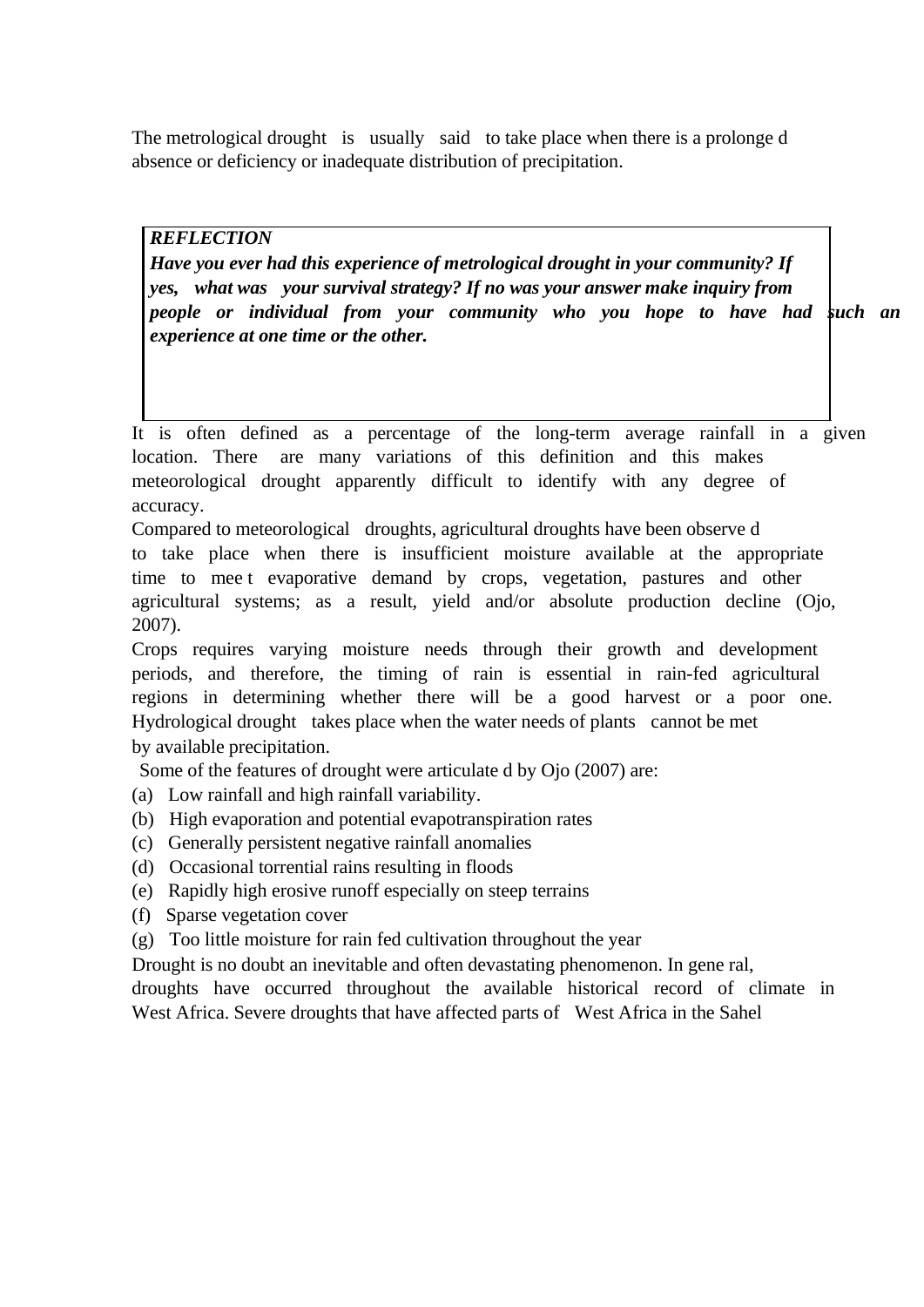The metrological drought is usually said to take place when there is a prolonge d absence or deficiency or inadequate distribution of precipitation.

> ***REFLECTION***
> ***Have you ever had this experience of metrological drought in your community? If yes, what was your survival strategy? If no was your answer make inquiry from people or individual from your community who you hope to have had such an experience at one time or the other.***

It is often defined as a percentage of the long-term average rainfall in a given location. There are many variations of this definition and this makes meteorological drought apparently difficult to identify with any degree of accuracy.

Compared to meteorological droughts, agricultural droughts have been observe d to take place when there is insufficient moisture available at the appropriate time to mee t evaporative demand by crops, vegetation, pastures and other agricultural systems; as a result, yield and/or absolute production decline (Ojo, 2007).

Crops requires varying moisture needs through their growth and development periods, and therefore, the timing of rain is essential in rain-fed agricultural regions in determining whether there will be a good harvest or a poor one. Hydrological drought takes place when the water needs of plants cannot be met by available precipitation.

Some of the features of drought were articulate d by Ojo (2007) are:

(a) Low rainfall and high rainfall variability.
(b) High evaporation and potential evapotranspiration rates
(c) Generally persistent negative rainfall anomalies
(d) Occasional torrential rains resulting in floods
(e) Rapidly high erosive runoff especially on steep terrains
(f) Sparse vegetation cover
(g) Too little moisture for rain fed cultivation throughout the year

Drought is no doubt an inevitable and often devastating phenomenon. In gene ral, droughts have occurred throughout the available historical record of climate in West Africa. Severe droughts that have affected parts of West Africa in the Sahel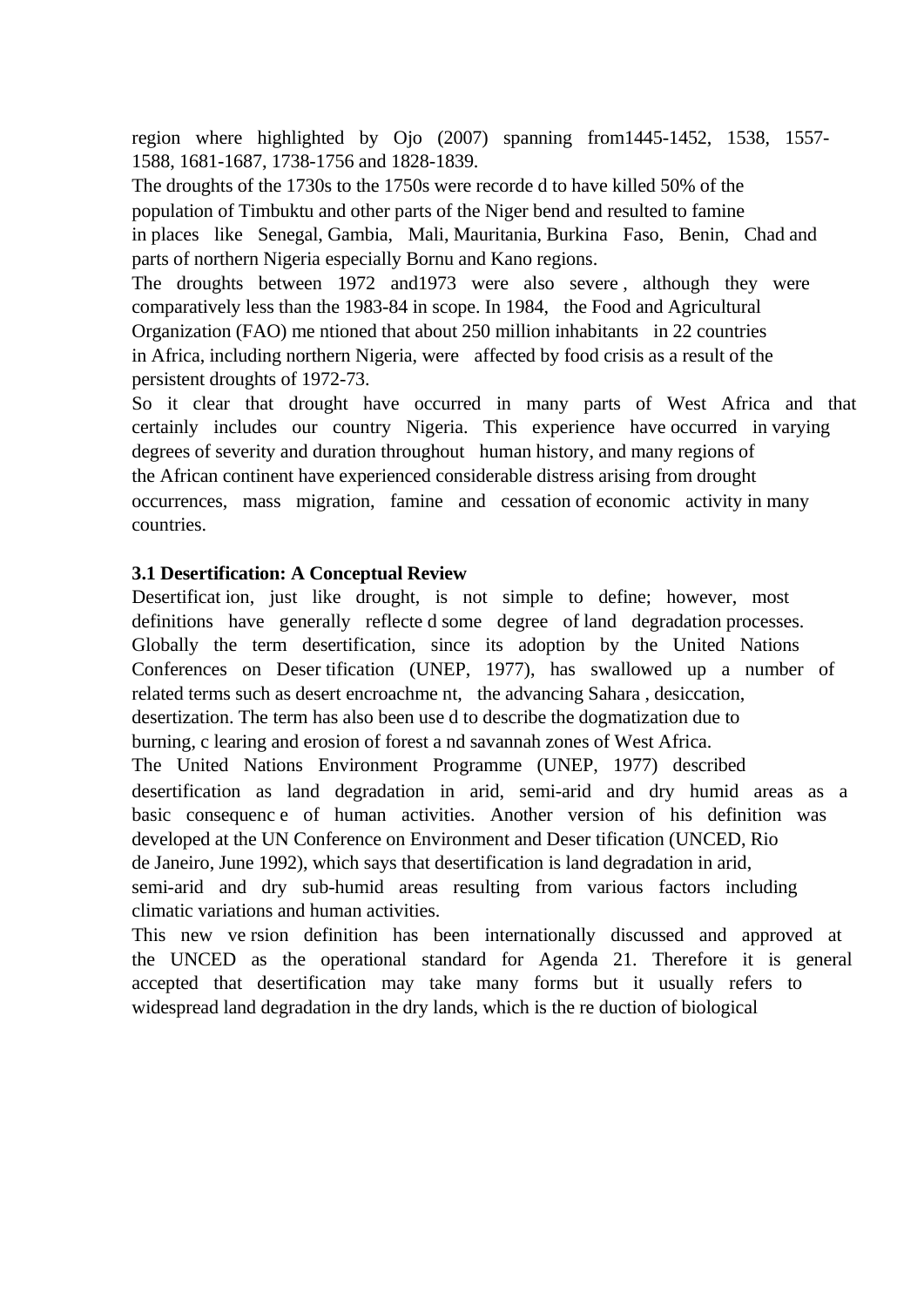region where highlighted by Ojo (2007) spanning from1445-1452, 1538, 1557-1588, 1681-1687, 1738-1756 and 1828-1839.

The droughts of the 1730s to the 1750s were recorded to have killed 50% of the population of Timbuktu and other parts of the Niger bend and resulted to famine in places like Senegal, Gambia, Mali, Mauritania, Burkina Faso, Benin, Chad and parts of northern Nigeria especially Bornu and Kano regions.

The droughts between 1972 and1973 were also severe, although they were comparatively less than the 1983-84 in scope. In 1984, the Food and Agricultural Organization (FAO) mentioned that about 250 million inhabitants in 22 countries in Africa, including northern Nigeria, were affected by food crisis as a result of the persistent droughts of 1972-73.

So it clear that drought have occurred in many parts of West Africa and that certainly includes our country Nigeria. This experience have occurred in varying degrees of severity and duration throughout human history, and many regions of the African continent have experienced considerable distress arising from drought occurrences, mass migration, famine and cessation of economic activity in many countries.

### 3.1 Desertification: A Conceptual Review

Desertification, just like drought, is not simple to define; however, most definitions have generally reflected some degree of land degradation processes. Globally the term desertification, since its adoption by the United Nations Conferences on Desertification (UNEP, 1977), has swallowed up a number of related terms such as desert encroachment, the advancing Sahara, desiccation, desertization. The term has also been used to describe the dogmatization due to burning, clearing and erosion of forest and savannah zones of West Africa.

The United Nations Environment Programme (UNEP, 1977) described desertification as land degradation in arid, semi-arid and dry humid areas as a basic consequence of human activities. Another version of his definition was developed at the UN Conference on Environment and Desertification (UNCED, Rio de Janeiro, June 1992), which says that desertification is land degradation in arid, semi-arid and dry sub-humid areas resulting from various factors including climatic variations and human activities.

This new version definition has been internationally discussed and approved at the UNCED as the operational standard for Agenda 21. Therefore it is general accepted that desertification may take many forms but it usually refers to widespread land degradation in the dry lands, which is the reduction of biological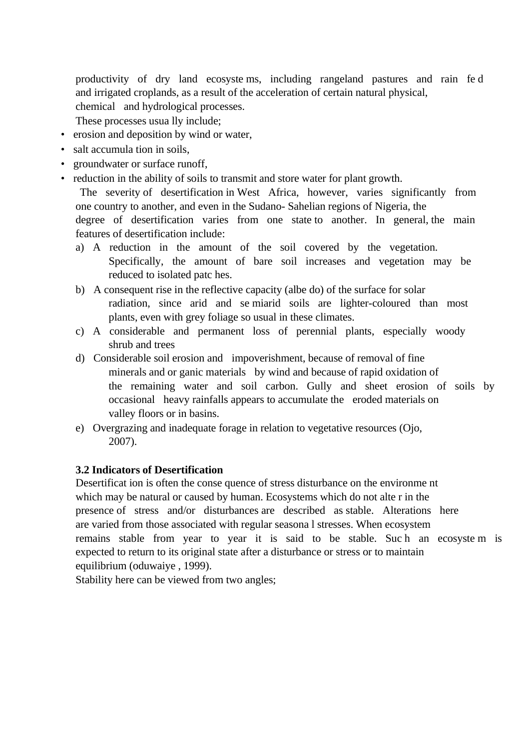productivity of dry land ecosystems, including rangeland pastures and rain fed and irrigated croplands, as a result of the acceleration of certain natural physical, chemical and hydrological processes.

These processes usually include;

- erosion and deposition by wind or water,
- salt accumulation in soils,
- groundwater or surface runoff,
- reduction in the ability of soils to transmit and store water for plant growth.

The severity of desertification in West Africa, however, varies significantly from one country to another, and even in the Sudano- Sahelian regions of Nigeria, the degree of desertification varies from one state to another. In general, the main features of desertification include:

a) A reduction in the amount of the soil covered by the vegetation. Specifically, the amount of bare soil increases and vegetation may be reduced to isolated patches.

b) A consequent rise in the reflective capacity (albedo) of the surface for solar radiation, since arid and semiarid soils are lighter-coloured than most plants, even with grey foliage so usual in these climates.

c) A considerable and permanent loss of perennial plants, especially woody shrub and trees

d) Considerable soil erosion and impoverishment, because of removal of fine minerals and organic materials by wind and because of rapid oxidation of the remaining water and soil carbon. Gully and sheet erosion of soils by occasional heavy rainfalls appears to accumulate the eroded materials on valley floors or in basins.

e) Overgrazing and inadequate forage in relation to vegetative resources (Ojo, 2007).

### 3.2 Indicators of Desertification

Desertification is often the consequence of stress disturbance on the environment which may be natural or caused by human. Ecosystems which do not alter in the presence of stress and/or disturbances are described as stable. Alterations here are varied from those associated with regular seasonal stresses. When ecosystem remains stable from year to year it is said to be stable. Such an ecosystem is expected to return to its original state after a disturbance or stress or to maintain equilibrium (oduwaiye , 1999).

Stability here can be viewed from two angles;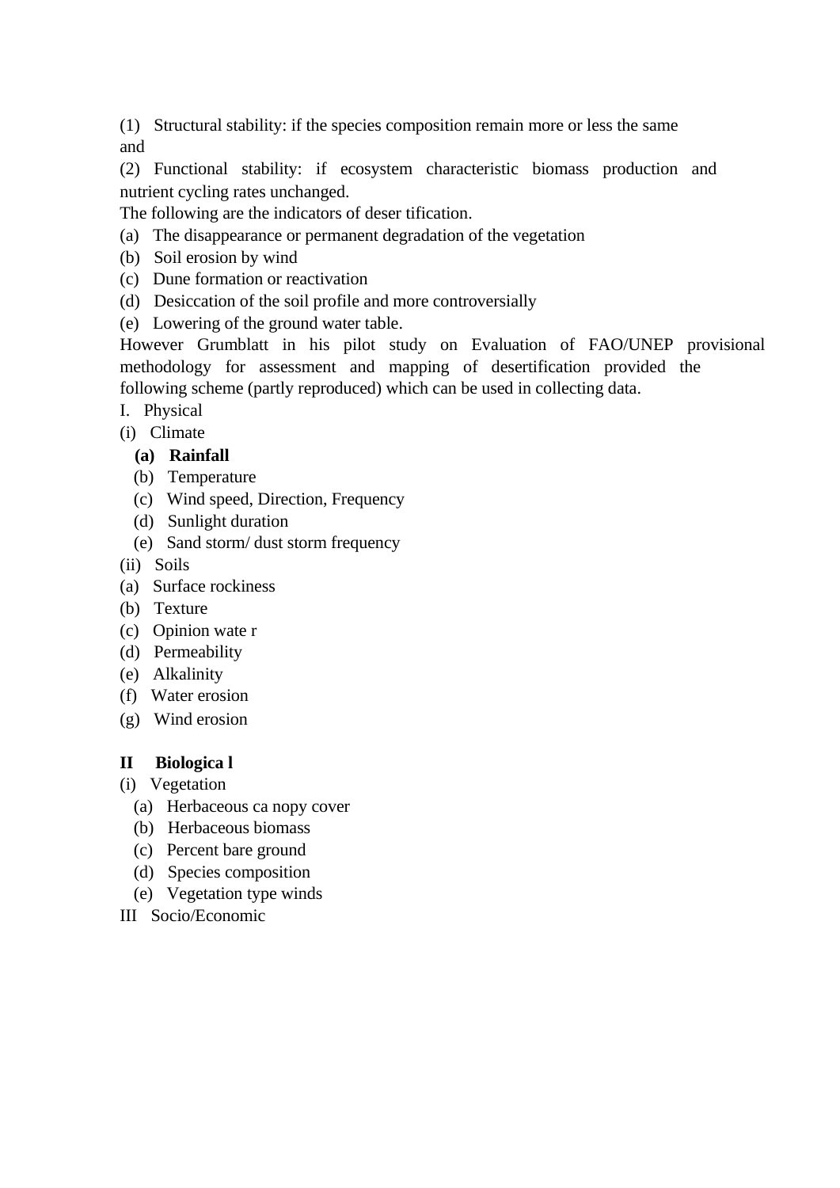(1) Structural stability: if the species composition remain more or less the same and

(2) Functional stability: if ecosystem characteristic biomass production and nutrient cycling rates unchanged.

The following are the indicators of deser tification.

(a) The disappearance or permanent degradation of the vegetation
(b) Soil erosion by wind
(c) Dune formation or reactivation
(d) Desiccation of the soil profile and more controversially
(e) Lowering of the ground water table.

However Grumblatt in his pilot study on Evaluation of FAO/UNEP provisional methodology for assessment and mapping of desertification provided the following scheme (partly reproduced) which can be used in collecting data.

I. Physical

(i) Climate

- **(a) Rainfall**
- (b) Temperature
- (c) Wind speed, Direction, Frequency
- (d) Sunlight duration
- (e) Sand storm/ dust storm frequency

(ii) Soils

(a) Surface rockiness
(b) Texture
(c) Opinion wate r
(d) Permeability
(e) Alkalinity
(f) Water erosion
(g) Wind erosion

**II Biologica l**

(i) Vegetation

- (a) Herbaceous ca nopy cover
- (b) Herbaceous biomass
- (c) Percent bare ground
- (d) Species composition
- (e) Vegetation type winds

III Socio/Economic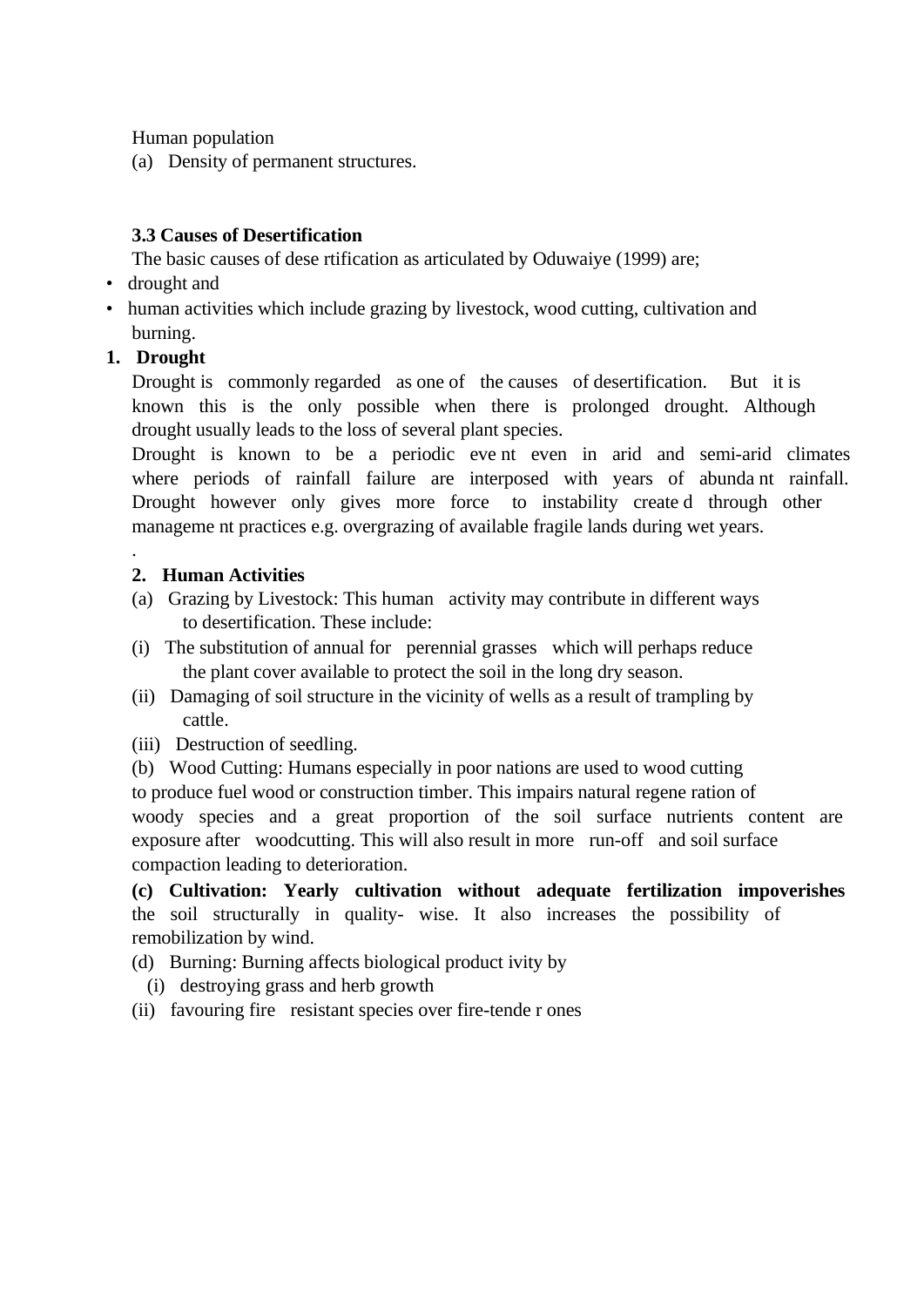Human population

(a) Density of permanent structures.

### 3.3 Causes of Desertification

The basic causes of dese rtification as articulated by Oduwaiye (1999) are;

- drought and
- human activities which include grazing by livestock, wood cutting, cultivation and burning.

**1. Drought**

Drought is commonly regarded as one of the causes of desertification. But it is known this is the only possible when there is prolonged drought. Although drought usually leads to the loss of several plant species.

Drought is known to be a periodic eve nt even in arid and semi-arid climates where periods of rainfall failure are interposed with years of abunda nt rainfall. Drought however only gives more force to instability create d through other manageme nt practices e.g. overgrazing of available fragile lands during wet years.

.

**2. Human Activities**

(a) Grazing by Livestock: This human activity may contribute in different ways to desertification. These include:

(i) The substitution of annual for perennial grasses which will perhaps reduce the plant cover available to protect the soil in the long dry season.

(ii) Damaging of soil structure in the vicinity of wells as a result of trampling by cattle.

(iii) Destruction of seedling.

(b) Wood Cutting: Humans especially in poor nations are used to wood cutting to produce fuel wood or construction timber. This impairs natural regene ration of woody species and a great proportion of the soil surface nutrients content are exposure after woodcutting. This will also result in more run-off and soil surface compaction leading to deterioration.

**(c) Cultivation: Yearly cultivation without adequate fertilization impoverishes** the soil structurally in quality- wise. It also increases the possibility of remobilization by wind.

(d) Burning: Burning affects biological product ivity by

(i) destroying grass and herb growth

(ii) favouring fire resistant species over fire-tende r ones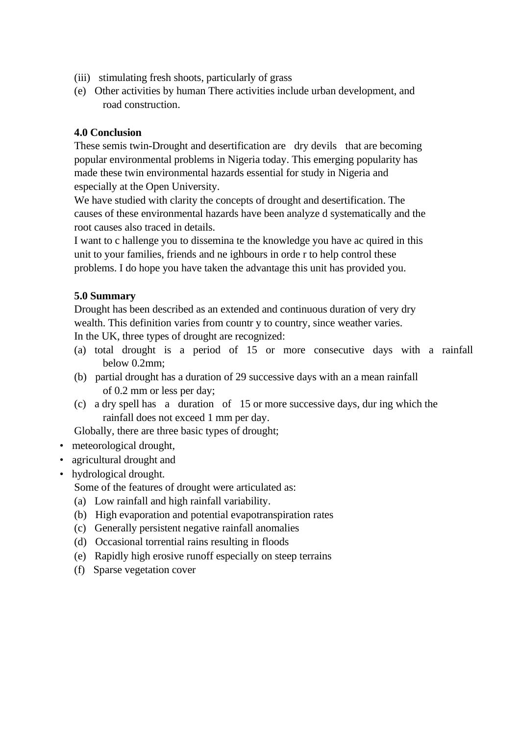(iii) stimulating fresh shoots, particularly of grass

(e) Other activities by human There activities include urban development, and road construction.

**4.0 Conclusion**

These semis twin-Drought and desertification are dry devils that are becoming popular environmental problems in Nigeria today. This emerging popularity has made these twin environmental hazards essential for study in Nigeria and especially at the Open University.

We have studied with clarity the concepts of drought and desertification. The causes of these environmental hazards have been analyze d systematically and the root causes also traced in details.

I want to c hallenge you to dissemina te the knowledge you have ac quired in this unit to your families, friends and ne ighbours in orde r to help control these problems. I do hope you have taken the advantage this unit has provided you.

**5.0 Summary**

Drought has been described as an extended and continuous duration of very dry wealth. This definition varies from countr y to country, since weather varies.

In the UK, three types of drought are recognized:

(a) total drought is a period of 15 or more consecutive days with a rainfall below 0.2mm;

(b) partial drought has a duration of 29 successive days with an a mean rainfall of 0.2 mm or less per day;

(c) a dry spell has a duration of 15 or more successive days, dur ing which the rainfall does not exceed 1 mm per day.

Globally, there are three basic types of drought;

- meteorological drought,
- agricultural drought and
- hydrological drought.

Some of the features of drought were articulated as:

(a) Low rainfall and high rainfall variability.

(b) High evaporation and potential evapotranspiration rates

(c) Generally persistent negative rainfall anomalies

(d) Occasional torrential rains resulting in floods

(e) Rapidly high erosive runoff especially on steep terrains

(f) Sparse vegetation cover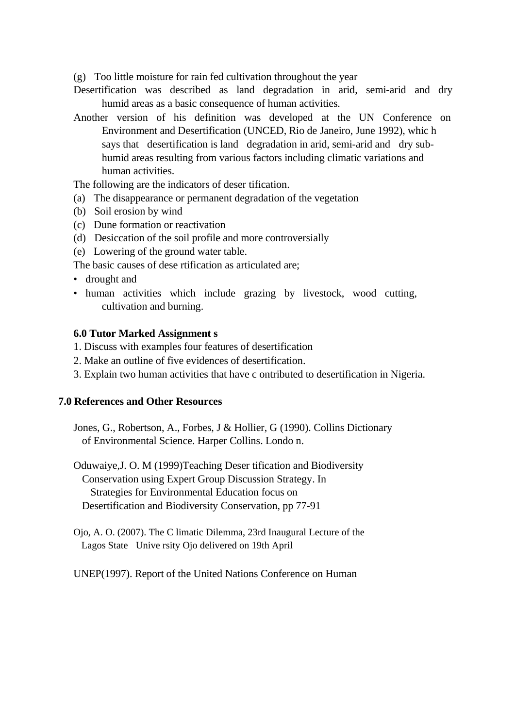(g) Too little moisture for rain fed cultivation throughout the year

Desertification was described as land degradation in arid, semi-arid and dry humid areas as a basic consequence of human activities.

Another version of his definition was developed at the UN Conference on Environment and Desertification (UNCED, Rio de Janeiro, June 1992), which says that desertification is land degradation in arid, semi-arid and dry sub-humid areas resulting from various factors including climatic variations and human activities.

The following are the indicators of desertification.

(a) The disappearance or permanent degradation of the vegetation
(b) Soil erosion by wind
(c) Dune formation or reactivation
(d) Desiccation of the soil profile and more controversially
(e) Lowering of the ground water table.

The basic causes of desertification as articulated are;

- drought and
- human activities which include grazing by livestock, wood cutting, cultivation and burning.

### 6.0 Tutor Marked Assignments

1. Discuss with examples four features of desertification
2. Make an outline of five evidences of desertification.
3. Explain two human activities that have contributed to desertification in Nigeria.

## 7.0 References and Other Resources

Jones, G., Robertson, A., Forbes, J & Hollier, G (1990). Collins Dictionary of Environmental Science. Harper Collins. London.

Oduwaiye,J. O. M (1999)Teaching Desertification and Biodiversity Conservation using Expert Group Discussion Strategy. In Strategies for Environmental Education focus on Desertification and Biodiversity Conservation, pp 77-91

Ojo, A. O. (2007). The Climatic Dilemma, 23rd Inaugural Lecture of the Lagos State University Ojo delivered on 19th April

UNEP(1997). Report of the United Nations Conference on Human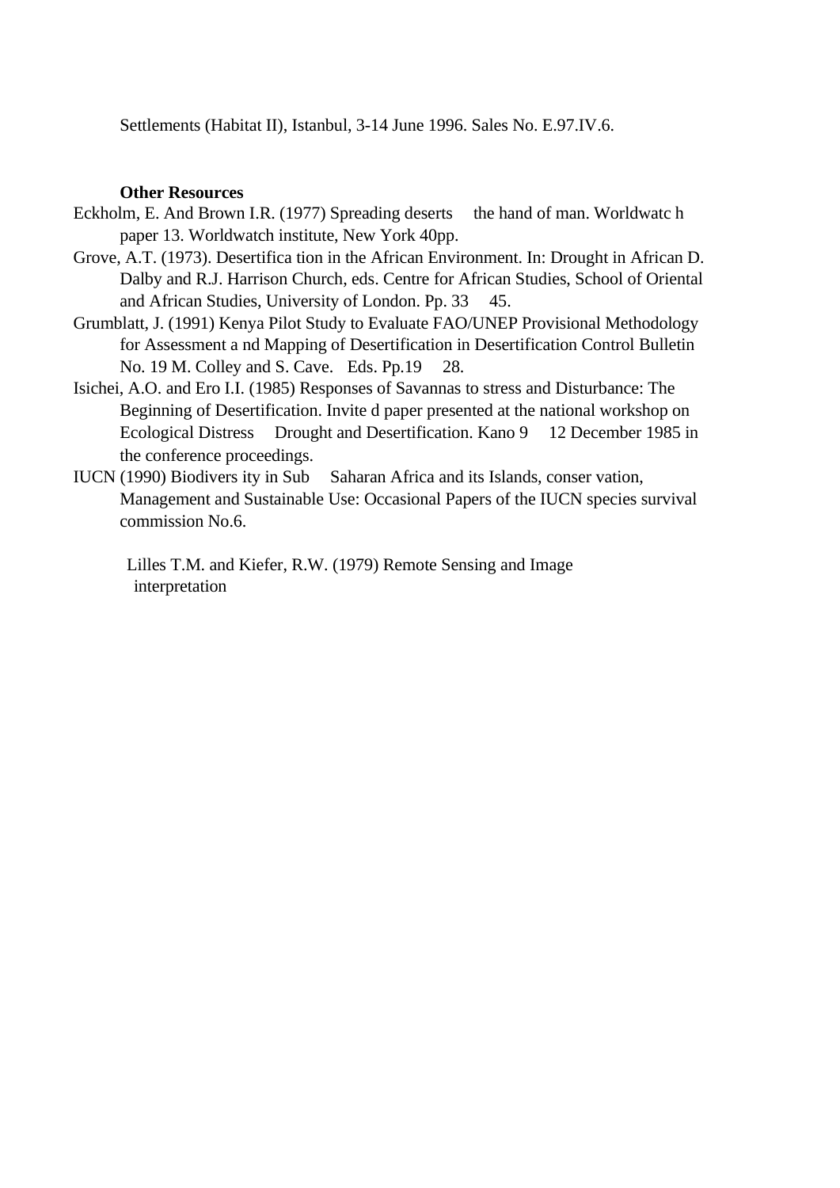Settlements (Habitat II), Istanbul, 3-14 June 1996. Sales No. E.97.IV.6.

**Other Resources**

Eckholm, E. And Brown I.R. (1977) Spreading deserts the hand of man. Worldwatc h paper 13. Worldwatch institute, New York 40pp.

Grove, A.T. (1973). Desertifica tion in the African Environment. In: Drought in African D. Dalby and R.J. Harrison Church, eds. Centre for African Studies, School of Oriental and African Studies, University of London. Pp. 33 45.

Grumblatt, J. (1991) Kenya Pilot Study to Evaluate FAO/UNEP Provisional Methodology for Assessment a nd Mapping of Desertification in Desertification Control Bulletin No. 19 M. Colley and S. Cave. Eds. Pp.19 28.

Isichei, A.O. and Ero I.I. (1985) Responses of Savannas to stress and Disturbance: The Beginning of Desertification. Invite d paper presented at the national workshop on Ecological Distress Drought and Desertification. Kano 9 12 December 1985 in the conference proceedings.

IUCN (1990) Biodivers ity in Sub Saharan Africa and its Islands, conser vation, Management and Sustainable Use: Occasional Papers of the IUCN species survival commission No.6.

Lilles T.M. and Kiefer, R.W. (1979) Remote Sensing and Image interpretation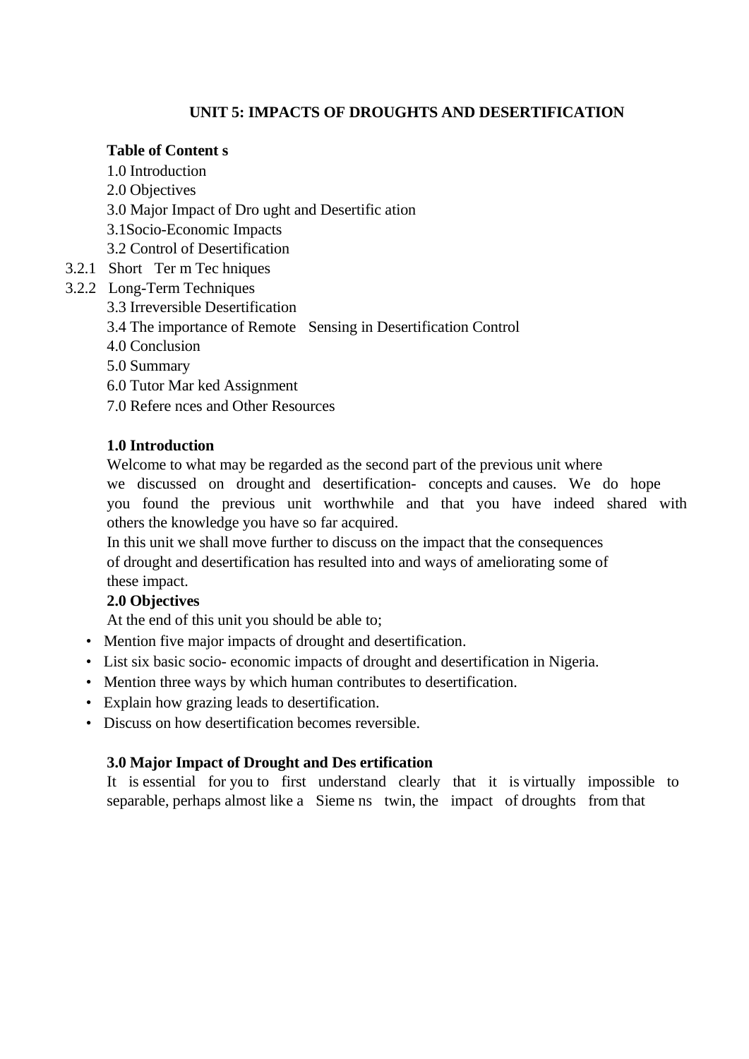### UNIT 5: IMPACTS OF DROUGHTS AND DESERTIFICATION

**Table of Content s**

1.0 Introduction
2.0 Objectives
3.0 Major Impact of Dro ught and Desertific ation
3.1Socio-Economic Impacts
3.2 Control of Desertification
3.2.1 Short Ter m Tec hniques
3.2.2 Long-Term Techniques
3.3 Irreversible Desertification
3.4 The importance of Remote Sensing in Desertification Control
4.0 Conclusion
5.0 Summary
6.0 Tutor Mar ked Assignment
7.0 Refere nces and Other Resources

**1.0 Introduction**

Welcome to what may be regarded as the second part of the previous unit where we discussed on drought and desertification- concepts and causes. We do hope you found the previous unit worthwhile and that you have indeed shared with others the knowledge you have so far acquired.

In this unit we shall move further to discuss on the impact that the consequences of drought and desertification has resulted into and ways of ameliorating some of these impact.

**2.0 Objectives**

At the end of this unit you should be able to;

- Mention five major impacts of drought and desertification.
- List six basic socio- economic impacts of drought and desertification in Nigeria.
- Mention three ways by which human contributes to desertification.
- Explain how grazing leads to desertification.
- Discuss on how desertification becomes reversible.

**3.0 Major Impact of Drought and Des ertification**

It is essential for you to first understand clearly that it is virtually impossible to separable, perhaps almost like a Sieme ns twin, the impact of droughts from that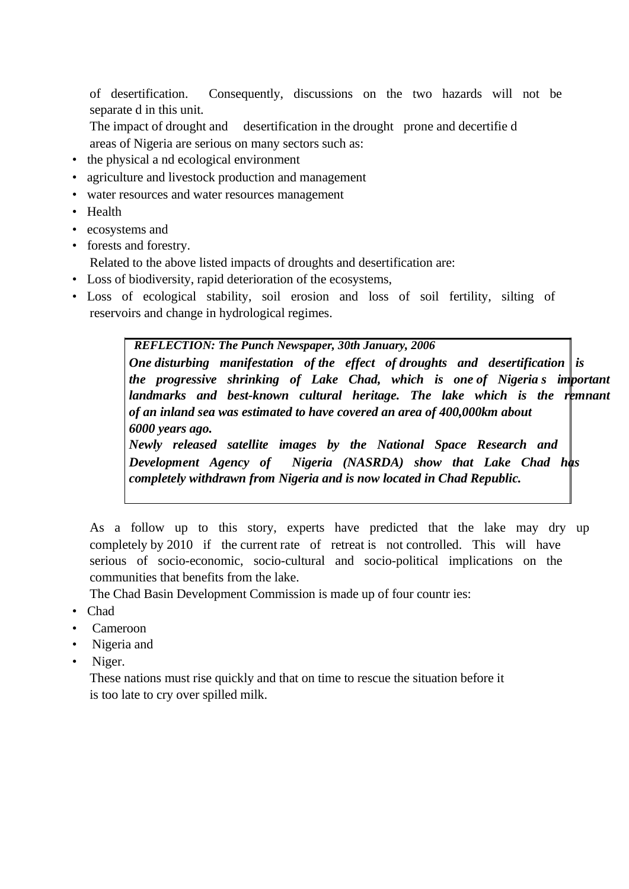of desertification. Consequently, discussions on the two hazards will not be separate d in this unit.

The impact of drought and desertification in the drought prone and decertifie d areas of Nigeria are serious on many sectors such as:

- the physical a nd ecological environment
- agriculture and livestock production and management
- water resources and water resources management
- Health
- ecosystems and
- forests and forestry.

Related to the above listed impacts of droughts and desertification are:

- Loss of biodiversity, rapid deterioration of the ecosystems,
- Loss of ecological stability, soil erosion and loss of soil fertility, silting of reservoirs and change in hydrological regimes.

> ***REFLECTION: The Punch Newspaper, 30th January, 2006***
>
> ***One disturbing manifestation of the effect of droughts and desertification is the progressive shrinking of Lake Chad, which is one of Nigeria s important landmarks and best-known cultural heritage. The lake which is the remnant of an inland sea was estimated to have covered an area of 400,000km about 6000 years ago.***
>
> ***Newly released satellite images by the National Space Research and Development Agency of Nigeria (NASRDA) show that Lake Chad has completely withdrawn from Nigeria and is now located in Chad Republic.***

As a follow up to this story, experts have predicted that the lake may dry up completely by 2010 if the current rate of retreat is not controlled. This will have serious of socio-economic, socio-cultural and socio-political implications on the communities that benefits from the lake.

The Chad Basin Development Commission is made up of four countr ies:

- Chad
- Cameroon
- Nigeria and
- Niger.

These nations must rise quickly and that on time to rescue the situation before it is too late to cry over spilled milk.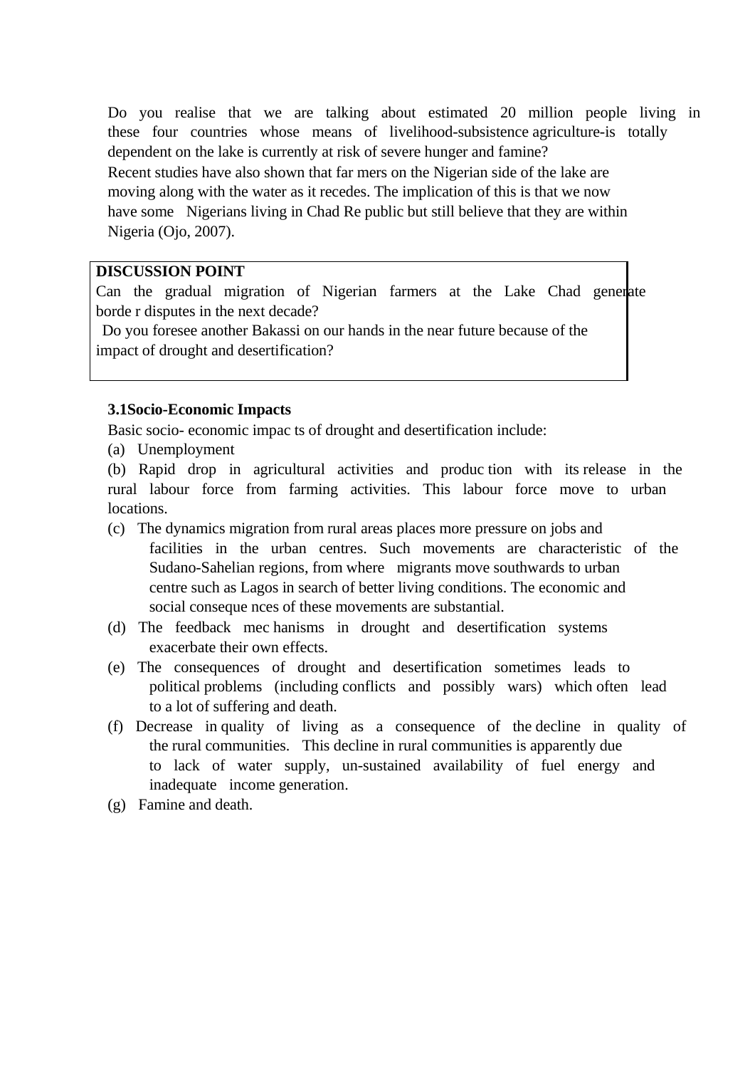Do you realise that we are talking about estimated 20 million people living in these four countries whose means of livelihood-subsistence agriculture-is totally dependent on the lake is currently at risk of severe hunger and famine?

Recent studies have also shown that far mers on the Nigerian side of the lake are moving along with the water as it recedes. The implication of this is that we now have some Nigerians living in Chad Re public but still believe that they are within Nigeria (Ojo, 2007).

**DISCUSSION POINT**

Can the gradual migration of Nigerian farmers at the Lake Chad generate borde r disputes in the next decade?

Do you foresee another Bakassi on our hands in the near future because of the impact of drought and desertification?

### 3.1Socio-Economic Impacts

Basic socio- economic impac ts of drought and desertification include:

(a) Unemployment

(b) Rapid drop in agricultural activities and produc tion with its release in the rural labour force from farming activities. This labour force move to urban locations.

(c) The dynamics migration from rural areas places more pressure on jobs and facilities in the urban centres. Such movements are characteristic of the Sudano-Sahelian regions, from where migrants move southwards to urban centre such as Lagos in search of better living conditions. The economic and social conseque nces of these movements are substantial.

(d) The feedback mec hanisms in drought and desertification systems exacerbate their own effects.

(e) The consequences of drought and desertification sometimes leads to political problems (including conflicts and possibly wars) which often lead to a lot of suffering and death.

(f) Decrease in quality of living as a consequence of the decline in quality of the rural communities. This decline in rural communities is apparently due to lack of water supply, un-sustained availability of fuel energy and inadequate income generation.

(g) Famine and death.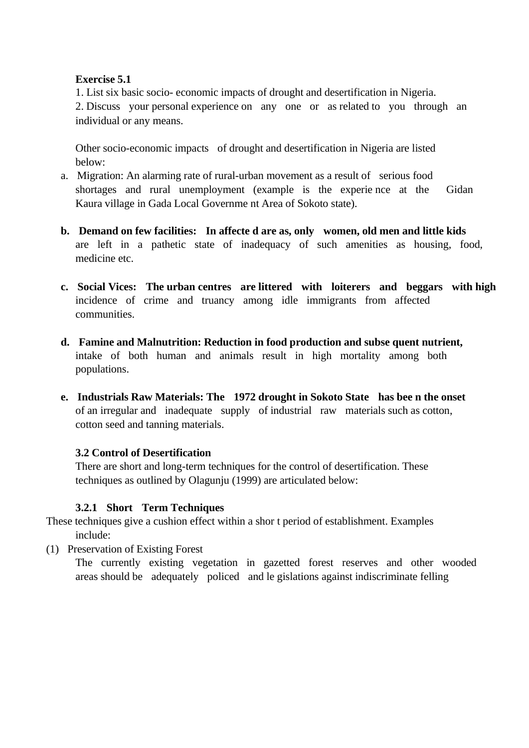**Exercise 5.1**

1. List six basic socio- economic impacts of drought and desertification in Nigeria.
2. Discuss your personal experience on any one or as related to you through an individual or any means.

Other socio-economic impacts of drought and desertification in Nigeria are listed below:

a. Migration: An alarming rate of rural-urban movement as a result of serious food shortages and rural unemployment (example is the experience at the Gidan Kaura village in Gada Local Government Area of Sokoto state).

b. **Demand on few facilities: In affected areas, only women, old men and little kids** are left in a pathetic state of inadequacy of such amenities as housing, food, medicine etc.

c. **Social Vices: The urban centres are littered with loiterers and beggars with high** incidence of crime and truancy among idle immigrants from affected communities.

d. **Famine and Malnutrition: Reduction in food production and subsequent nutrient,** intake of both human and animals result in high mortality among both populations.

e. **Industrials Raw Materials: The 1972 drought in Sokoto State has been the onset** of an irregular and inadequate supply of industrial raw materials such as cotton, cotton seed and tanning materials.

### 3.2 Control of Desertification

There are short and long-term techniques for the control of desertification. These techniques as outlined by Olagunju (1999) are articulated below:

#### 3.2.1 Short Term Techniques

These techniques give a cushion effect within a short period of establishment. Examples include:

(1) Preservation of Existing Forest

The currently existing vegetation in gazetted forest reserves and other wooded areas should be adequately policed and legislations against indiscriminate felling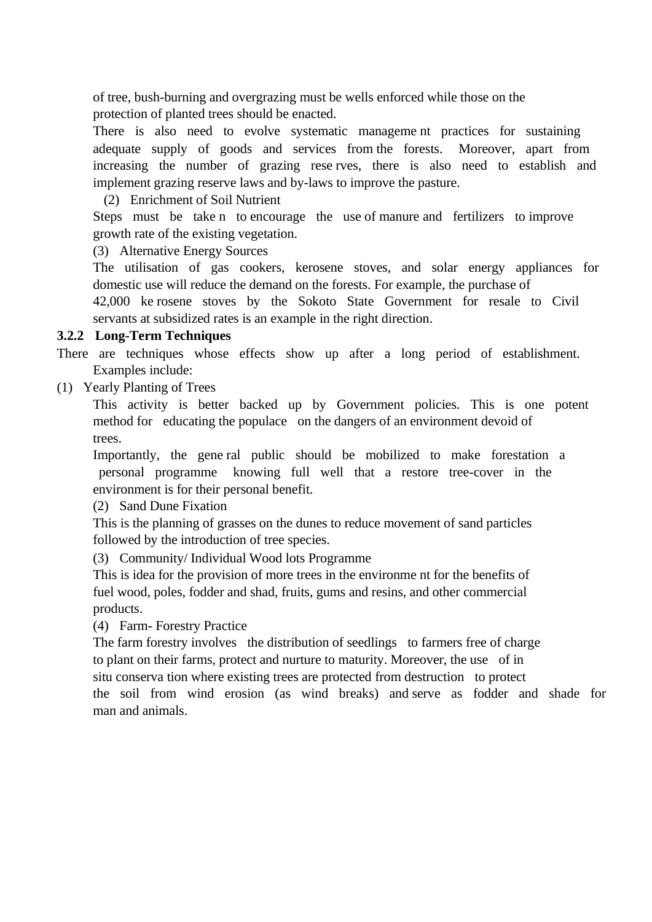of tree, bush-burning and overgrazing must be wells enforced while those on the protection of planted trees should be enacted.

There is also need to evolve systematic management practices for sustaining adequate supply of goods and services from the forests. Moreover, apart from increasing the number of grazing reserves, there is also need to establish and implement grazing reserve laws and by-laws to improve the pasture.

(2) Enrichment of Soil Nutrient

Steps must be taken to encourage the use of manure and fertilizers to improve growth rate of the existing vegetation.

(3) Alternative Energy Sources

The utilisation of gas cookers, kerosene stoves, and solar energy appliances for domestic use will reduce the demand on the forests. For example, the purchase of 42,000 kerosene stoves by the Sokoto State Government for resale to Civil servants at subsidized rates is an example in the right direction.

### 3.2.2 Long-Term Techniques

There are techniques whose effects show up after a long period of establishment. Examples include:

(1) Yearly Planting of Trees

This activity is better backed up by Government policies. This is one potent method for educating the populace on the dangers of an environment devoid of trees.

Importantly, the general public should be mobilized to make forestation a personal programme knowing full well that a restore tree-cover in the environment is for their personal benefit.

(2) Sand Dune Fixation

This is the planning of grasses on the dunes to reduce movement of sand particles followed by the introduction of tree species.

(3) Community/ Individual Wood lots Programme

This is idea for the provision of more trees in the environment for the benefits of fuel wood, poles, fodder and shad, fruits, gums and resins, and other commercial products.

(4) Farm- Forestry Practice

The farm forestry involves the distribution of seedlings to farmers free of charge to plant on their farms, protect and nurture to maturity. Moreover, the use of in situ conservation where existing trees are protected from destruction to protect the soil from wind erosion (as wind breaks) and serve as fodder and shade for man and animals.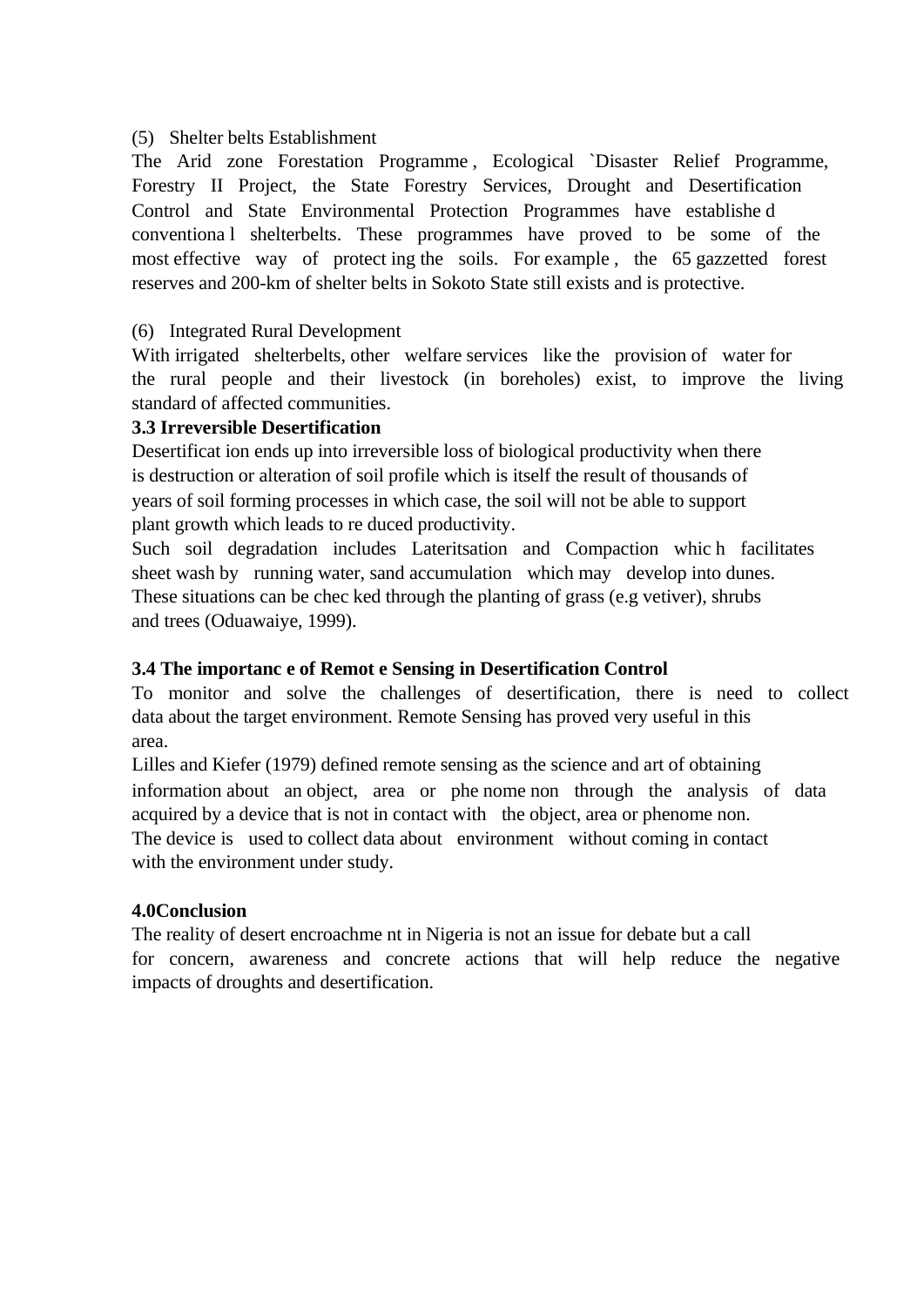(5) Shelter belts Establishment

The Arid zone Forestation Programme, Ecological `Disaster Relief Programme, Forestry II Project, the State Forestry Services, Drought and Desertification Control and State Environmental Protection Programmes have established conventional shelterbelts. These programmes have proved to be some of the most effective way of protecting the soils. For example, the 65 gazzetted forest reserves and 200-km of shelter belts in Sokoto State still exists and is protective.

(6) Integrated Rural Development

With irrigated shelterbelts, other welfare services like the provision of water for the rural people and their livestock (in boreholes) exist, to improve the living standard of affected communities.

**3.3 Irreversible Desertification**

Desertification ends up into irreversible loss of biological productivity when there is destruction or alteration of soil profile which is itself the result of thousands of years of soil forming processes in which case, the soil will not be able to support plant growth which leads to reduced productivity.

Such soil degradation includes Lateritsation and Compaction which facilitates sheet wash by running water, sand accumulation which may develop into dunes. These situations can be checked through the planting of grass (e.g vetiver), shrubs and trees (Oduawaiye, 1999).

**3.4 The importance of Remote Sensing in Desertification Control**

To monitor and solve the challenges of desertification, there is need to collect data about the target environment. Remote Sensing has proved very useful in this area.

Lilles and Kiefer (1979) defined remote sensing as the science and art of obtaining information about an object, area or phenomenon through the analysis of data acquired by a device that is not in contact with the object, area or phenomenon. The device is used to collect data about environment without coming in contact with the environment under study.

**4.0Conclusion**

The reality of desert encroachment in Nigeria is not an issue for debate but a call for concern, awareness and concrete actions that will help reduce the negative impacts of droughts and desertification.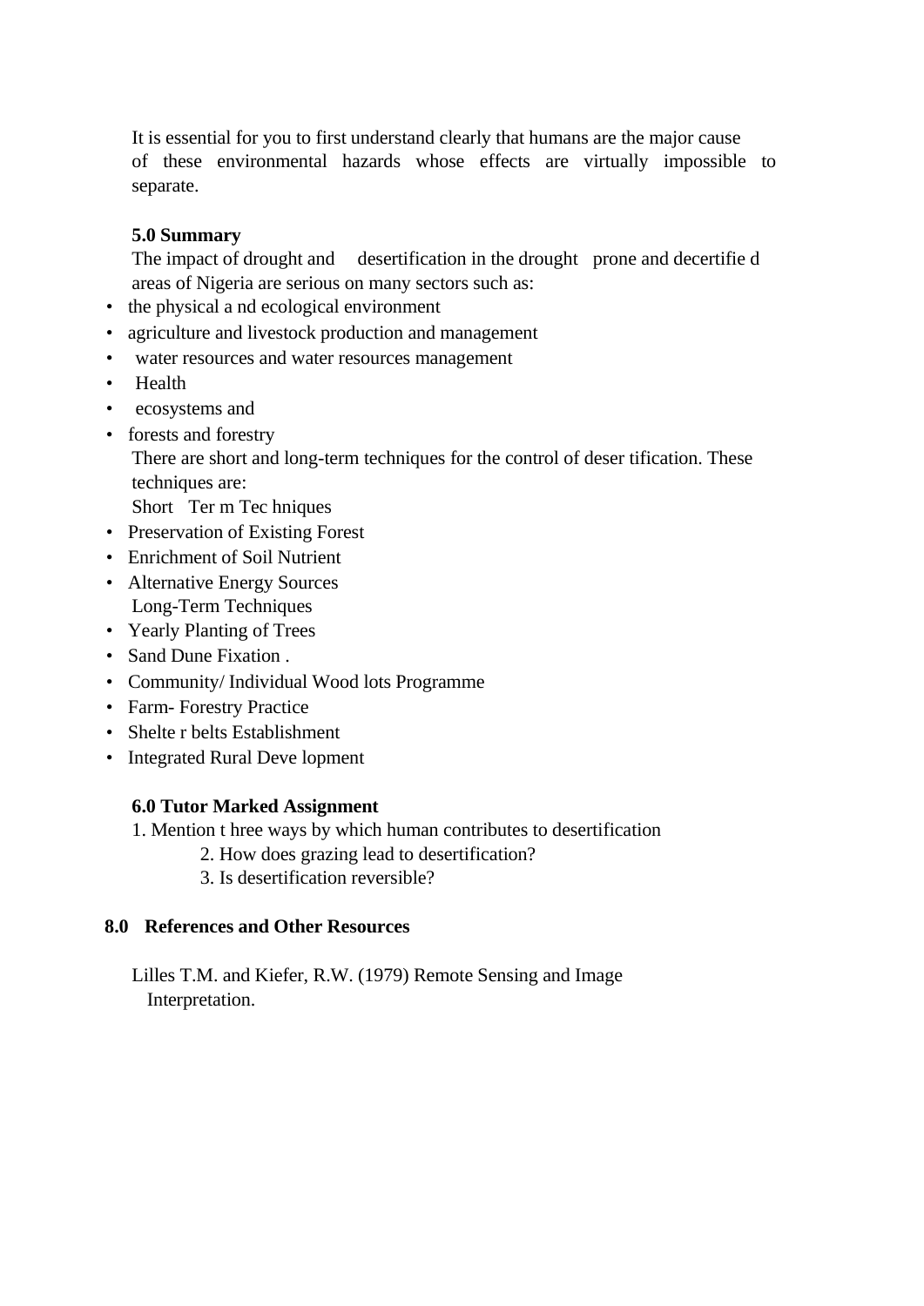It is essential for you to first understand clearly that humans are the major cause of these environmental hazards whose effects are virtually impossible to separate.

## 5.0 Summary

The impact of drought and desertification in the drought prone and decertifie d areas of Nigeria are serious on many sectors such as:

- the physical a nd ecological environment
- agriculture and livestock production and management
- water resources and water resources management
- Health
- ecosystems and
- forests and forestry

There are short and long-term techniques for the control of deser tification. These techniques are:

Short Ter m Tec hniques

- Preservation of Existing Forest
- Enrichment of Soil Nutrient
- Alternative Energy Sources

Long-Term Techniques

- Yearly Planting of Trees
- Sand Dune Fixation .
- Community/ Individual Wood lots Programme
- Farm- Forestry Practice
- Shelte r belts Establishment
- Integrated Rural Deve lopment

## 6.0 Tutor Marked Assignment

1. Mention t hree ways by which human contributes to desertification
2. How does grazing lead to desertification?
3. Is desertification reversible?

## 8.0 References and Other Resources

Lilles T.M. and Kiefer, R.W. (1979) Remote Sensing and Image Interpretation.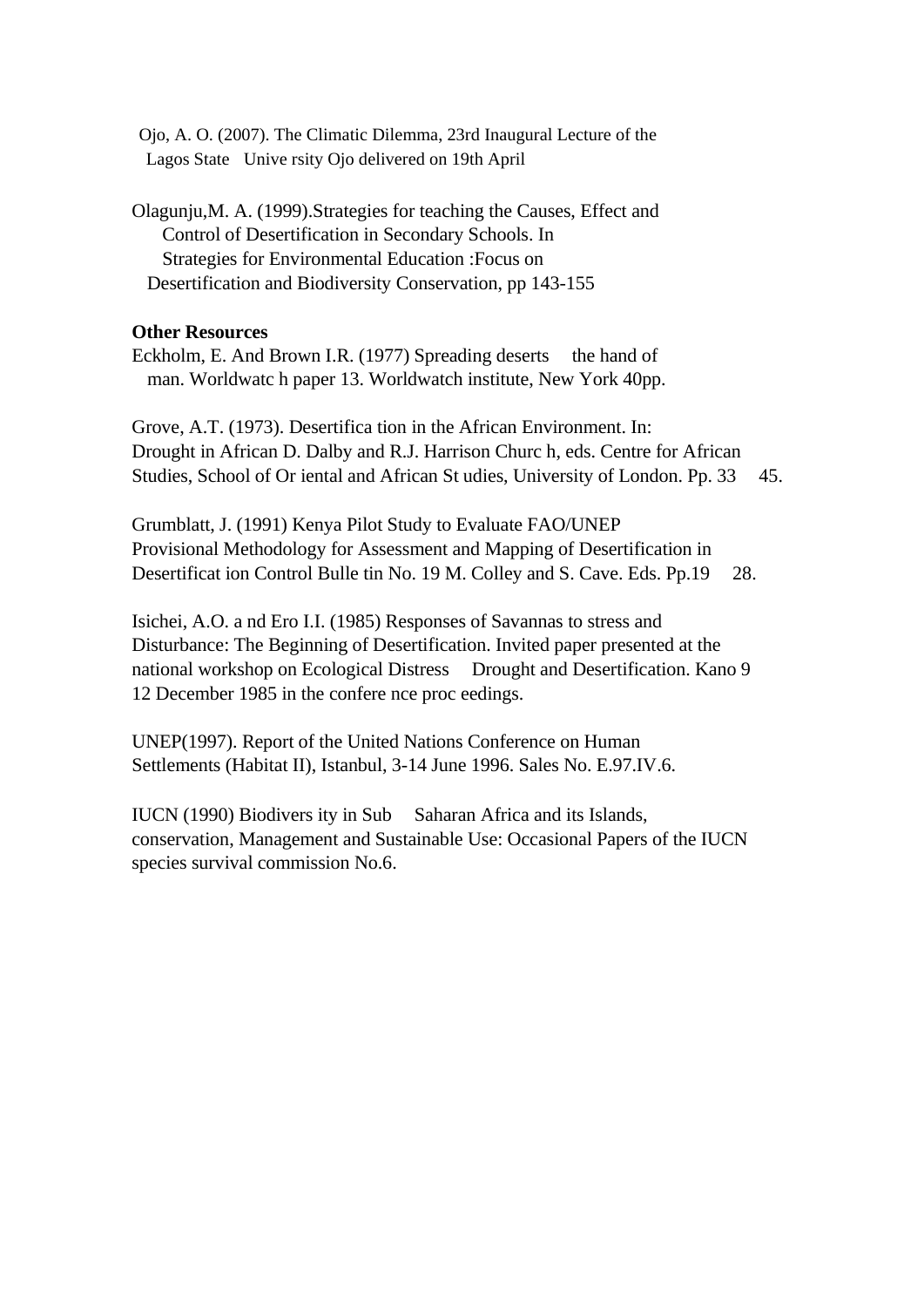Ojo, A. O. (2007). The Climatic Dilemma, 23rd Inaugural Lecture of the Lagos State Unive rsity Ojo delivered on 19th April

Olagunju,M. A. (1999).Strategies for teaching the Causes, Effect and Control of Desertification in Secondary Schools. In Strategies for Environmental Education :Focus on Desertification and Biodiversity Conservation, pp 143-155

**Other Resources**

Eckholm, E. And Brown I.R. (1977) Spreading deserts the hand of man. Worldwatc h paper 13. Worldwatch institute, New York 40pp.

Grove, A.T. (1973). Desertifica tion in the African Environment. In: Drought in African D. Dalby and R.J. Harrison Churc h, eds. Centre for African Studies, School of Or iental and African St udies, University of London. Pp. 33 45.

Grumblatt, J. (1991) Kenya Pilot Study to Evaluate FAO/UNEP Provisional Methodology for Assessment and Mapping of Desertification in Desertificat ion Control Bulle tin No. 19 M. Colley and S. Cave. Eds. Pp.19 28.

Isichei, A.O. a nd Ero I.I. (1985) Responses of Savannas to stress and Disturbance: The Beginning of Desertification. Invited paper presented at the national workshop on Ecological Distress Drought and Desertification. Kano 9 12 December 1985 in the confere nce proc eedings.

UNEP(1997). Report of the United Nations Conference on Human Settlements (Habitat II), Istanbul, 3-14 June 1996. Sales No. E.97.IV.6.

IUCN (1990) Biodivers ity in Sub Saharan Africa and its Islands, conservation, Management and Sustainable Use: Occasional Papers of the IUCN species survival commission No.6.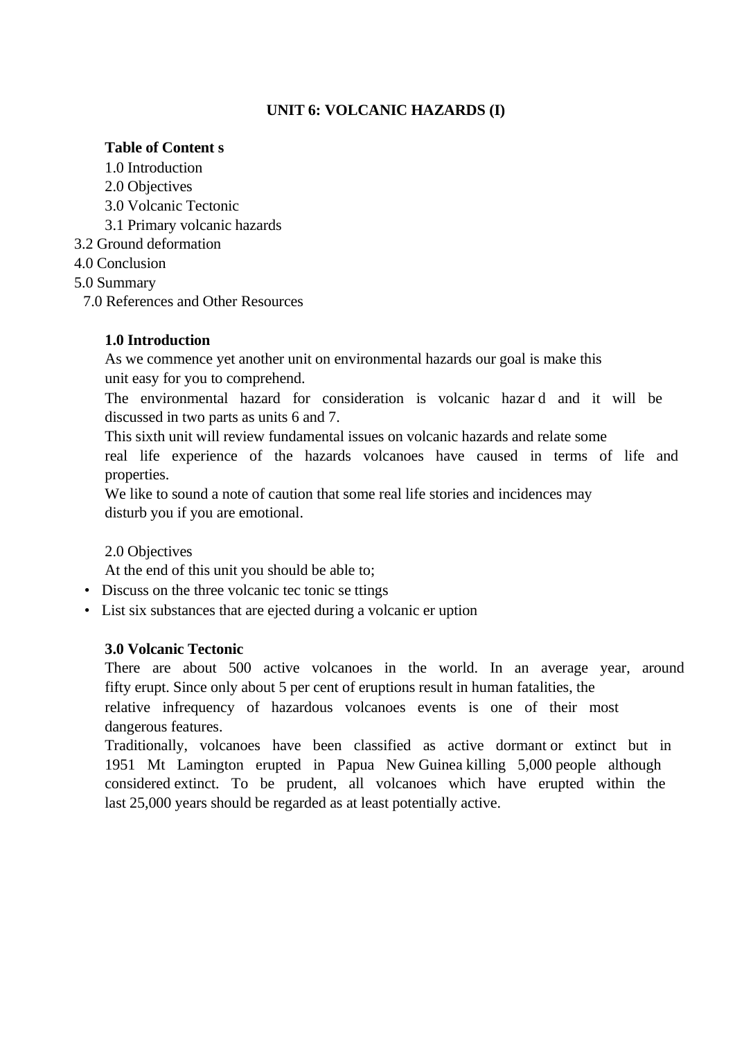**UNIT 6: VOLCANIC HAZARDS (I)**

**Table of Content s**

1.0 Introduction
2.0 Objectives
3.0 Volcanic Tectonic
3.1 Primary volcanic hazards
3.2 Ground deformation
4.0 Conclusion
5.0 Summary
7.0 References and Other Resources

**1.0 Introduction**

As we commence yet another unit on environmental hazards our goal is make this unit easy for you to comprehend.

The environmental hazard for consideration is volcanic hazar d and it will be discussed in two parts as units 6 and 7.

This sixth unit will review fundamental issues on volcanic hazards and relate some real life experience of the hazards volcanoes have caused in terms of life and properties.

We like to sound a note of caution that some real life stories and incidences may disturb you if you are emotional.

2.0 Objectives

At the end of this unit you should be able to;

- Discuss on the three volcanic tec tonic se ttings
- List six substances that are ejected during a volcanic er uption

**3.0 Volcanic Tectonic**

There are about 500 active volcanoes in the world. In an average year, around fifty erupt. Since only about 5 per cent of eruptions result in human fatalities, the relative infrequency of hazardous volcanoes events is one of their most dangerous features.

Traditionally, volcanoes have been classified as active dormant or extinct but in 1951 Mt Lamington erupted in Papua New Guinea killing 5,000 people although considered extinct. To be prudent, all volcanoes which have erupted within the last 25,000 years should be regarded as at least potentially active.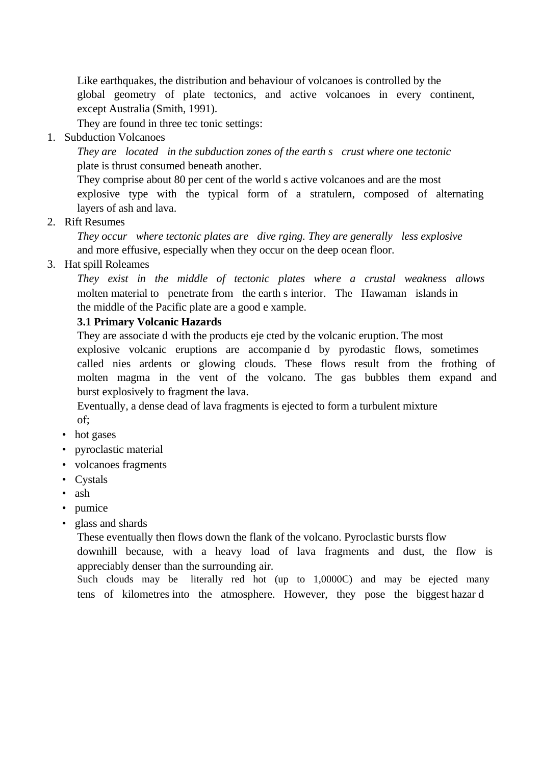Like earthquakes, the distribution and behaviour of volcanoes is controlled by the global geometry of plate tectonics, and active volcanoes in every continent, except Australia (Smith, 1991).

They are found in three tec tonic settings:

1. Subduction Volcanoes

   *They are located in the subduction zones of the earth s crust where one tectonic* plate is thrust consumed beneath another.

   They comprise about 80 per cent of the world s active volcanoes and are the most explosive type with the typical form of a stratulern, composed of alternating layers of ash and lava.

2. Rift Resumes

   *They occur where tectonic plates are dive rging. They are generally less explosive* and more effusive, especially when they occur on the deep ocean floor.

3. Hat spill Roleames

   *They exist in the middle of tectonic plates where a crustal weakness allows* molten material to penetrate from the earth s interior. The Hawaman islands in the middle of the Pacific plate are a good e xample.

**3.1 Primary Volcanic Hazards**

They are associate d with the products eje cted by the volcanic eruption. The most explosive volcanic eruptions are accompanie d by pyrodastic flows, sometimes called nies ardents or glowing clouds. These flows result from the frothing of molten magma in the vent of the volcano. The gas bubbles them expand and burst explosively to fragment the lava.

Eventually, a dense dead of lava fragments is ejected to form a turbulent mixture of;

- hot gases
- pyroclastic material
- volcanoes fragments
- Cystals
- ash
- pumice
- glass and shards

These eventually then flows down the flank of the volcano. Pyroclastic bursts flow downhill because, with a heavy load of lava fragments and dust, the flow is appreciably denser than the surrounding air.

Such clouds may be literally red hot (up to 1,0000C) and may be ejected many tens of kilometres into the atmosphere. However, they pose the biggest hazar d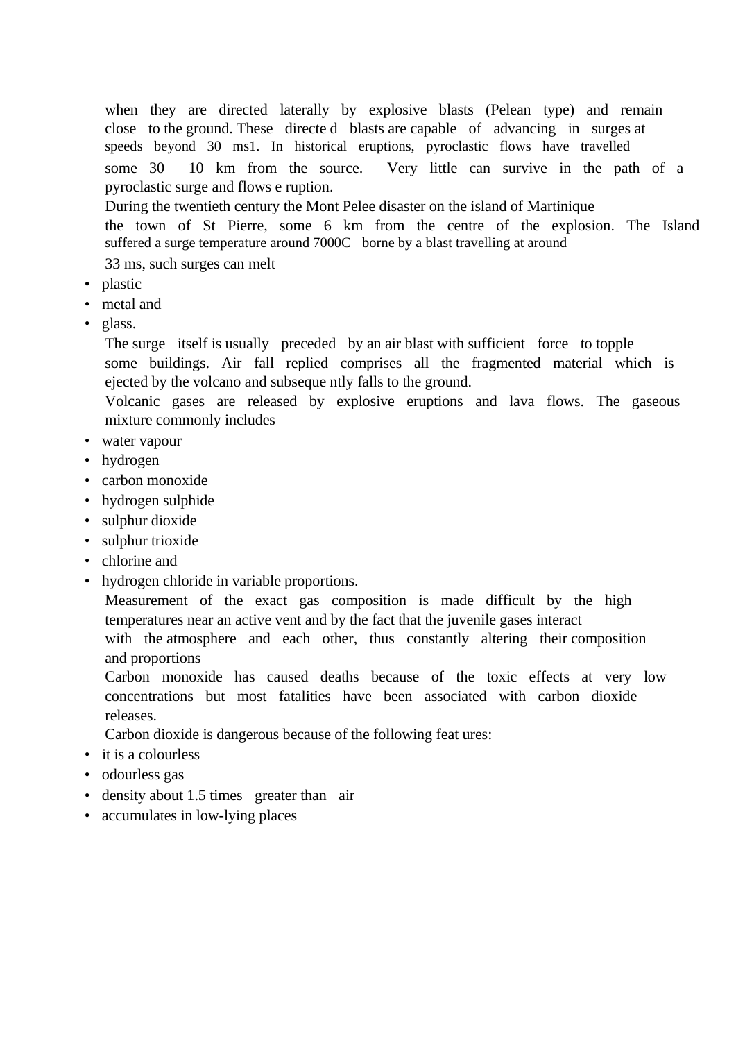when they are directed laterally by explosive blasts (Pelean type) and remain close to the ground. These directe d blasts are capable of advancing in surges at speeds beyond 30 ms1. In historical eruptions, pyroclastic flows have travelled some 30 10 km from the source. Very little can survive in the path of a pyroclastic surge and flows e ruption.

During the twentieth century the Mont Pelee disaster on the island of Martinique the town of St Pierre, some 6 km from the centre of the explosion. The Island suffered a surge temperature around 7000C borne by a blast travelling at around 33 ms, such surges can melt

- plastic
- metal and
- glass.

The surge itself is usually preceded by an air blast with sufficient force to topple some buildings. Air fall replied comprises all the fragmented material which is ejected by the volcano and subseque ntly falls to the ground.

Volcanic gases are released by explosive eruptions and lava flows. The gaseous mixture commonly includes

- water vapour
- hydrogen
- carbon monoxide
- hydrogen sulphide
- sulphur dioxide
- sulphur trioxide
- chlorine and
- hydrogen chloride in variable proportions.

Measurement of the exact gas composition is made difficult by the high temperatures near an active vent and by the fact that the juvenile gases interact with the atmosphere and each other, thus constantly altering their composition and proportions

Carbon monoxide has caused deaths because of the toxic effects at very low concentrations but most fatalities have been associated with carbon dioxide releases.

Carbon dioxide is dangerous because of the following feat ures:

- it is a colourless
- odourless gas
- density about 1.5 times greater than air
- accumulates in low-lying places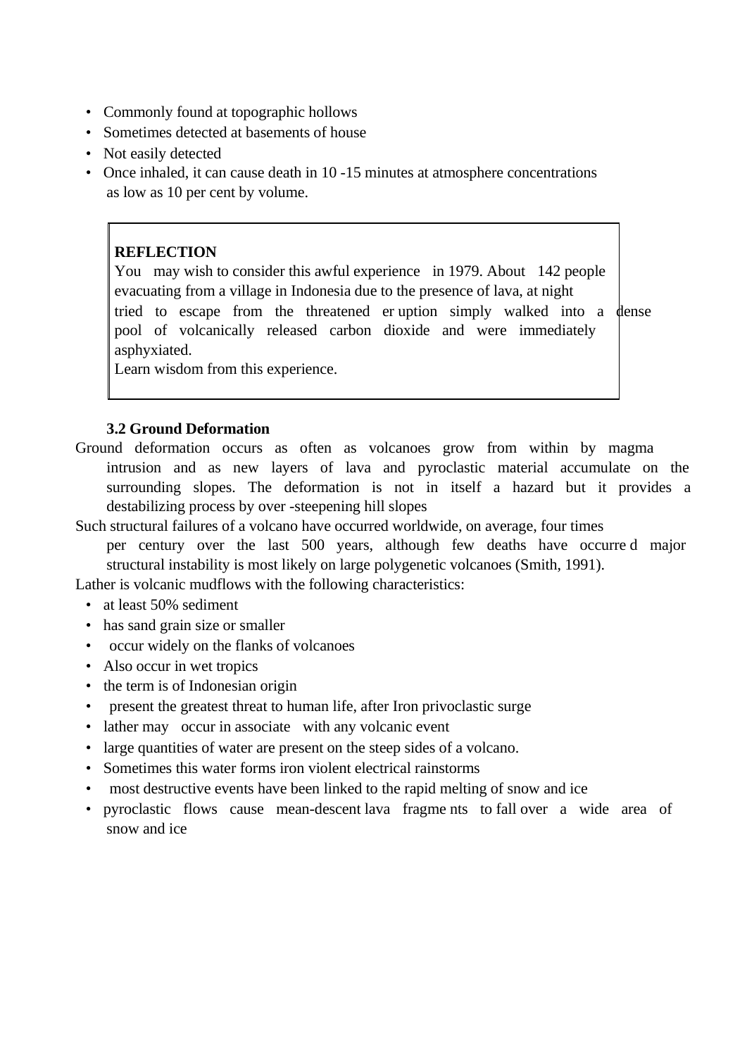- Commonly found at topographic hollows
- Sometimes detected at basements of house
- Not easily detected
- Once inhaled, it can cause death in 10 -15 minutes at atmosphere concentrations as low as 10 per cent by volume.

> **REFLECTION**
> You may wish to consider this awful experience in 1979. About 142 people evacuating from a village in Indonesia due to the presence of lava, at night tried to escape from the threatened er uption simply walked into a dense pool of volcanically released carbon dioxide and were immediately asphyxiated.
> Learn wisdom from this experience.

### 3.2 Ground Deformation

Ground deformation occurs as often as volcanoes grow from within by magma intrusion and as new layers of lava and pyroclastic material accumulate on the surrounding slopes. The deformation is not in itself a hazard but it provides a destabilizing process by over -steepening hill slopes

Such structural failures of a volcano have occurred worldwide, on average, four times per century over the last 500 years, although few deaths have occurre d major structural instability is most likely on large polygenetic volcanoes (Smith, 1991).

Lather is volcanic mudflows with the following characteristics:

- at least 50% sediment
- has sand grain size or smaller
- occur widely on the flanks of volcanoes
- Also occur in wet tropics
- the term is of Indonesian origin
- present the greatest threat to human life, after Iron privoclastic surge
- lather may occur in associate with any volcanic event
- large quantities of water are present on the steep sides of a volcano.
- Sometimes this water forms iron violent electrical rainstorms
- most destructive events have been linked to the rapid melting of snow and ice
- pyroclastic flows cause mean-descent lava fragme nts to fall over a wide area of snow and ice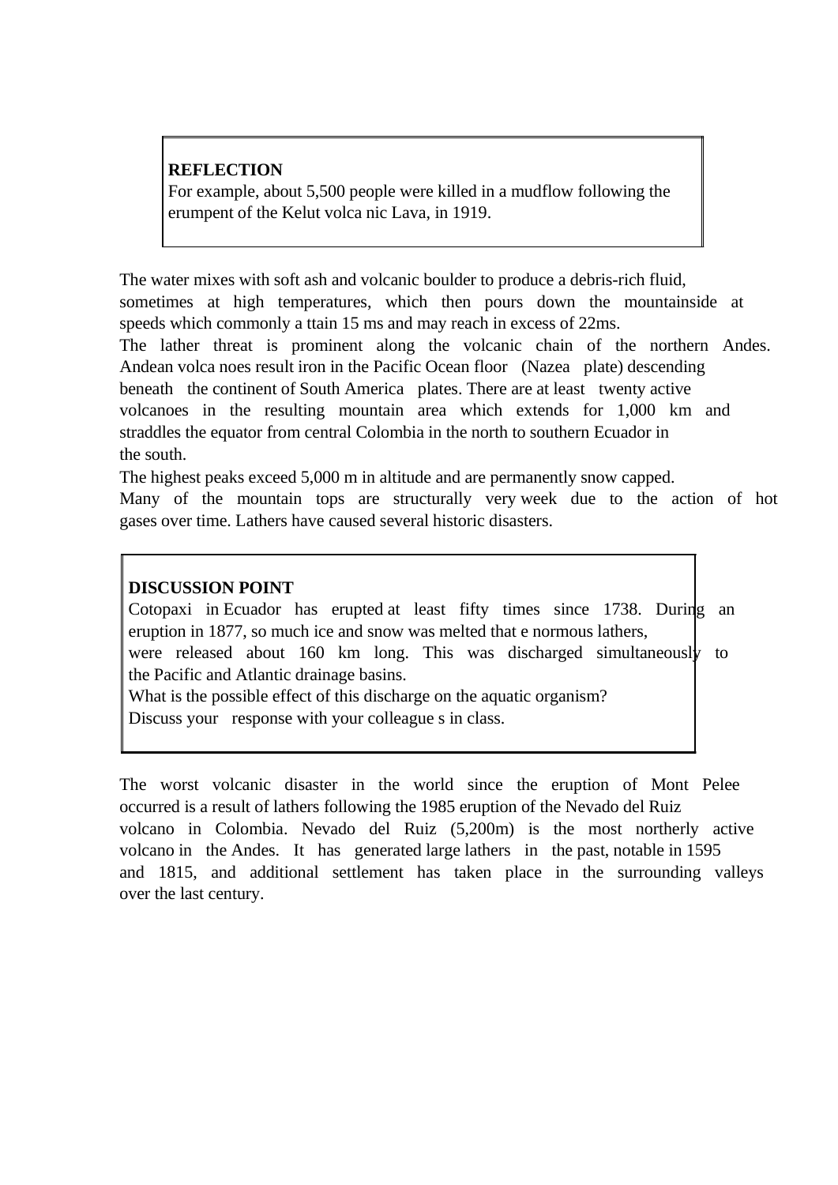**REFLECTION**

For example, about 5,500 people were killed in a mudflow following the erumpent of the Kelut volca nic Lava, in 1919.

The water mixes with soft ash and volcanic boulder to produce a debris-rich fluid, sometimes at high temperatures, which then pours down the mountainside at speeds which commonly a ttain 15 ms and may reach in excess of 22ms.

The lather threat is prominent along the volcanic chain of the northern Andes. Andean volca noes result iron in the Pacific Ocean floor (Nazea plate) descending beneath the continent of South America plates. There are at least twenty active volcanoes in the resulting mountain area which extends for 1,000 km and straddles the equator from central Colombia in the north to southern Ecuador in the south.

The highest peaks exceed 5,000 m in altitude and are permanently snow capped.

Many of the mountain tops are structurally very week due to the action of hot gases over time. Lathers have caused several historic disasters.

**DISCUSSION POINT**

Cotopaxi in Ecuador has erupted at least fifty times since 1738. During an eruption in 1877, so much ice and snow was melted that e normous lathers, were released about 160 km long. This was discharged simultaneously to the Pacific and Atlantic drainage basins.

What is the possible effect of this discharge on the aquatic organism?

Discuss your response with your colleague s in class.

The worst volcanic disaster in the world since the eruption of Mont Pelee occurred is a result of lathers following the 1985 eruption of the Nevado del Ruiz volcano in Colombia. Nevado del Ruiz (5,200m) is the most northerly active volcano in the Andes. It has generated large lathers in the past, notable in 1595 and 1815, and additional settlement has taken place in the surrounding valleys over the last century.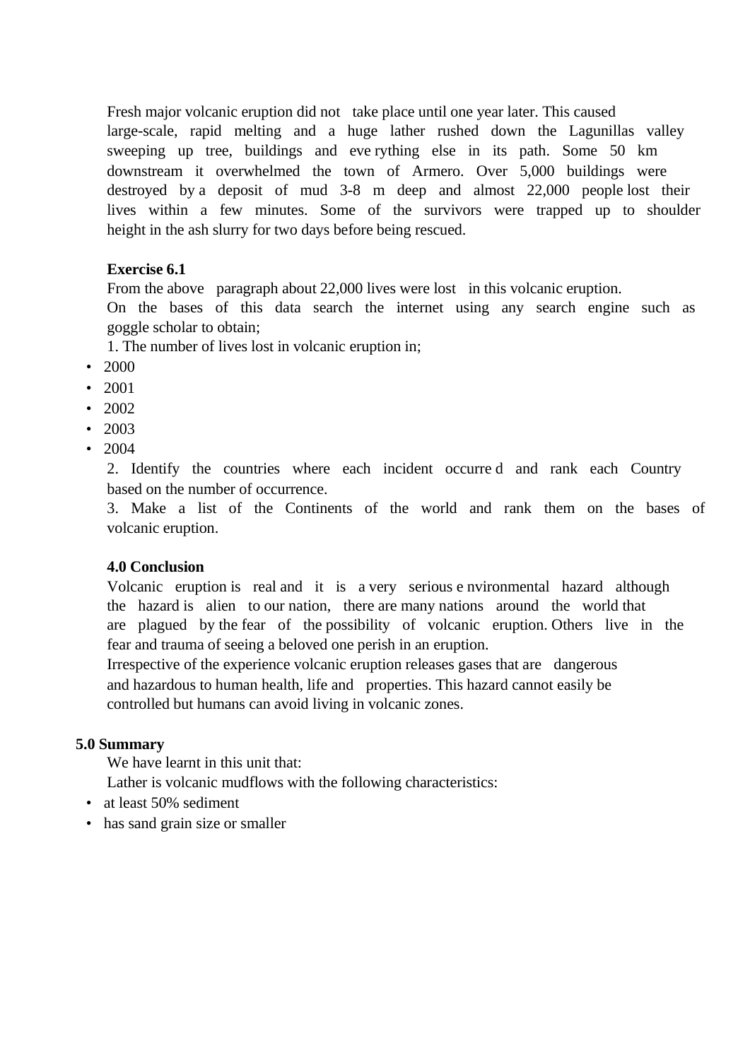Fresh major volcanic eruption did not take place until one year later. This caused large-scale, rapid melting and a huge lather rushed down the Lagunillas valley sweeping up tree, buildings and everything else in its path. Some 50 km downstream it overwhelmed the town of Armero. Over 5,000 buildings were destroyed by a deposit of mud 3-8 m deep and almost 22,000 people lost their lives within a few minutes. Some of the survivors were trapped up to shoulder height in the ash slurry for two days before being rescued.

**Exercise 6.1**

From the above paragraph about 22,000 lives were lost in this volcanic eruption. On the bases of this data search the internet using any search engine such as goggle scholar to obtain;

1. The number of lives lost in volcanic eruption in;

- 2000
- 2001
- 2002
- 2003
- 2004

2. Identify the countries where each incident occurred and rank each Country based on the number of occurrence.

3. Make a list of the Continents of the world and rank them on the bases of volcanic eruption.

## 4.0 Conclusion

Volcanic eruption is real and it is a very serious environmental hazard although the hazard is alien to our nation, there are many nations around the world that are plagued by the fear of the possibility of volcanic eruption. Others live in the fear and trauma of seeing a beloved one perish in an eruption.

Irrespective of the experience volcanic eruption releases gases that are dangerous and hazardous to human health, life and properties. This hazard cannot easily be controlled but humans can avoid living in volcanic zones.

## 5.0 Summary

We have learnt in this unit that:

Lather is volcanic mudflows with the following characteristics:

- at least 50% sediment
- has sand grain size or smaller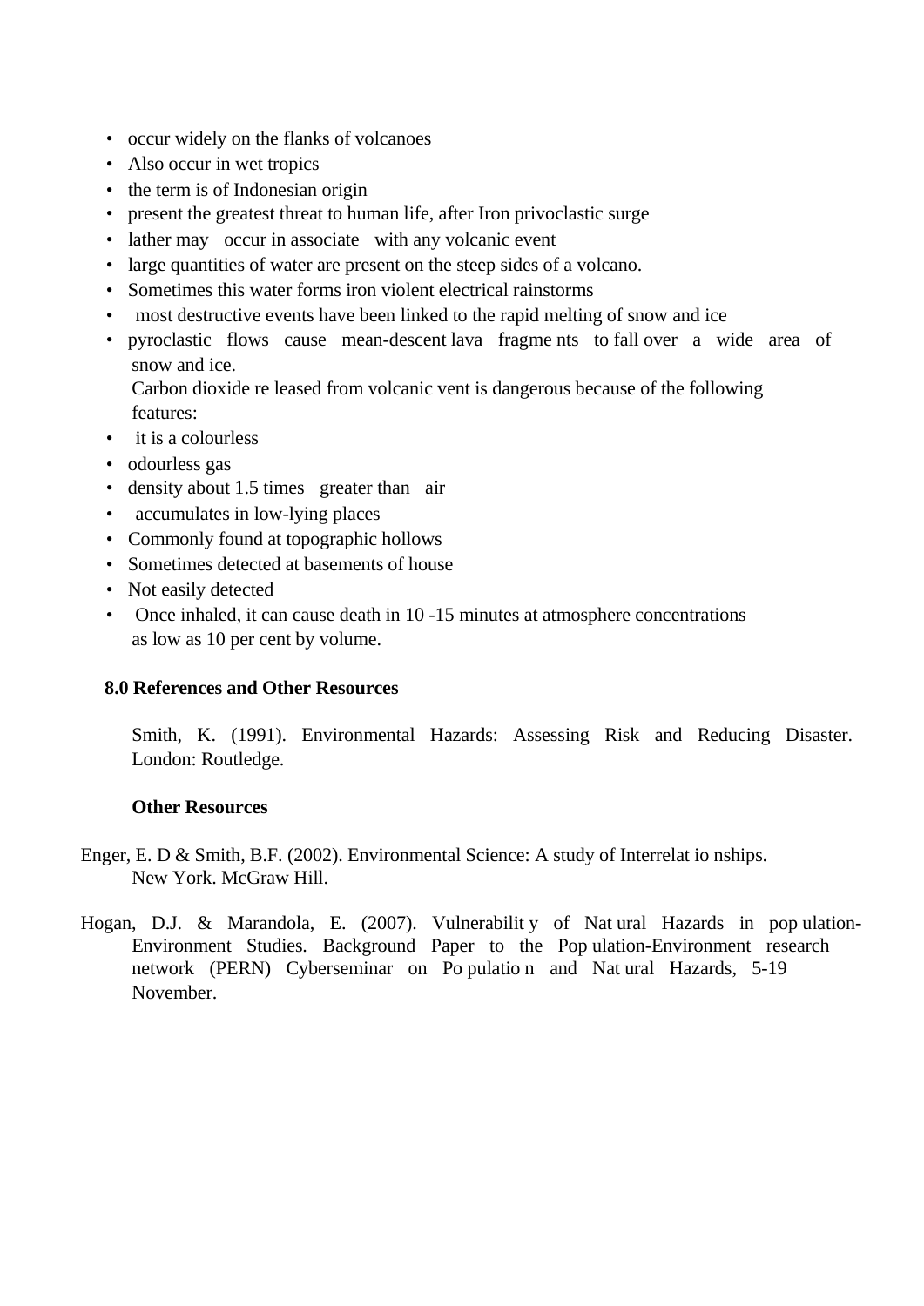- occur widely on the flanks of volcanoes
- Also occur in wet tropics
- the term is of Indonesian origin
- present the greatest threat to human life, after Iron privoclastic surge
- lather may occur in associate with any volcanic event
- large quantities of water are present on the steep sides of a volcano.
- Sometimes this water forms iron violent electrical rainstorms
- most destructive events have been linked to the rapid melting of snow and ice
- pyroclastic flows cause mean-descent lava fragme nts to fall over a wide area of snow and ice.

  Carbon dioxide re leased from volcanic vent is dangerous because of the following features:
- it is a colourless
- odourless gas
- density about 1.5 times greater than air
- accumulates in low-lying places
- Commonly found at topographic hollows
- Sometimes detected at basements of house
- Not easily detected
- Once inhaled, it can cause death in 10 -15 minutes at atmosphere concentrations as low as 10 per cent by volume.

## 8.0 References and Other Resources

Smith, K. (1991). Environmental Hazards: Assessing Risk and Reducing Disaster. London: Routledge.

**Other Resources**

Enger, E. D & Smith, B.F. (2002). Environmental Science: A study of Interrelat io nships. New York. McGraw Hill.

Hogan, D.J. & Marandola, E. (2007). Vulnerabilit y of Nat ural Hazards in pop ulation-Environment Studies. Background Paper to the Pop ulation-Environment research network (PERN) Cyberseminar on Po pulatio n and Nat ural Hazards, 5-19 November.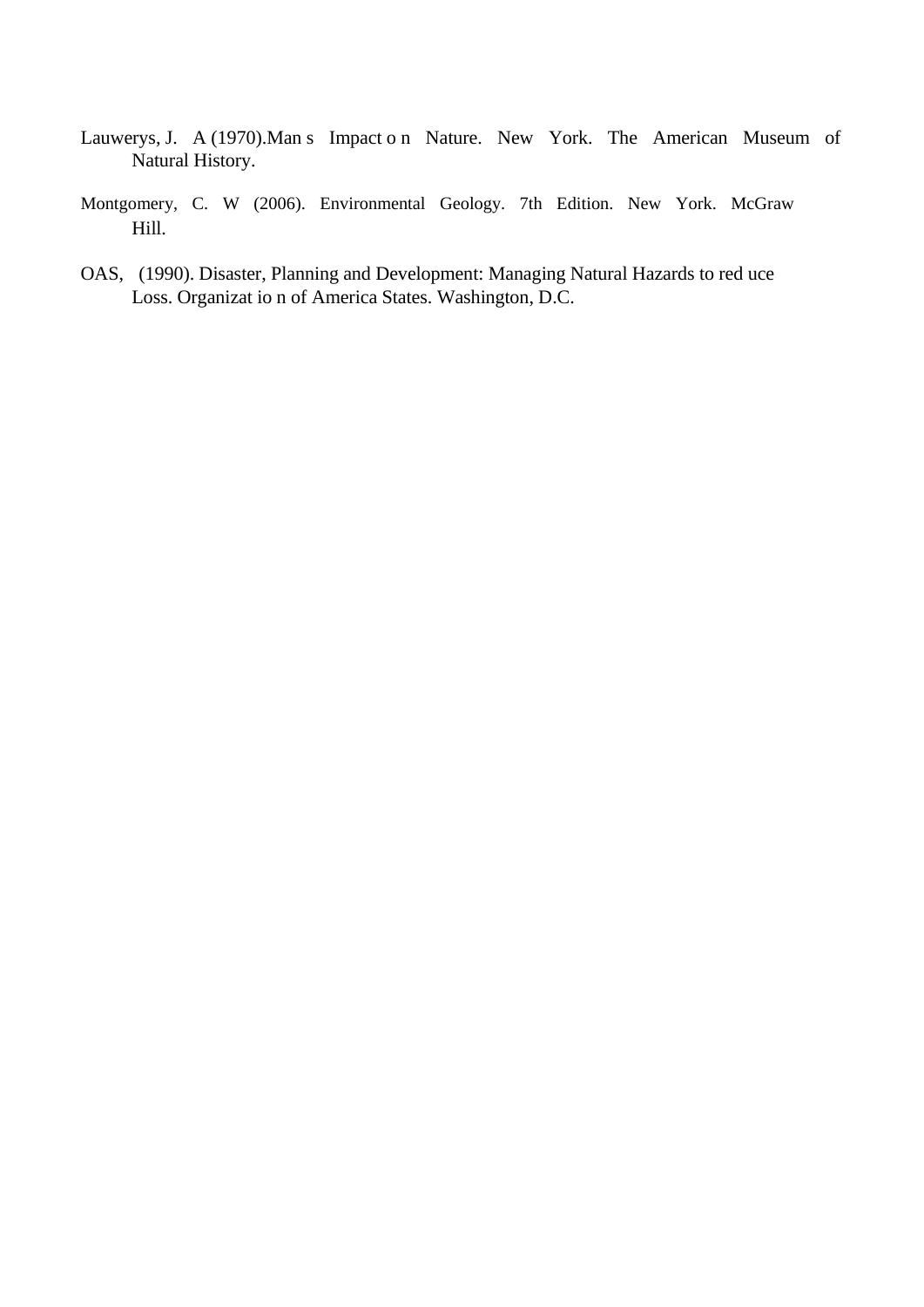Lauwerys, J. A (1970).Man s Impact o n Nature. New York. The American Museum of Natural History.

Montgomery, C. W (2006). Environmental Geology. 7th Edition. New York. McGraw Hill.

OAS, (1990). Disaster, Planning and Development: Managing Natural Hazards to red uce Loss. Organizat io n of America States. Washington, D.C.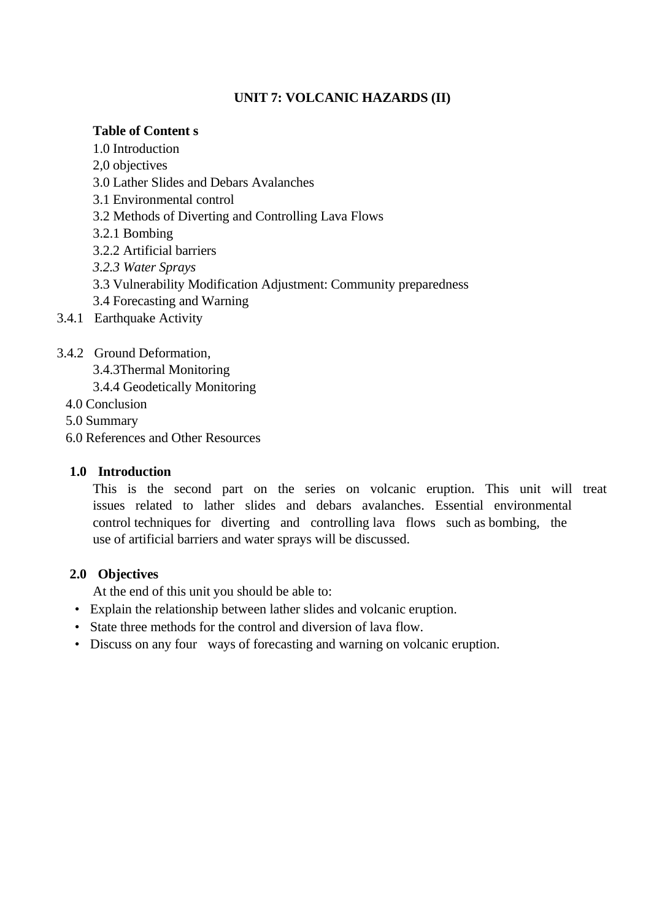# UNIT 7: VOLCANIC HAZARDS (II)

**Table of Content s**

1.0 Introduction
2,0 objectives
3.0 Lather Slides and Debars Avalanches
3.1 Environmental control
3.2 Methods of Diverting and Controlling Lava Flows
3.2.1 Bombing
3.2.2 Artificial barriers
*3.2.3 Water Sprays*
3.3 Vulnerability Modification Adjustment: Community preparedness
3.4 Forecasting and Warning
3.4.1 Earthquake Activity

3.4.2 Ground Deformation,
3.4.3Thermal Monitoring
3.4.4 Geodetically Monitoring
4.0 Conclusion
5.0 Summary
6.0 References and Other Resources

## 1.0 Introduction

This is the second part on the series on volcanic eruption. This unit will treat issues related to lather slides and debars avalanches. Essential environmental control techniques for diverting and controlling lava flows such as bombing, the use of artificial barriers and water sprays will be discussed.

## 2.0 Objectives

At the end of this unit you should be able to:

- Explain the relationship between lather slides and volcanic eruption.
- State three methods for the control and diversion of lava flow.
- Discuss on any four ways of forecasting and warning on volcanic eruption.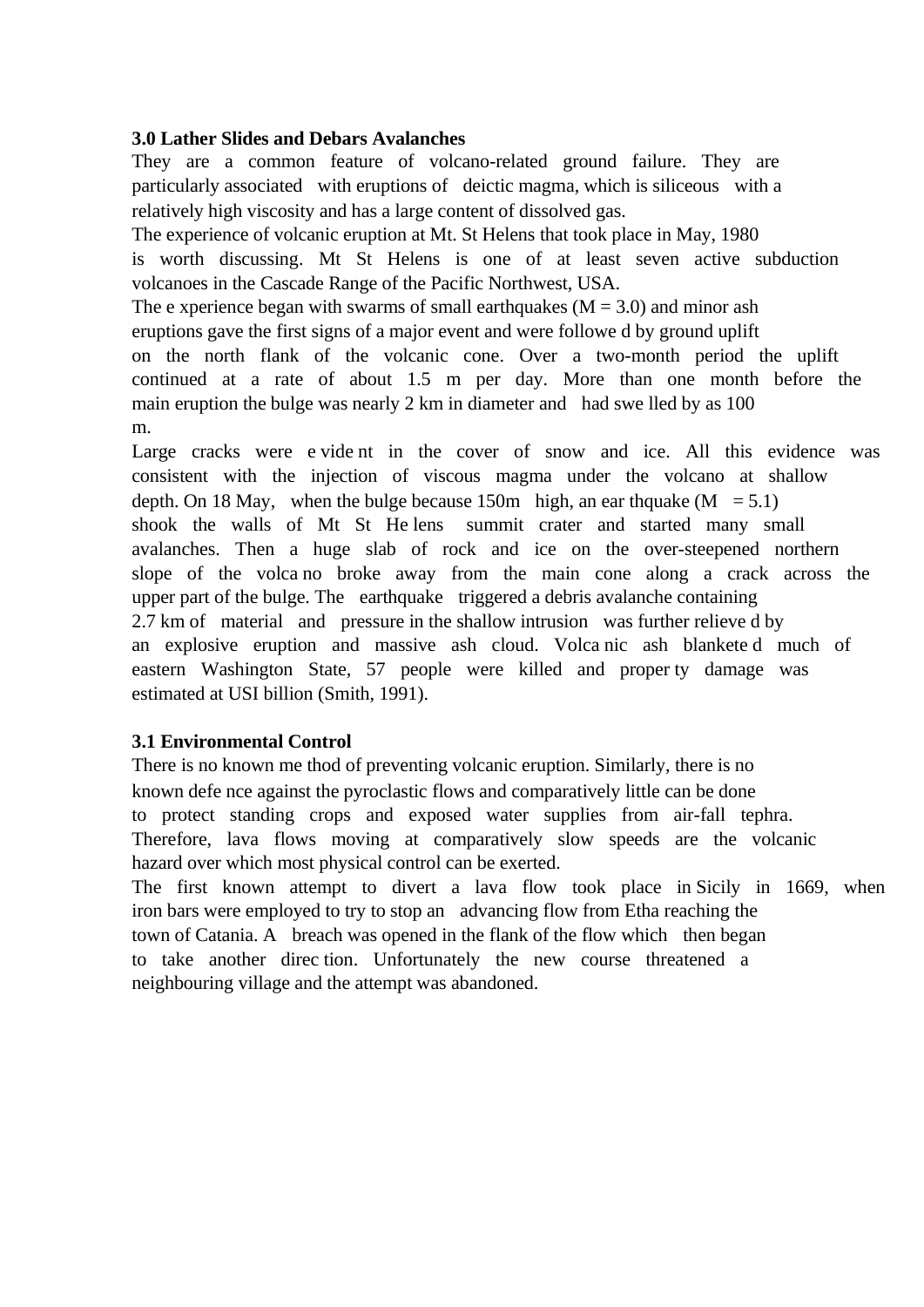**3.0 Lather Slides and Debars Avalanches**

They are a common feature of volcano-related ground failure. They are particularly associated with eruptions of deictic magma, which is siliceous with a relatively high viscosity and has a large content of dissolved gas.

The experience of volcanic eruption at Mt. St Helens that took place in May, 1980 is worth discussing. Mt St Helens is one of at least seven active subduction volcanoes in the Cascade Range of the Pacific Northwest, USA.

The e xperience began with swarms of small earthquakes (M = 3.0) and minor ash eruptions gave the first signs of a major event and were followe d by ground uplift on the north flank of the volcanic cone. Over a two-month period the uplift continued at a rate of about 1.5 m per day. More than one month before the main eruption the bulge was nearly 2 km in diameter and had swe lled by as 100 m.

Large cracks were e vide nt in the cover of snow and ice. All this evidence was consistent with the injection of viscous magma under the volcano at shallow depth. On 18 May, when the bulge because 150m high, an ear thquake (M = 5.1) shook the walls of Mt St He lens summit crater and started many small avalanches. Then a huge slab of rock and ice on the over-steepened northern slope of the volca no broke away from the main cone along a crack across the upper part of the bulge. The earthquake triggered a debris avalanche containing 2.7 km of material and pressure in the shallow intrusion was further relieve d by an explosive eruption and massive ash cloud. Volca nic ash blankete d much of eastern Washington State, 57 people were killed and proper ty damage was estimated at USI billion (Smith, 1991).

**3.1 Environmental Control**

There is no known me thod of preventing volcanic eruption. Similarly, there is no known defe nce against the pyroclastic flows and comparatively little can be done to protect standing crops and exposed water supplies from air-fall tephra. Therefore, lava flows moving at comparatively slow speeds are the volcanic hazard over which most physical control can be exerted.

The first known attempt to divert a lava flow took place in Sicily in 1669, when iron bars were employed to try to stop an advancing flow from Etha reaching the town of Catania. A breach was opened in the flank of the flow which then began to take another direc tion. Unfortunately the new course threatened a neighbouring village and the attempt was abandoned.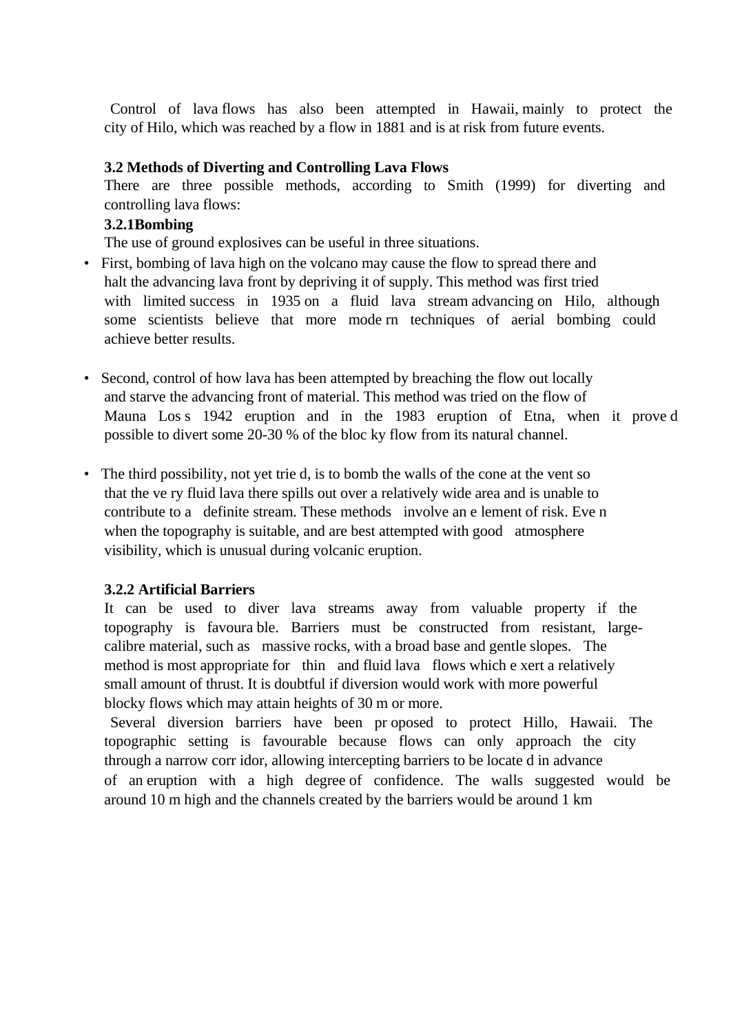Control of lava flows has also been attempted in Hawaii, mainly to protect the city of Hilo, which was reached by a flow in 1881 and is at risk from future events.

### 3.2 Methods of Diverting and Controlling Lava Flows

There are three possible methods, according to Smith (1999) for diverting and controlling lava flows:

#### 3.2.1Bombing

The use of ground explosives can be useful in three situations.

- First, bombing of lava high on the volcano may cause the flow to spread there and halt the advancing lava front by depriving it of supply. This method was first tried with limited success in 1935 on a fluid lava stream advancing on Hilo, although some scientists believe that more modern techniques of aerial bombing could achieve better results.

- Second, control of how lava has been attempted by breaching the flow out locally and starve the advancing front of material. This method was tried on the flow of Mauna Los s 1942 eruption and in the 1983 eruption of Etna, when it proved possible to divert some 20-30 % of the blocky flow from its natural channel.

- The third possibility, not yet tried, is to bomb the walls of the cone at the vent so that the very fluid lava there spills out over a relatively wide area and is unable to contribute to a definite stream. These methods involve an element of risk. Even when the topography is suitable, and are best attempted with good atmosphere visibility, which is unusual during volcanic eruption.

#### 3.2.2 Artificial Barriers

It can be used to diver lava streams away from valuable property if the topography is favourable. Barriers must be constructed from resistant, large-calibre material, such as massive rocks, with a broad base and gentle slopes. The method is most appropriate for thin and fluid lava flows which exert a relatively small amount of thrust. It is doubtful if diversion would work with more powerful blocky flows which may attain heights of 30 m or more.

Several diversion barriers have been proposed to protect Hillo, Hawaii. The topographic setting is favourable because flows can only approach the city through a narrow corridor, allowing intercepting barriers to be located in advance of an eruption with a high degree of confidence. The walls suggested would be around 10 m high and the channels created by the barriers would be around 1 km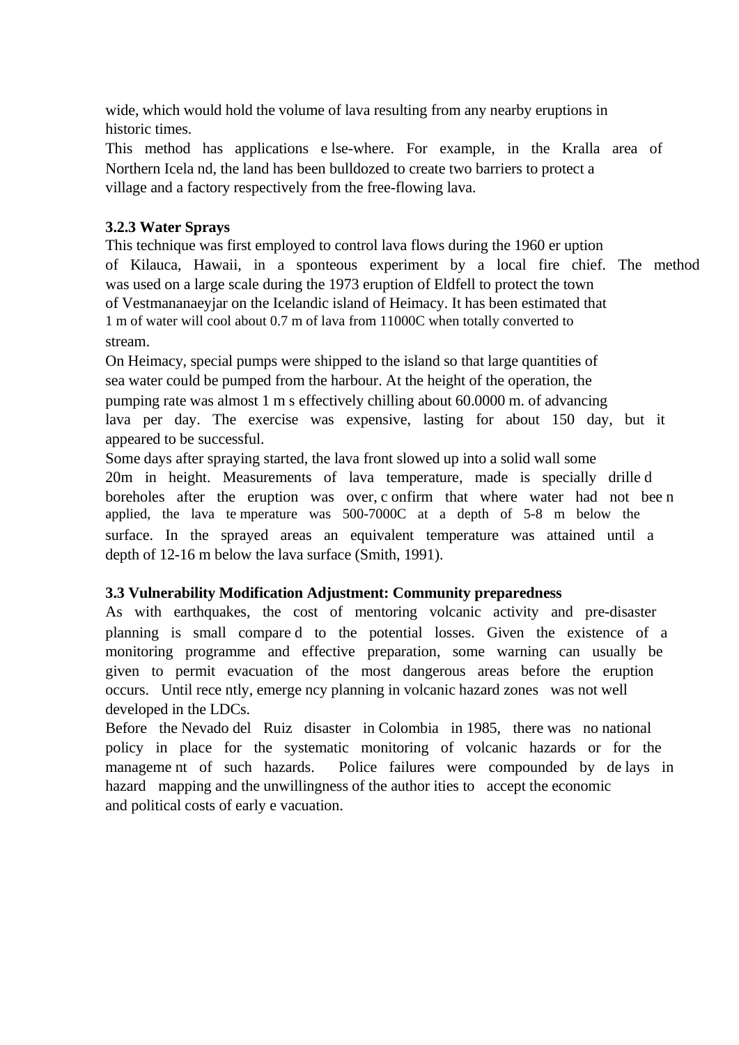wide, which would hold the volume of lava resulting from any nearby eruptions in historic times.

This method has applications e lse-where. For example, in the Kralla area of Northern Icela nd, the land has been bulldozed to create two barriers to protect a village and a factory respectively from the free-flowing lava.

### 3.2.3 Water Sprays

This technique was first employed to control lava flows during the 1960 er uption of Kilauca, Hawaii, in a sponteous experiment by a local fire chief. The method was used on a large scale during the 1973 eruption of Eldfell to protect the town of Vestmananaeyjar on the Icelandic island of Heimacy. It has been estimated that 1 m of water will cool about 0.7 m of lava from 11000C when totally converted to stream.

On Heimacy, special pumps were shipped to the island so that large quantities of sea water could be pumped from the harbour. At the height of the operation, the pumping rate was almost 1 m s effectively chilling about 60.0000 m. of advancing lava per day. The exercise was expensive, lasting for about 150 day, but it appeared to be successful.

Some days after spraying started, the lava front slowed up into a solid wall some 20m in height. Measurements of lava temperature, made is specially drille d boreholes after the eruption was over, c onfirm that where water had not bee n applied, the lava te mperature was 500-7000C at a depth of 5-8 m below the surface. In the sprayed areas an equivalent temperature was attained until a depth of 12-16 m below the lava surface (Smith, 1991).

### 3.3 Vulnerability Modification Adjustment: Community preparedness

As with earthquakes, the cost of mentoring volcanic activity and pre-disaster planning is small compare d to the potential losses. Given the existence of a monitoring programme and effective preparation, some warning can usually be given to permit evacuation of the most dangerous areas before the eruption occurs. Until rece ntly, emerge ncy planning in volcanic hazard zones was not well developed in the LDCs.

Before the Nevado del Ruiz disaster in Colombia in 1985, there was no national policy in place for the systematic monitoring of volcanic hazards or for the manageme nt of such hazards. Police failures were compounded by de lays in hazard mapping and the unwillingness of the author ities to accept the economic and political costs of early e vacuation.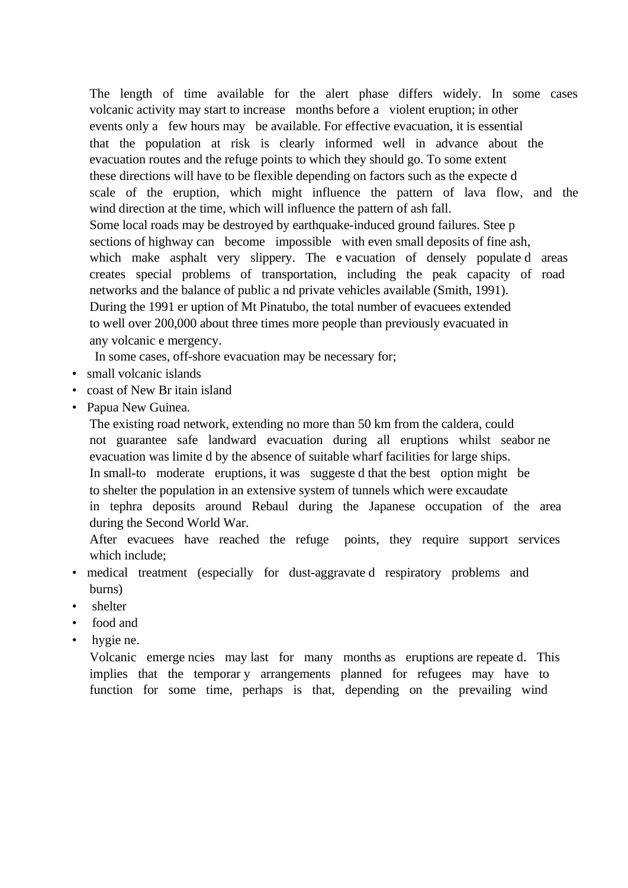The length of time available for the alert phase differs widely. In some cases volcanic activity may start to increase months before a violent eruption; in other events only a few hours may be available. For effective evacuation, it is essential that the population at risk is clearly informed well in advance about the evacuation routes and the refuge points to which they should go. To some extent these directions will have to be flexible depending on factors such as the expected scale of the eruption, which might influence the pattern of lava flow, and the wind direction at the time, which will influence the pattern of ash fall.

Some local roads may be destroyed by earthquake-induced ground failures. Steep sections of highway can become impossible with even small deposits of fine ash, which make asphalt very slippery. The evacuation of densely populated areas creates special problems of transportation, including the peak capacity of road networks and the balance of public and private vehicles available (Smith, 1991).

During the 1991 eruption of Mt Pinatubo, the total number of evacuees extended to well over 200,000 about three times more people than previously evacuated in any volcanic emergency.

In some cases, off-shore evacuation may be necessary for;

- small volcanic islands
- coast of New Britain island
- Papua New Guinea.

The existing road network, extending no more than 50 km from the caldera, could not guarantee safe landward evacuation during all eruptions whilst seaborne evacuation was limited by the absence of suitable wharf facilities for large ships.

In small-to moderate eruptions, it was suggested that the best option might be to shelter the population in an extensive system of tunnels which were excaudate in tephra deposits around Rebaul during the Japanese occupation of the area during the Second World War.

After evacuees have reached the refuge points, they require support services which include;

- medical treatment (especially for dust-aggravated respiratory problems and burns)
- shelter
- food and
- hygiene.

Volcanic emergencies may last for many months as eruptions are repeated. This implies that the temporary arrangements planned for refugees may have to function for some time, perhaps is that, depending on the prevailing wind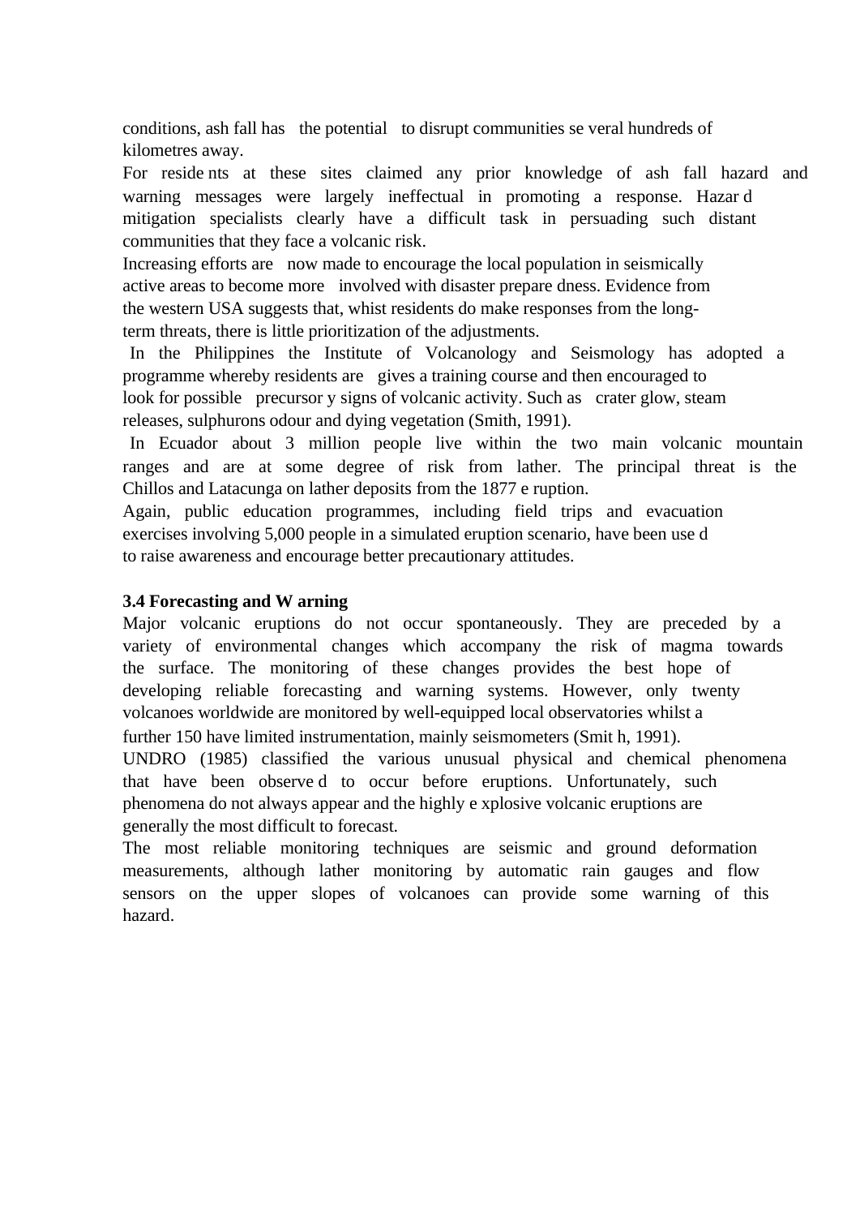conditions, ash fall has the potential to disrupt communities several hundreds of kilometres away.

For residents at these sites claimed any prior knowledge of ash fall hazard and warning messages were largely ineffectual in promoting a response. Hazard mitigation specialists clearly have a difficult task in persuading such distant communities that they face a volcanic risk.

Increasing efforts are now made to encourage the local population in seismically active areas to become more involved with disaster preparedness. Evidence from the western USA suggests that, whist residents do make responses from the long-term threats, there is little prioritization of the adjustments.

In the Philippines the Institute of Volcanology and Seismology has adopted a programme whereby residents are gives a training course and then encouraged to look for possible precursory signs of volcanic activity. Such as crater glow, steam releases, sulphurons odour and dying vegetation (Smith, 1991).

In Ecuador about 3 million people live within the two main volcanic mountain ranges and are at some degree of risk from lather. The principal threat is the Chillos and Latacunga on lather deposits from the 1877 eruption.

Again, public education programmes, including field trips and evacuation exercises involving 5,000 people in a simulated eruption scenario, have been used to raise awareness and encourage better precautionary attitudes.

**3.4 Forecasting and Warning**

Major volcanic eruptions do not occur spontaneously. They are preceded by a variety of environmental changes which accompany the risk of magma towards the surface. The monitoring of these changes provides the best hope of developing reliable forecasting and warning systems. However, only twenty volcanoes worldwide are monitored by well-equipped local observatories whilst a further 150 have limited instrumentation, mainly seismometers (Smith, 1991).

UNDRO (1985) classified the various unusual physical and chemical phenomena that have been observed to occur before eruptions. Unfortunately, such phenomena do not always appear and the highly explosive volcanic eruptions are generally the most difficult to forecast.

The most reliable monitoring techniques are seismic and ground deformation measurements, although lather monitoring by automatic rain gauges and flow sensors on the upper slopes of volcanoes can provide some warning of this hazard.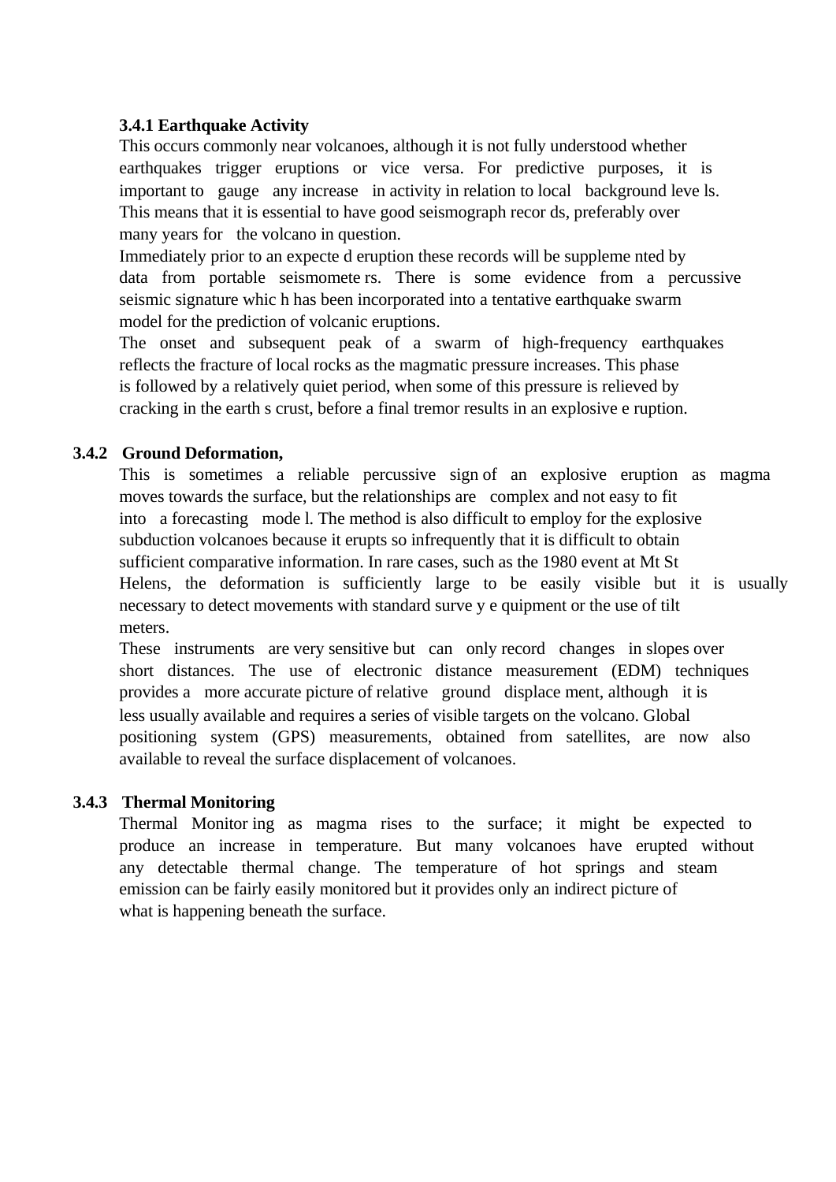### 3.4.1 Earthquake Activity

This occurs commonly near volcanoes, although it is not fully understood whether earthquakes trigger eruptions or vice versa. For predictive purposes, it is important to gauge any increase in activity in relation to local background levels. This means that it is essential to have good seismograph records, preferably over many years for the volcano in question.

Immediately prior to an expected eruption these records will be supplemented by data from portable seismometers. There is some evidence from a percussive seismic signature which has been incorporated into a tentative earthquake swarm model for the prediction of volcanic eruptions.

The onset and subsequent peak of a swarm of high-frequency earthquakes reflects the fracture of local rocks as the magmatic pressure increases. This phase is followed by a relatively quiet period, when some of this pressure is relieved by cracking in the earth s crust, before a final tremor results in an explosive eruption.

### 3.4.2 Ground Deformation,

This is sometimes a reliable percussive sign of an explosive eruption as magma moves towards the surface, but the relationships are complex and not easy to fit into a forecasting model. The method is also difficult to employ for the explosive subduction volcanoes because it erupts so infrequently that it is difficult to obtain sufficient comparative information. In rare cases, such as the 1980 event at Mt St Helens, the deformation is sufficiently large to be easily visible but it is usually necessary to detect movements with standard survey equipment or the use of tilt meters.

These instruments are very sensitive but can only record changes in slopes over short distances. The use of electronic distance measurement (EDM) techniques provides a more accurate picture of relative ground displacement, although it is less usually available and requires a series of visible targets on the volcano. Global positioning system (GPS) measurements, obtained from satellites, are now also available to reveal the surface displacement of volcanoes.

### 3.4.3 Thermal Monitoring

Thermal Monitoring as magma rises to the surface; it might be expected to produce an increase in temperature. But many volcanoes have erupted without any detectable thermal change. The temperature of hot springs and steam emission can be fairly easily monitored but it provides only an indirect picture of what is happening beneath the surface.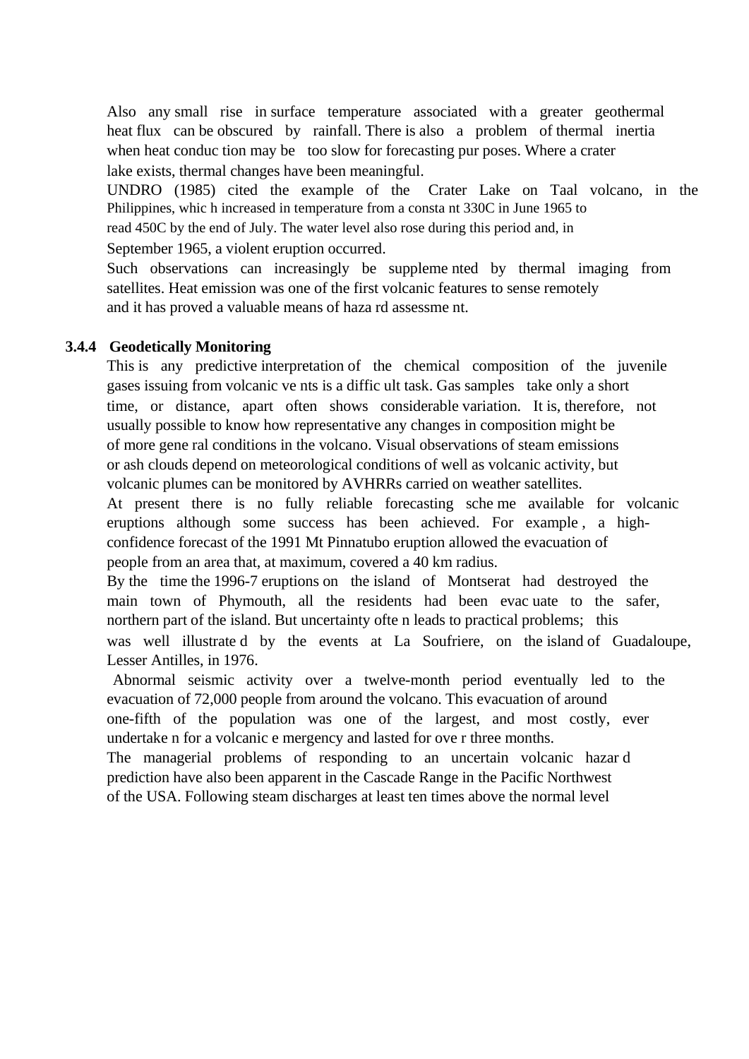Also any small rise in surface temperature associated with a greater geothermal heat flux can be obscured by rainfall. There is also a problem of thermal inertia when heat conduc tion may be too slow for forecasting pur poses. Where a crater lake exists, thermal changes have been meaningful.

UNDRO (1985) cited the example of the Crater Lake on Taal volcano, in the Philippines, whic h increased in temperature from a consta nt 330C in June 1965 to read 450C by the end of July. The water level also rose during this period and, in September 1965, a violent eruption occurred.

Such observations can increasingly be suppleme nted by thermal imaging from satellites. Heat emission was one of the first volcanic features to sense remotely and it has proved a valuable means of haza rd assessme nt.

### 3.4.4 Geodetically Monitoring

This is any predictive interpretation of the chemical composition of the juvenile gases issuing from volcanic ve nts is a diffic ult task. Gas samples take only a short time, or distance, apart often shows considerable variation. It is, therefore, not usually possible to know how representative any changes in composition might be of more gene ral conditions in the volcano. Visual observations of steam emissions or ash clouds depend on meteorological conditions of well as volcanic activity, but volcanic plumes can be monitored by AVHRRs carried on weather satellites.

At present there is no fully reliable forecasting sche me available for volcanic eruptions although some success has been achieved. For example , a high-confidence forecast of the 1991 Mt Pinnatubo eruption allowed the evacuation of people from an area that, at maximum, covered a 40 km radius.

By the time the 1996-7 eruptions on the island of Montserat had destroyed the main town of Phymouth, all the residents had been evac uate to the safer, northern part of the island. But uncertainty ofte n leads to practical problems; this was well illustrate d by the events at La Soufriere, on the island of Guadaloupe, Lesser Antilles, in 1976.

Abnormal seismic activity over a twelve-month period eventually led to the evacuation of 72,000 people from around the volcano. This evacuation of around one-fifth of the population was one of the largest, and most costly, ever undertake n for a volcanic e mergency and lasted for ove r three months.

The managerial problems of responding to an uncertain volcanic hazar d prediction have also been apparent in the Cascade Range in the Pacific Northwest of the USA. Following steam discharges at least ten times above the normal level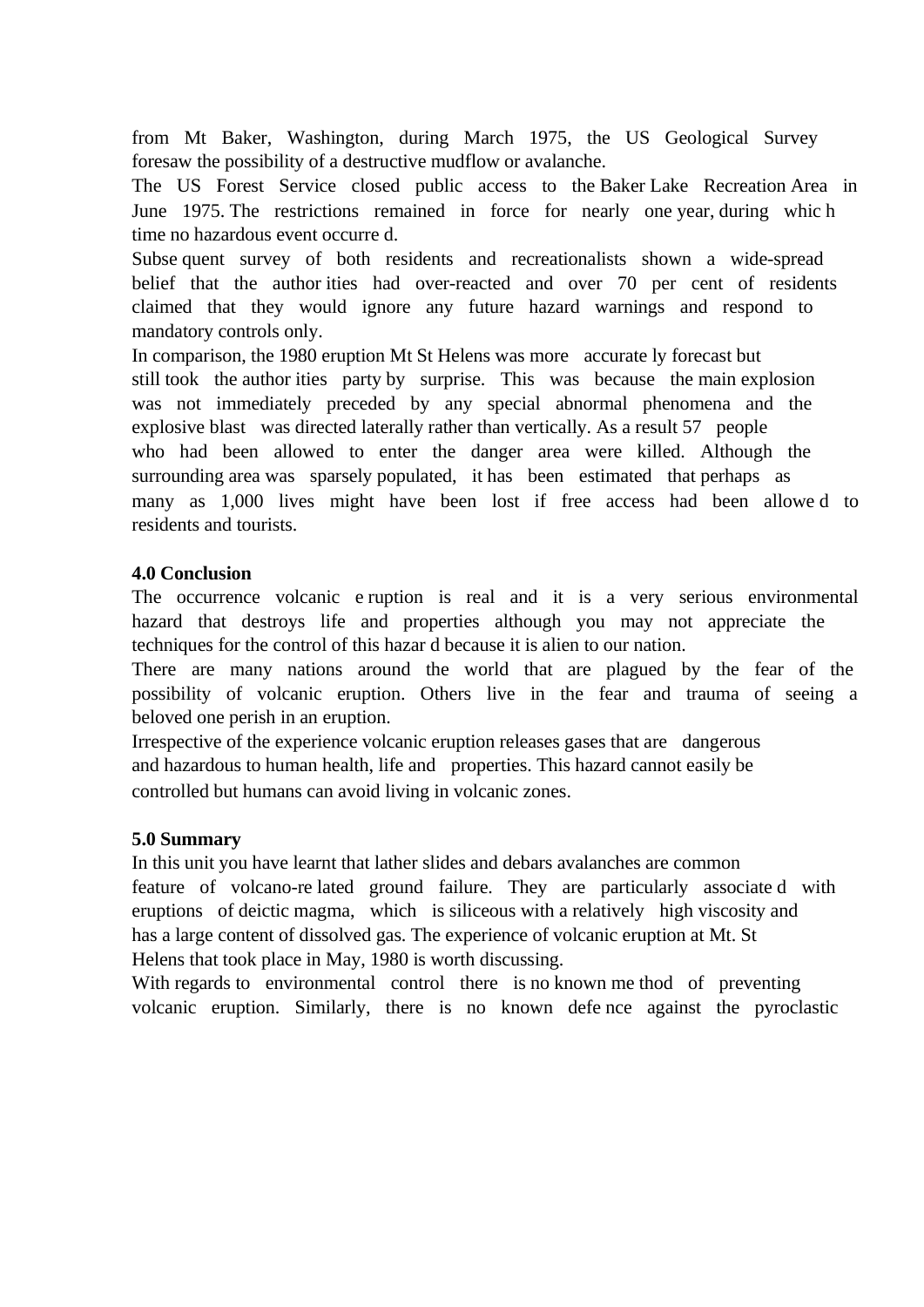from Mt Baker, Washington, during March 1975, the US Geological Survey foresaw the possibility of a destructive mudflow or avalanche.

The US Forest Service closed public access to the Baker Lake Recreation Area in June 1975. The restrictions remained in force for nearly one year, during which time no hazardous event occurred.

Subsequent survey of both residents and recreationalists shown a wide-spread belief that the authorities had over-reacted and over 70 per cent of residents claimed that they would ignore any future hazard warnings and respond to mandatory controls only.

In comparison, the 1980 eruption Mt St Helens was more accurately forecast but still took the authorities party by surprise. This was because the main explosion was not immediately preceded by any special abnormal phenomena and the explosive blast was directed laterally rather than vertically. As a result 57 people who had been allowed to enter the danger area were killed. Although the surrounding area was sparsely populated, it has been estimated that perhaps as many as 1,000 lives might have been lost if free access had been allowed to residents and tourists.

**4.0 Conclusion**

The occurrence volcanic eruption is real and it is a very serious environmental hazard that destroys life and properties although you may not appreciate the techniques for the control of this hazard because it is alien to our nation.

There are many nations around the world that are plagued by the fear of the possibility of volcanic eruption. Others live in the fear and trauma of seeing a beloved one perish in an eruption.

Irrespective of the experience volcanic eruption releases gases that are dangerous and hazardous to human health, life and properties. This hazard cannot easily be controlled but humans can avoid living in volcanic zones.

**5.0 Summary**

In this unit you have learnt that lather slides and debars avalanches are common feature of volcano-related ground failure. They are particularly associated with eruptions of deictic magma, which is siliceous with a relatively high viscosity and has a large content of dissolved gas. The experience of volcanic eruption at Mt. St Helens that took place in May, 1980 is worth discussing.

With regards to environmental control there is no known method of preventing volcanic eruption. Similarly, there is no known defence against the pyroclastic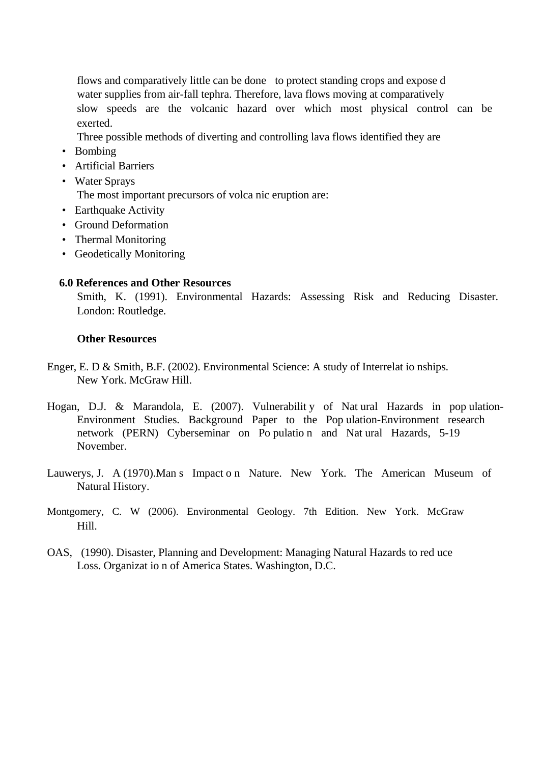flows and comparatively little can be done to protect standing crops and expose d water supplies from air-fall tephra. Therefore, lava flows moving at comparatively slow speeds are the volcanic hazard over which most physical control can be exerted.

Three possible methods of diverting and controlling lava flows identified they are

- Bombing
- Artificial Barriers
- Water Sprays

The most important precursors of volca nic eruption are:

- Earthquake Activity
- Ground Deformation
- Thermal Monitoring
- Geodetically Monitoring

## 6.0 References and Other Resources

Smith, K. (1991). Environmental Hazards: Assessing Risk and Reducing Disaster. London: Routledge.

**Other Resources**

Enger, E. D & Smith, B.F. (2002). Environmental Science: A study of Interrelat io nships. New York. McGraw Hill.

Hogan, D.J. & Marandola, E. (2007). Vulnerabilit y of Nat ural Hazards in pop ulation-Environment Studies. Background Paper to the Pop ulation-Environment research network (PERN) Cyberseminar on Po pulatio n and Nat ural Hazards, 5-19 November.

Lauwerys, J. A (1970).Man s Impact o n Nature. New York. The American Museum of Natural History.

Montgomery, C. W (2006). Environmental Geology. 7th Edition. New York. McGraw Hill.

OAS, (1990). Disaster, Planning and Development: Managing Natural Hazards to red uce Loss. Organizat io n of America States. Washington, D.C.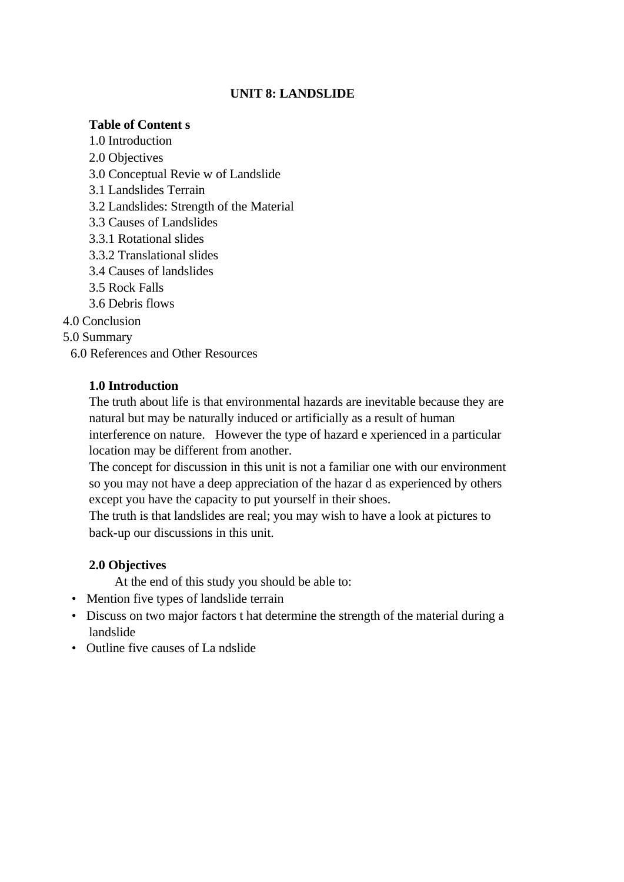# UNIT 8: LANDSLIDE

**Table of Content s**

1.0 Introduction
2.0 Objectives
3.0 Conceptual Revie w of Landslide
3.1 Landslides Terrain
3.2 Landslides: Strength of the Material
3.3 Causes of Landslides
3.3.1 Rotational slides
3.3.2 Translational slides
3.4 Causes of landslides
3.5 Rock Falls
3.6 Debris flows
4.0 Conclusion
5.0 Summary
6.0 References and Other Resources

## 1.0 Introduction

The truth about life is that environmental hazards are inevitable because they are natural but may be naturally induced or artificially as a result of human interference on nature. However the type of hazard e xperienced in a particular location may be different from another.

The concept for discussion in this unit is not a familiar one with our environment so you may not have a deep appreciation of the hazar d as experienced by others except you have the capacity to put yourself in their shoes.

The truth is that landslides are real; you may wish to have a look at pictures to back-up our discussions in this unit.

## 2.0 Objectives

At the end of this study you should be able to:

- Mention five types of landslide terrain
- Discuss on two major factors t hat determine the strength of the material during a landslide
- Outline five causes of La ndslide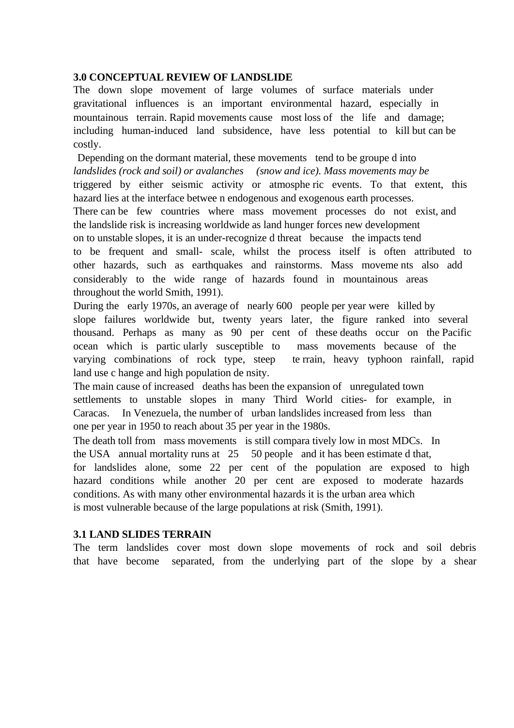**3.0 CONCEPTUAL REVIEW OF LANDSLIDE**

The down slope movement of large volumes of surface materials under gravitational influences is an important environmental hazard, especially in mountainous terrain. Rapid movements cause most loss of the life and damage; including human-induced land subsidence, have less potential to kill but can be costly.

Depending on the dormant material, these movements tend to be grouped into *landslides (rock and soil) or avalanches (snow and ice). Mass movements may be* triggered by either seismic activity or atmospheric events. To that extent, this hazard lies at the interface between endogenous and exogenous earth processes.

There can be few countries where mass movement processes do not exist, and the landslide risk is increasing worldwide as land hunger forces new development on to unstable slopes, it is an under-recognized threat because the impacts tend to be frequent and small- scale, whilst the process itself is often attributed to other hazards, such as earthquakes and rainstorms. Mass movements also add considerably to the wide range of hazards found in mountainous areas throughout the world Smith, 1991).

During the early 1970s, an average of nearly 600 people per year were killed by slope failures worldwide but, twenty years later, the figure ranked into several thousand. Perhaps as many as 90 per cent of these deaths occur on the Pacific ocean which is particularly susceptible to mass movements because of the varying combinations of rock type, steep terrain, heavy typhoon rainfall, rapid land use change and high population density.

The main cause of increased deaths has been the expansion of unregulated town settlements to unstable slopes in many Third World cities- for example, in Caracas. In Venezuela, the number of urban landslides increased from less than one per year in 1950 to reach about 35 per year in the 1980s.

The death toll from mass movements is still comparatively low in most MDCs. In the USA annual mortality runs at 25 50 people and it has been estimated that, for landslides alone, some 22 per cent of the population are exposed to high hazard conditions while another 20 per cent are exposed to moderate hazards conditions. As with many other environmental hazards it is the urban area which is most vulnerable because of the large populations at risk (Smith, 1991).

**3.1 LAND SLIDES TERRAIN**

The term landslides cover most down slope movements of rock and soil debris that have become separated, from the underlying part of the slope by a shear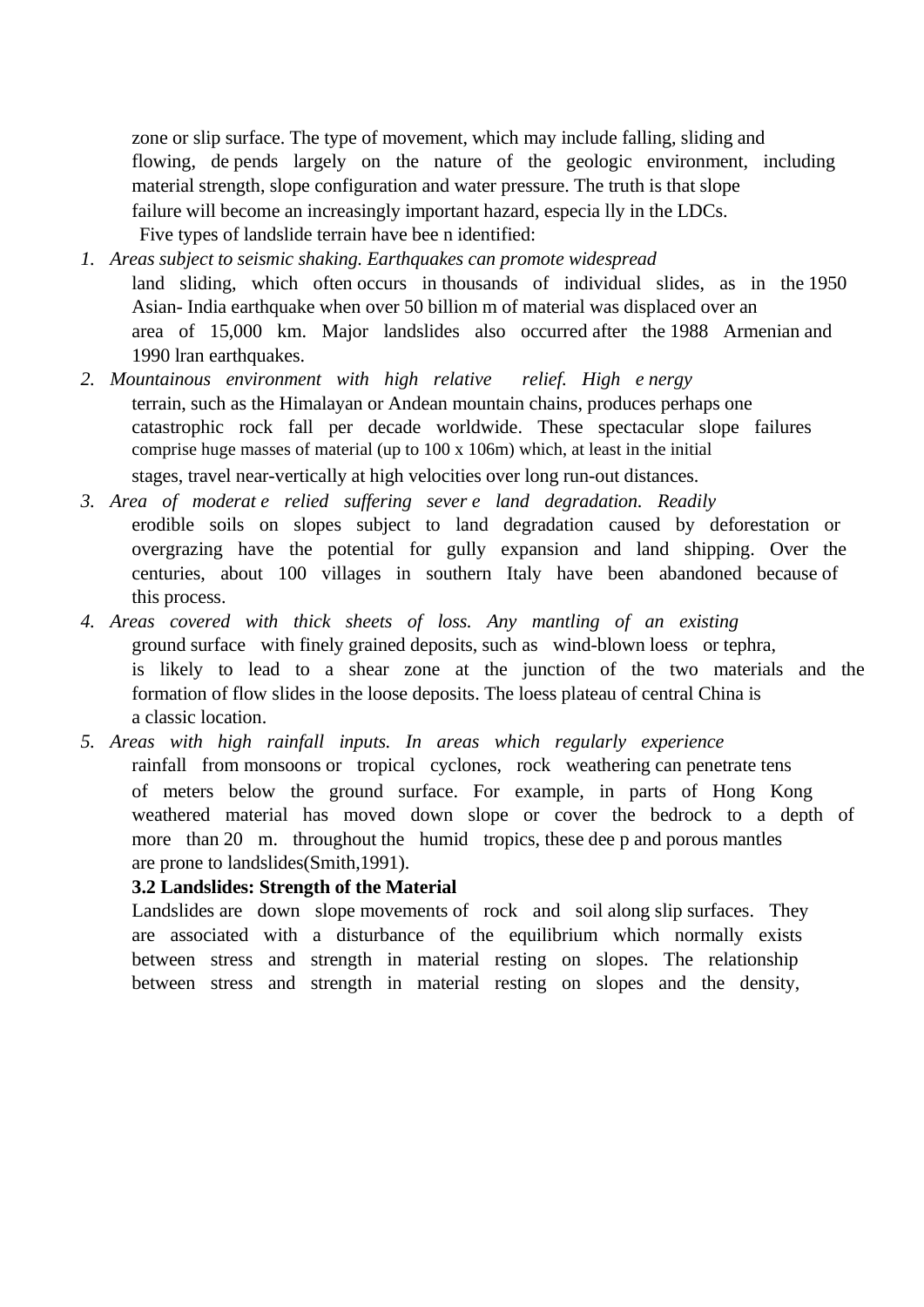zone or slip surface. The type of movement, which may include falling, sliding and flowing, de pends largely on the nature of the geologic environment, including material strength, slope configuration and water pressure. The truth is that slope failure will become an increasingly important hazard, especia lly in the LDCs.

Five types of landslide terrain have bee n identified:

1. *Areas subject to seismic shaking. Earthquakes can promote widespread* land sliding, which often occurs in thousands of individual slides, as in the 1950 Asian- India earthquake when over 50 billion m of material was displaced over an area of 15,000 km. Major landslides also occurred after the 1988 Armenian and 1990 lran earthquakes.
2. *Mountainous environment with high relative relief. High e nergy* terrain, such as the Himalayan or Andean mountain chains, produces perhaps one catastrophic rock fall per decade worldwide. These spectacular slope failures comprise huge masses of material (up to 100 x 106m) which, at least in the initial stages, travel near-vertically at high velocities over long run-out distances.
3. *Area of moderat e relied suffering sever e land degradation. Readily* erodible soils on slopes subject to land degradation caused by deforestation or overgrazing have the potential for gully expansion and land shipping. Over the centuries, about 100 villages in southern Italy have been abandoned because of this process.
4. *Areas covered with thick sheets of loss. Any mantling of an existing* ground surface with finely grained deposits, such as wind-blown loess or tephra, is likely to lead to a shear zone at the junction of the two materials and the formation of flow slides in the loose deposits. The loess plateau of central China is a classic location.
5. *Areas with high rainfall inputs. In areas which regularly experience* rainfall from monsoons or tropical cyclones, rock weathering can penetrate tens of meters below the ground surface. For example, in parts of Hong Kong weathered material has moved down slope or cover the bedrock to a depth of more than 20 m. throughout the humid tropics, these dee p and porous mantles are prone to landslides(Smith,1991).

### 3.2 Landslides: Strength of the Material

Landslides are down slope movements of rock and soil along slip surfaces. They are associated with a disturbance of the equilibrium which normally exists between stress and strength in material resting on slopes. The relationship between stress and strength in material resting on slopes and the density,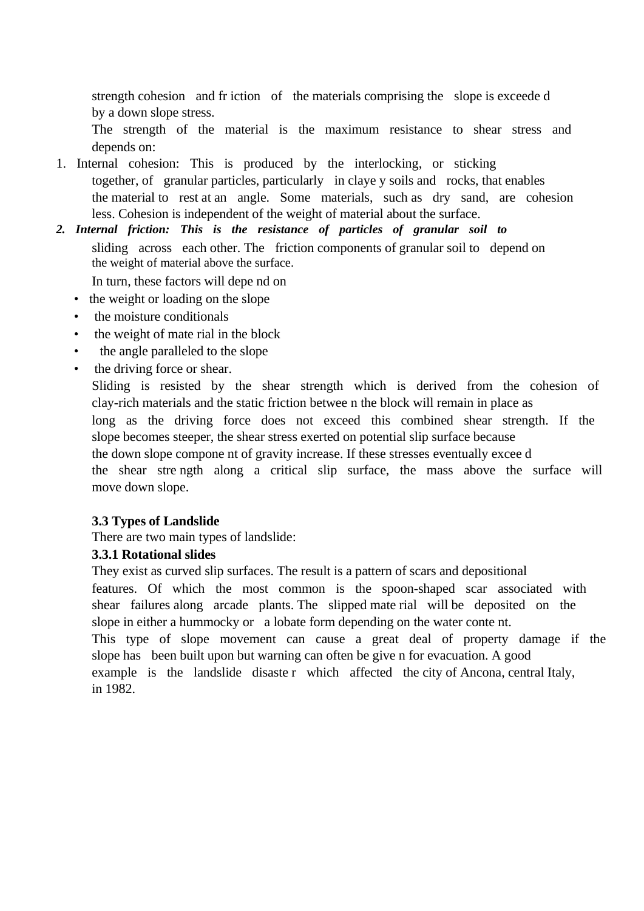strength cohesion and friction of the materials comprising the slope is exceeded by a down slope stress.

The strength of the material is the maximum resistance to shear stress and depends on:

1. Internal cohesion: This is produced by the interlocking, or sticking together, of granular particles, particularly in clayey soils and rocks, that enables the material to rest at an angle. Some materials, such as dry sand, are cohesion less. Cohesion is independent of the weight of material about the surface.
2. ***Internal friction: This is the resistance of particles of granular soil to*** sliding across each other. The friction components of granular soil to depend on the weight of material above the surface.

In turn, these factors will depend on

- the weight or loading on the slope
- the moisture conditionals
- the weight of material in the block
- the angle paralleled to the slope
- the driving force or shear.

Sliding is resisted by the shear strength which is derived from the cohesion of clay-rich materials and the static friction between the block will remain in place as long as the driving force does not exceed this combined shear strength. If the slope becomes steeper, the shear stress exerted on potential slip surface because the down slope component of gravity increase. If these stresses eventually exceed the shear strength along a critical slip surface, the mass above the surface will move down slope.

### 3.3 Types of Landslide

There are two main types of landslide:

#### 3.3.1 Rotational slides

They exist as curved slip surfaces. The result is a pattern of scars and depositional features. Of which the most common is the spoon-shaped scar associated with shear failures along arcade plants. The slipped material will be deposited on the slope in either a hummocky or a lobate form depending on the water content.

This type of slope movement can cause a great deal of property damage if the slope has been built upon but warning can often be given for evacuation. A good example is the landslide disaster which affected the city of Ancona, central Italy, in 1982.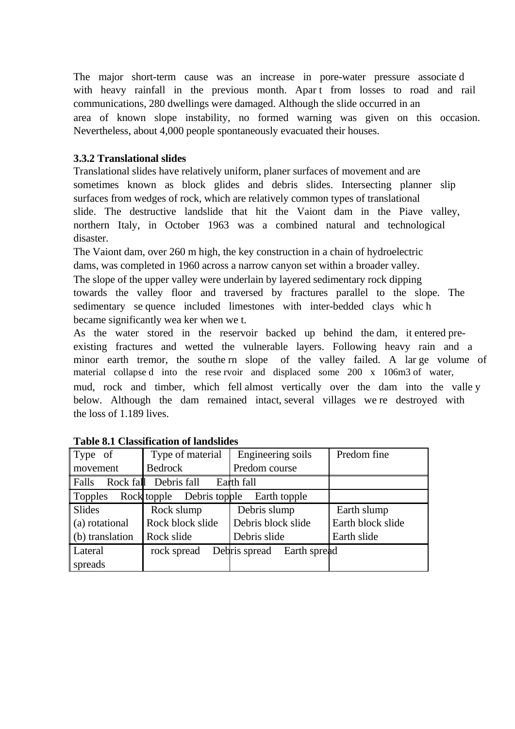The major short-term cause was an increase in pore-water pressure associated with heavy rainfall in the previous month. Apart from losses to road and rail communications, 280 dwellings were damaged. Although the slide occurred in an area of known slope instability, no formed warning was given on this occasion. Nevertheless, about 4,000 people spontaneously evacuated their houses.

### 3.3.2 Translational slides

Translational slides have relatively uniform, planer surfaces of movement and are sometimes known as block glides and debris slides. Intersecting planner slip surfaces from wedges of rock, which are relatively common types of translational slide. The destructive landslide that hit the Vaiont dam in the Piave valley, northern Italy, in October 1963 was a combined natural and technological disaster.

The Vaiont dam, over 260 m high, the key construction in a chain of hydroelectric dams, was completed in 1960 across a narrow canyon set within a broader valley. The slope of the upper valley were underlain by layered sedimentary rock dipping towards the valley floor and traversed by fractures parallel to the slope. The sedimentary sequence included limestones with inter-bedded clays which became significantly weaker when wet.

As the water stored in the reservoir backed up behind the dam, it entered pre-existing fractures and wetted the vulnerable layers. Following heavy rain and a minor earth tremor, the southern slope of the valley failed. A large volume of material collapsed into the reservoir and displaced some 200 x 106m3 of water, mud, rock and timber, which fell almost vertically over the dam into the valley below. Although the dam remained intact, several villages were destroyed with the loss of 1.189 lives.

**Table 8.1 Classification of landslides**

| Type of movement | Type of material Bedrock | Engineering soils Predom course | Predom fine |
|---|---|---|---|
| Falls | Rock fall | Debris fall | Earth fall |
| Topples | Rock topple | Debris topple | Earth topple |
| Slides (a) rotational (b) translation | Rock slump Rock block slide Rock slide | Debris slump Debris block slide Debris slide | Earth slump Earth block slide Earth slide |
| Lateral spreads | rock spread | Debris spread | Earth spread |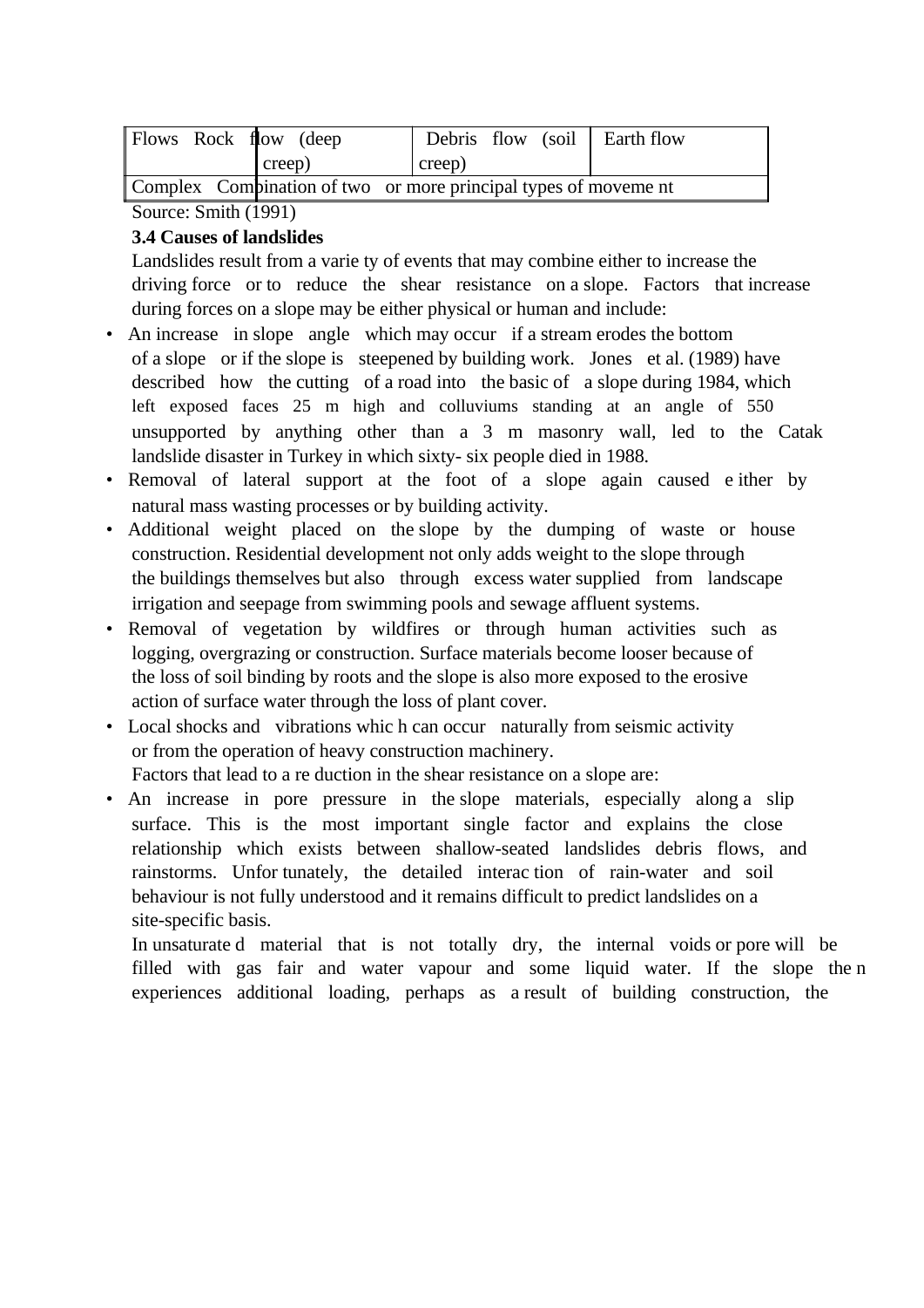| | | | |
|---|---|---|---|
| Flows | Rock flow (deep creep) | Debris flow (soil creep) | Earth flow |
| Complex | Combination of two or more principal types of movement | | |

Source: Smith (1991)

**3.4 Causes of landslides**

Landslides result from a variety of events that may combine either to increase the driving force or to reduce the shear resistance on a slope. Factors that increase during forces on a slope may be either physical or human and include:

- An increase in slope angle which may occur if a stream erodes the bottom of a slope or if the slope is steepened by building work. Jones et al. (1989) have described how the cutting of a road into the basic of a slope during 1984, which left exposed faces 25 m high and colluviums standing at an angle of 550 unsupported by anything other than a 3 m masonry wall, led to the Catak landslide disaster in Turkey in which sixty- six people died in 1988.
- Removal of lateral support at the foot of a slope again caused either by natural mass wasting processes or by building activity.
- Additional weight placed on the slope by the dumping of waste or house construction. Residential development not only adds weight to the slope through the buildings themselves but also through excess water supplied from landscape irrigation and seepage from swimming pools and sewage affluent systems.
- Removal of vegetation by wildfires or through human activities such as logging, overgrazing or construction. Surface materials become looser because of the loss of soil binding by roots and the slope is also more exposed to the erosive action of surface water through the loss of plant cover.
- Local shocks and vibrations which can occur naturally from seismic activity or from the operation of heavy construction machinery.

Factors that lead to a reduction in the shear resistance on a slope are:

- An increase in pore pressure in the slope materials, especially along a slip surface. This is the most important single factor and explains the close relationship which exists between shallow-seated landslides debris flows, and rainstorms. Unfortunately, the detailed interaction of rain-water and soil behaviour is not fully understood and it remains difficult to predict landslides on a site-specific basis.

In unsaturated material that is not totally dry, the internal voids or pore will be filled with gas fair and water vapour and some liquid water. If the slope then experiences additional loading, perhaps as a result of building construction, the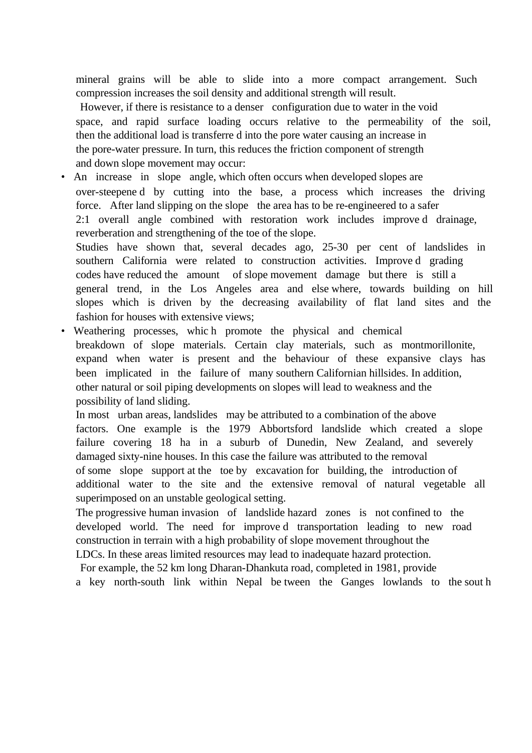mineral grains will be able to slide into a more compact arrangement. Such compression increases the soil density and additional strength will result.

However, if there is resistance to a denser configuration due to water in the void space, and rapid surface loading occurs relative to the permeability of the soil, then the additional load is transferre d into the pore water causing an increase in the pore-water pressure. In turn, this reduces the friction component of strength and down slope movement may occur:

- An increase in slope angle, which often occurs when developed slopes are over-steepene d by cutting into the base, a process which increases the driving force. After land slipping on the slope the area has to be re-engineered to a safer 2:1 overall angle combined with restoration work includes improve d drainage, reverberation and strengthening of the toe of the slope.

  Studies have shown that, several decades ago, 25-30 per cent of landslides in southern California were related to construction activities. Improve d grading codes have reduced the amount of slope movement damage but there is still a general trend, in the Los Angeles area and else where, towards building on hill slopes which is driven by the decreasing availability of flat land sites and the fashion for houses with extensive views;

- Weathering processes, whic h promote the physical and chemical breakdown of slope materials. Certain clay materials, such as montmorillonite, expand when water is present and the behaviour of these expansive clays has been implicated in the failure of many southern Californian hillsides. In addition, other natural or soil piping developments on slopes will lead to weakness and the possibility of land sliding.

  In most urban areas, landslides may be attributed to a combination of the above factors. One example is the 1979 Abbortsford landslide which created a slope failure covering 18 ha in a suburb of Dunedin, New Zealand, and severely damaged sixty-nine houses. In this case the failure was attributed to the removal of some slope support at the toe by excavation for building, the introduction of additional water to the site and the extensive removal of natural vegetable all superimposed on an unstable geological setting.

  The progressive human invasion of landslide hazard zones is not confined to the developed world. The need for improve d transportation leading to new road construction in terrain with a high probability of slope movement throughout the LDCs. In these areas limited resources may lead to inadequate hazard protection.

  For example, the 52 km long Dharan-Dhankuta road, completed in 1981, provide a key north-south link within Nepal be tween the Ganges lowlands to the sout h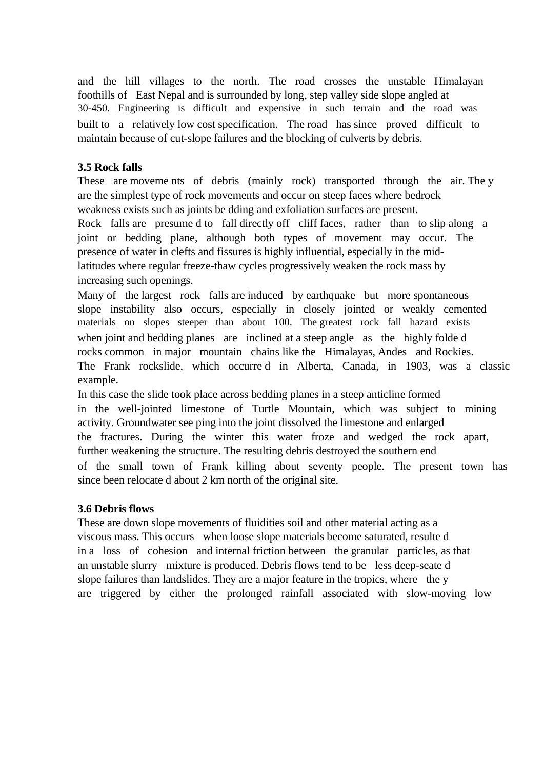and the hill villages to the north. The road crosses the unstable Himalayan foothills of East Nepal and is surrounded by long, step valley side slope angled at 30-450. Engineering is difficult and expensive in such terrain and the road was built to a relatively low cost specification. The road has since proved difficult to maintain because of cut-slope failures and the blocking of culverts by debris.

### 3.5 Rock falls

These are moveme nts of debris (mainly rock) transported through the air. The y are the simplest type of rock movements and occur on steep faces where bedrock weakness exists such as joints be dding and exfoliation surfaces are present.

Rock falls are presume d to fall directly off cliff faces, rather than to slip along a joint or bedding plane, although both types of movement may occur. The presence of water in clefts and fissures is highly influential, especially in the mid-latitudes where regular freeze-thaw cycles progressively weaken the rock mass by increasing such openings.

Many of the largest rock falls are induced by earthquake but more spontaneous slope instability also occurs, especially in closely jointed or weakly cemented materials on slopes steeper than about 100. The greatest rock fall hazard exists when joint and bedding planes are inclined at a steep angle as the highly folde d rocks common in major mountain chains like the Himalayas, Andes and Rockies.

The Frank rockslide, which occurre d in Alberta, Canada, in 1903, was a classic example.

In this case the slide took place across bedding planes in a steep anticline formed in the well-jointed limestone of Turtle Mountain, which was subject to mining activity. Groundwater see ping into the joint dissolved the limestone and enlarged the fractures. During the winter this water froze and wedged the rock apart, further weakening the structure. The resulting debris destroyed the southern end of the small town of Frank killing about seventy people. The present town has since been relocate d about 2 km north of the original site.

### 3.6 Debris flows

These are down slope movements of fluidities soil and other material acting as a viscous mass. This occurs when loose slope materials become saturated, resulte d in a loss of cohesion and internal friction between the granular particles, as that an unstable slurry mixture is produced. Debris flows tend to be less deep-seate d slope failures than landslides. They are a major feature in the tropics, where the y are triggered by either the prolonged rainfall associated with slow-moving low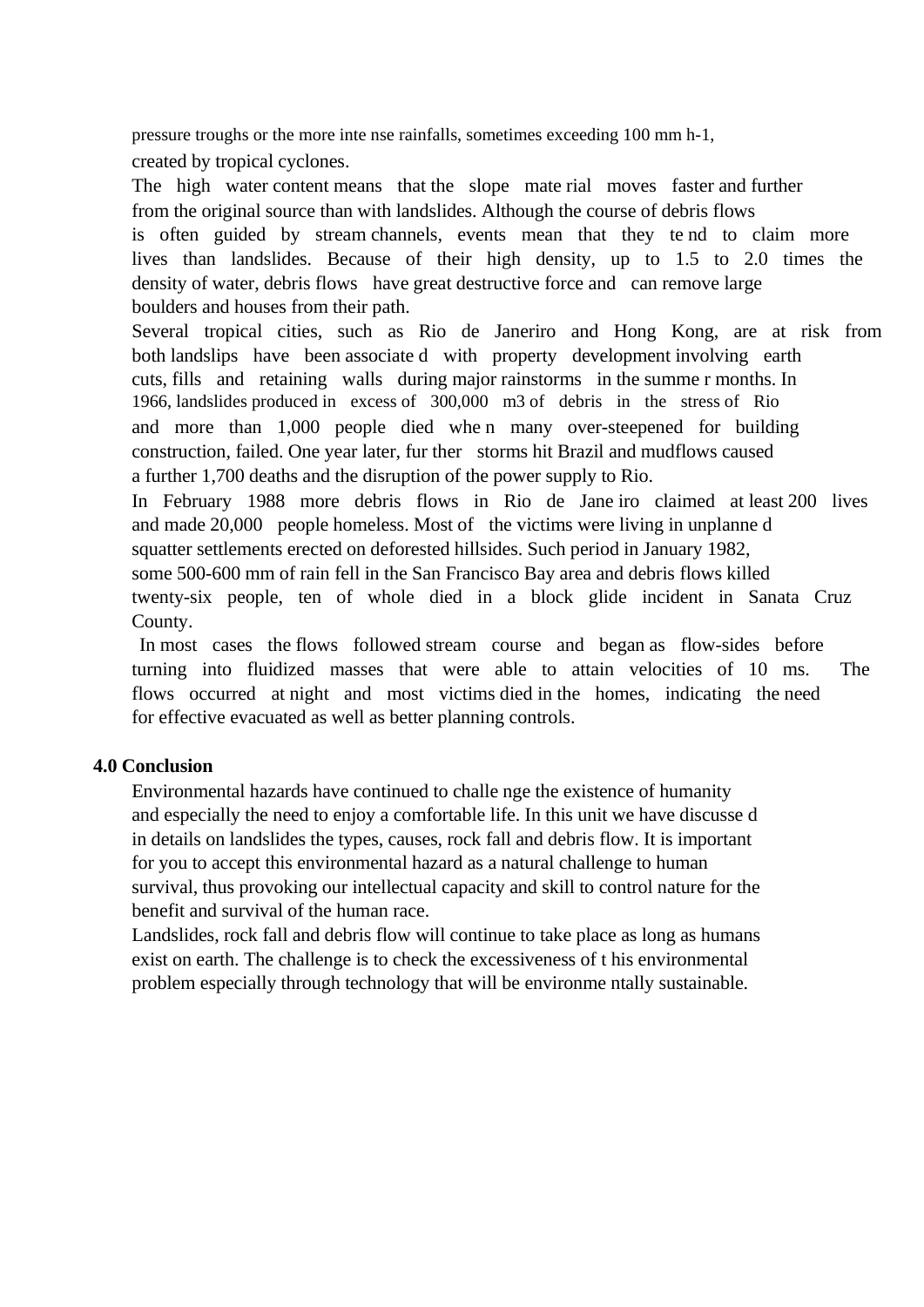pressure troughs or the more intense rainfalls, sometimes exceeding 100 mm h-1, created by tropical cyclones.

The high water content means that the slope material moves faster and further from the original source than with landslides. Although the course of debris flows is often guided by stream channels, events mean that they tend to claim more lives than landslides. Because of their high density, up to 1.5 to 2.0 times the density of water, debris flows have great destructive force and can remove large boulders and houses from their path.

Several tropical cities, such as Rio de Janeriro and Hong Kong, are at risk from both landslips have been associated with property development involving earth cuts, fills and retaining walls during major rainstorms in the summer months. In 1966, landslides produced in excess of 300,000 m3 of debris in the stress of Rio and more than 1,000 people died when many over-steepened for building construction, failed. One year later, further storms hit Brazil and mudflows caused a further 1,700 deaths and the disruption of the power supply to Rio.

In February 1988 more debris flows in Rio de Janeiro claimed at least 200 lives and made 20,000 people homeless. Most of the victims were living in unplanned squatter settlements erected on deforested hillsides. Such period in January 1982, some 500-600 mm of rain fell in the San Francisco Bay area and debris flows killed twenty-six people, ten of whole died in a block glide incident in Sanata Cruz County.

In most cases the flows followed stream course and began as flow-sides before turning into fluidized masses that were able to attain velocities of 10 ms. The flows occurred at night and most victims died in the homes, indicating the need for effective evacuated as well as better planning controls.

## 4.0 Conclusion

Environmental hazards have continued to challenge the existence of humanity and especially the need to enjoy a comfortable life. In this unit we have discussed in details on landslides the types, causes, rock fall and debris flow. It is important for you to accept this environmental hazard as a natural challenge to human survival, thus provoking our intellectual capacity and skill to control nature for the benefit and survival of the human race.

Landslides, rock fall and debris flow will continue to take place as long as humans exist on earth. The challenge is to check the excessiveness of this environmental problem especially through technology that will be environmentally sustainable.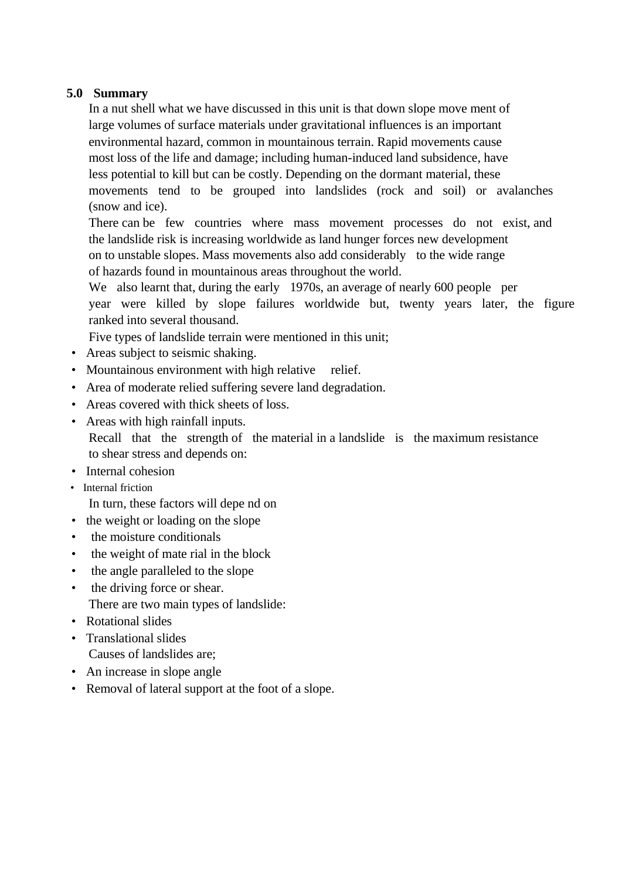## 5.0 Summary

In a nut shell what we have discussed in this unit is that down slope move ment of large volumes of surface materials under gravitational influences is an important environmental hazard, common in mountainous terrain. Rapid movements cause most loss of the life and damage; including human-induced land subsidence, have less potential to kill but can be costly. Depending on the dormant material, these movements tend to be grouped into landslides (rock and soil) or avalanches (snow and ice).

There can be few countries where mass movement processes do not exist, and the landslide risk is increasing worldwide as land hunger forces new development on to unstable slopes. Mass movements also add considerably to the wide range of hazards found in mountainous areas throughout the world.

We also learnt that, during the early 1970s, an average of nearly 600 people per year were killed by slope failures worldwide but, twenty years later, the figure ranked into several thousand.

Five types of landslide terrain were mentioned in this unit;

- Areas subject to seismic shaking.
- Mountainous environment with high relative relief.
- Area of moderate relied suffering severe land degradation.
- Areas covered with thick sheets of loss.
- Areas with high rainfall inputs.

Recall that the strength of the material in a landslide is the maximum resistance to shear stress and depends on:

- Internal cohesion
- Internal friction

In turn, these factors will depe nd on

- the weight or loading on the slope
- the moisture conditionals
- the weight of mate rial in the block
- the angle paralleled to the slope
- the driving force or shear.

There are two main types of landslide:

- Rotational slides
- Translational slides

Causes of landslides are;

- An increase in slope angle
- Removal of lateral support at the foot of a slope.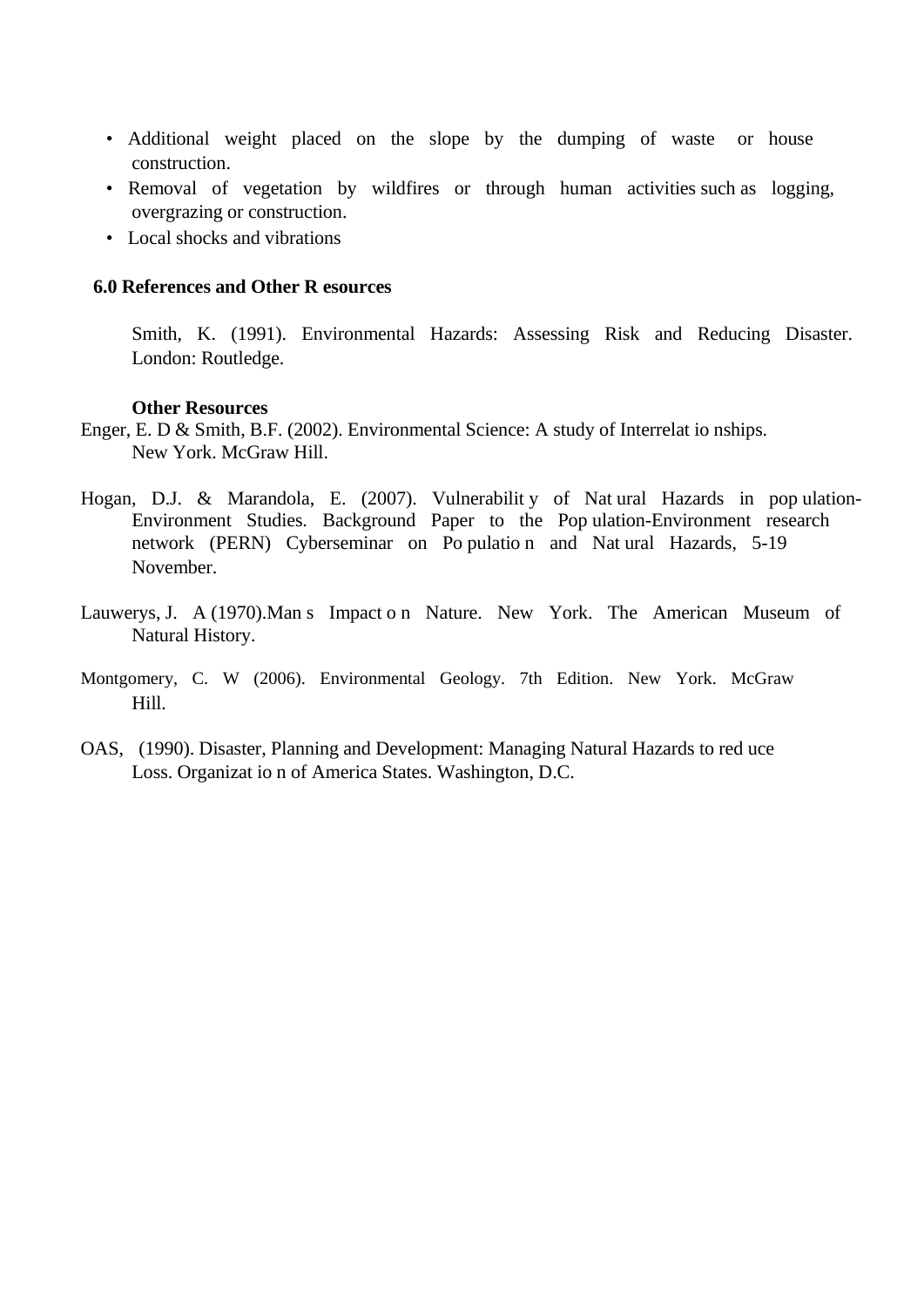- Additional weight placed on the slope by the dumping of waste or house construction.
- Removal of vegetation by wildfires or through human activities such as logging, overgrazing or construction.
- Local shocks and vibrations

## 6.0 References and Other R esources

Smith, K. (1991). Environmental Hazards: Assessing Risk and Reducing Disaster. London: Routledge.

**Other Resources**

Enger, E. D & Smith, B.F. (2002). Environmental Science: A study of Interrelat io nships. New York. McGraw Hill.

Hogan, D.J. & Marandola, E. (2007). Vulnerabilit y of Nat ural Hazards in pop ulation-Environment Studies. Background Paper to the Pop ulation-Environment research network (PERN) Cyberseminar on Po pulatio n and Nat ural Hazards, 5-19 November.

Lauwerys, J. A (1970).Man s Impact o n Nature. New York. The American Museum of Natural History.

Montgomery, C. W (2006). Environmental Geology. 7th Edition. New York. McGraw Hill.

OAS, (1990). Disaster, Planning and Development: Managing Natural Hazards to red uce Loss. Organizat io n of America States. Washington, D.C.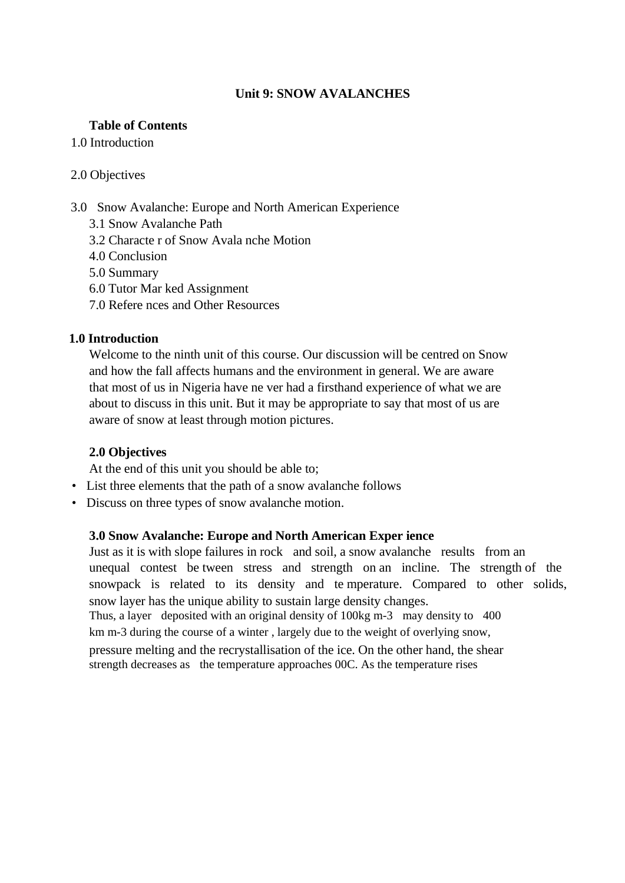# Unit 9: SNOW AVALANCHES

**Table of Contents**

1.0 Introduction

2.0 Objectives

3.0 Snow Avalanche: Europe and North American Experience

3.1 Snow Avalanche Path

3.2 Character of Snow Avalanche Motion

4.0 Conclusion

5.0 Summary

6.0 Tutor Marked Assignment

7.0 References and Other Resources

## 1.0 Introduction

Welcome to the ninth unit of this course. Our discussion will be centred on Snow and how the fall affects humans and the environment in general. We are aware that most of us in Nigeria have never had a firsthand experience of what we are about to discuss in this unit. But it may be appropriate to say that most of us are aware of snow at least through motion pictures.

## 2.0 Objectives

At the end of this unit you should be able to;

- List three elements that the path of a snow avalanche follows
- Discuss on three types of snow avalanche motion.

## 3.0 Snow Avalanche: Europe and North American Experience

Just as it is with slope failures in rock and soil, a snow avalanche results from an unequal contest between stress and strength on an incline. The strength of the snowpack is related to its density and temperature. Compared to other solids, snow layer has the unique ability to sustain large density changes.

Thus, a layer deposited with an original density of 100kg m-3 may density to 400 km m-3 during the course of a winter , largely due to the weight of overlying snow, pressure melting and the recrystallisation of the ice. On the other hand, the shear strength decreases as the temperature approaches 00C. As the temperature rises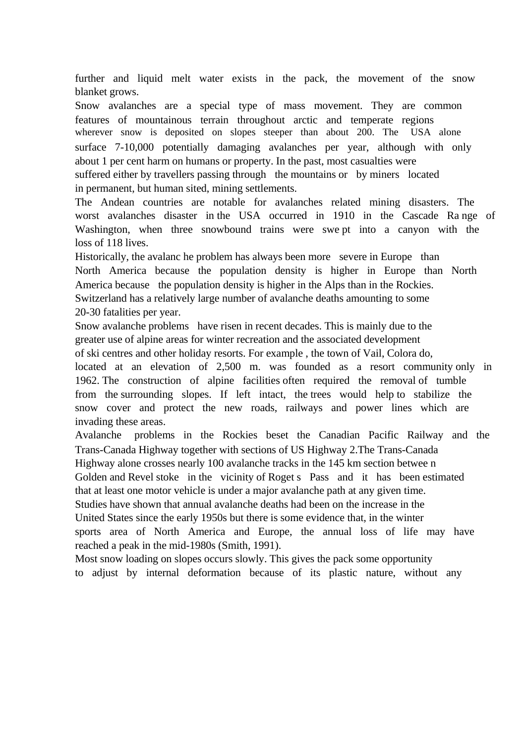further and liquid melt water exists in the pack, the movement of the snow blanket grows.

Snow avalanches are a special type of mass movement. They are common features of mountainous terrain throughout arctic and temperate regions wherever snow is deposited on slopes steeper than about 200. The USA alone surface 7-10,000 potentially damaging avalanches per year, although with only about 1 per cent harm on humans or property. In the past, most casualties were suffered either by travellers passing through the mountains or by miners located in permanent, but human sited, mining settlements.

The Andean countries are notable for avalanches related mining disasters. The worst avalanches disaster in the USA occurred in 1910 in the Cascade Ra nge of Washington, when three snowbound trains were swe pt into a canyon with the loss of 118 lives.

Historically, the avalanc he problem has always been more severe in Europe than North America because the population density is higher in Europe than North America because the population density is higher in the Alps than in the Rockies. Switzerland has a relatively large number of avalanche deaths amounting to some 20-30 fatalities per year.

Snow avalanche problems have risen in recent decades. This is mainly due to the greater use of alpine areas for winter recreation and the associated development of ski centres and other holiday resorts. For example , the town of Vail, Colora do, located at an elevation of 2,500 m. was founded as a resort community only in 1962. The construction of alpine facilities often required the removal of tumble from the surrounding slopes. If left intact, the trees would help to stabilize the snow cover and protect the new roads, railways and power lines which are invading these areas.

Avalanche problems in the Rockies beset the Canadian Pacific Railway and the Trans-Canada Highway together with sections of US Highway 2.The Trans-Canada Highway alone crosses nearly 100 avalanche tracks in the 145 km section betwee n Golden and Revel stoke in the vicinity of Roget s Pass and it has been estimated that at least one motor vehicle is under a major avalanche path at any given time.

Studies have shown that annual avalanche deaths had been on the increase in the United States since the early 1950s but there is some evidence that, in the winter sports area of North America and Europe, the annual loss of life may have reached a peak in the mid-1980s (Smith, 1991).

Most snow loading on slopes occurs slowly. This gives the pack some opportunity to adjust by internal deformation because of its plastic nature, without any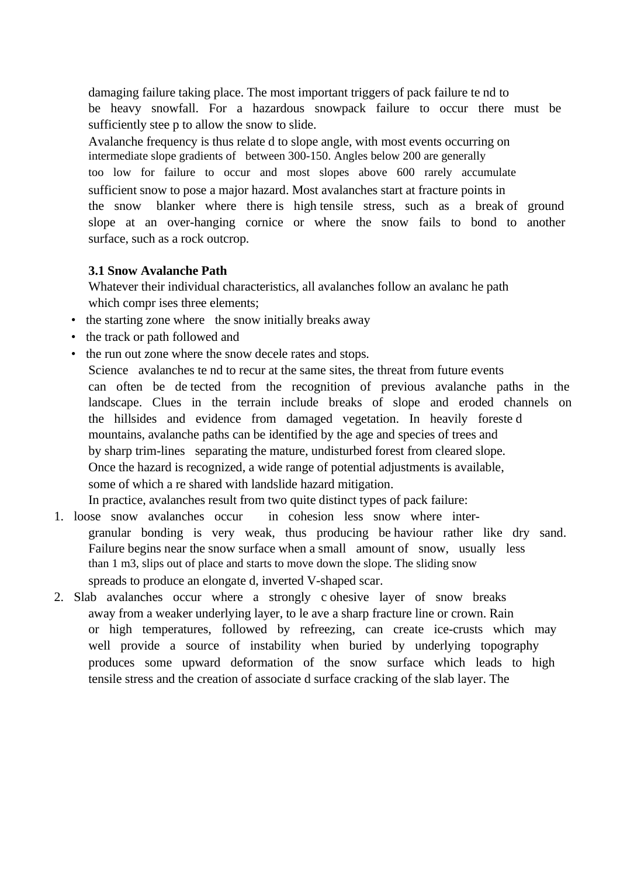damaging failure taking place. The most important triggers of pack failure te nd to be heavy snowfall. For a hazardous snowpack failure to occur there must be sufficiently stee p to allow the snow to slide.

Avalanche frequency is thus relate d to slope angle, with most events occurring on intermediate slope gradients of between 300-150. Angles below 200 are generally too low for failure to occur and most slopes above 600 rarely accumulate sufficient snow to pose a major hazard. Most avalanches start at fracture points in the snow blanker where there is high tensile stress, such as a break of ground slope at an over-hanging cornice or where the snow fails to bond to another surface, such as a rock outcrop.

### 3.1 Snow Avalanche Path

Whatever their individual characteristics, all avalanches follow an avalanc he path which compr ises three elements;

- the starting zone where the snow initially breaks away
- the track or path followed and
- the run out zone where the snow decele rates and stops.

Science avalanches te nd to recur at the same sites, the threat from future events can often be de tected from the recognition of previous avalanche paths in the landscape. Clues in the terrain include breaks of slope and eroded channels on the hillsides and evidence from damaged vegetation. In heavily foreste d mountains, avalanche paths can be identified by the age and species of trees and by sharp trim-lines separating the mature, undisturbed forest from cleared slope. Once the hazard is recognized, a wide range of potential adjustments is available, some of which a re shared with landslide hazard mitigation.

In practice, avalanches result from two quite distinct types of pack failure:

1. loose snow avalanches occur in cohesion less snow where inter-granular bonding is very weak, thus producing be haviour rather like dry sand. Failure begins near the snow surface when a small amount of snow, usually less than 1 m3, slips out of place and starts to move down the slope. The sliding snow spreads to produce an elongate d, inverted V-shaped scar.
2. Slab avalanches occur where a strongly c ohesive layer of snow breaks away from a weaker underlying layer, to le ave a sharp fracture line or crown. Rain or high temperatures, followed by refreezing, can create ice-crusts which may well provide a source of instability when buried by underlying topography produces some upward deformation of the snow surface which leads to high tensile stress and the creation of associate d surface cracking of the slab layer. The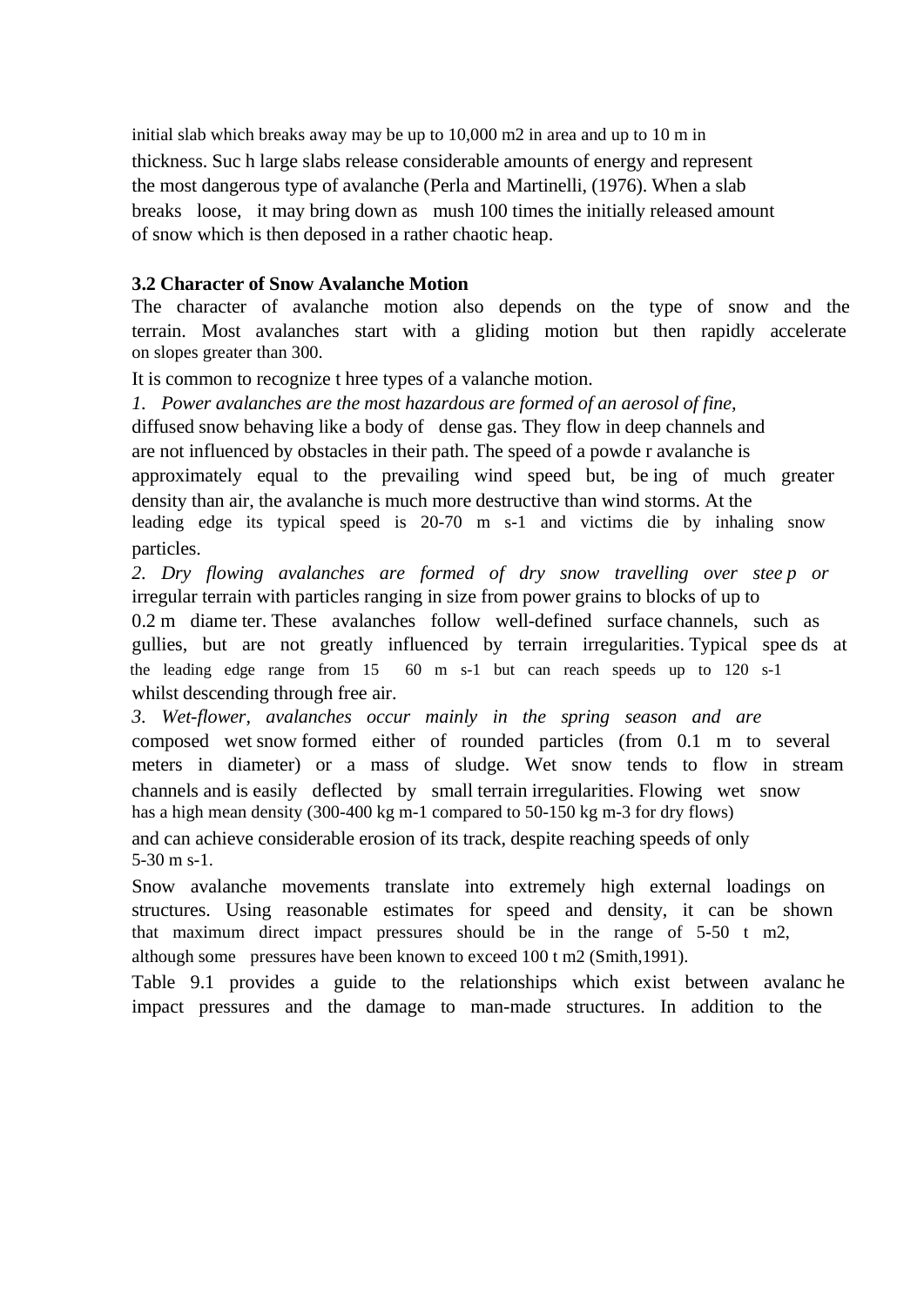initial slab which breaks away may be up to 10,000 m2 in area and up to 10 m in thickness. Suc h large slabs release considerable amounts of energy and represent the most dangerous type of avalanche (Perla and Martinelli, (1976). When a slab breaks loose, it may bring down as mush 100 times the initially released amount of snow which is then deposed in a rather chaotic heap.

**3.2 Character of Snow Avalanche Motion**

The character of avalanche motion also depends on the type of snow and the terrain. Most avalanches start with a gliding motion but then rapidly accelerate on slopes greater than 300.

It is common to recognize t hree types of a valanche motion.

1. *Power avalanches are the most hazardous are formed of an aerosol of fine,* diffused snow behaving like a body of dense gas. They flow in deep channels and are not influenced by obstacles in their path. The speed of a powde r avalanche is approximately equal to the prevailing wind speed but, be ing of much greater density than air, the avalanche is much more destructive than wind storms. At the leading edge its typical speed is 20-70 m s-1 and victims die by inhaling snow particles.
2. *Dry flowing avalanches are formed of dry snow travelling over stee p or* irregular terrain with particles ranging in size from power grains to blocks of up to 0.2 m diame ter. These avalanches follow well-defined surface channels, such as gullies, but are not greatly influenced by terrain irregularities. Typical spee ds at the leading edge range from 15 60 m s-1 but can reach speeds up to 120 s-1 whilst descending through free air.
3. *Wet-flower, avalanches occur mainly in the spring season and are* composed wet snow formed either of rounded particles (from 0.1 m to several meters in diameter) or a mass of sludge. Wet snow tends to flow in stream channels and is easily deflected by small terrain irregularities. Flowing wet snow has a high mean density (300-400 kg m-1 compared to 50-150 kg m-3 for dry flows) and can achieve considerable erosion of its track, despite reaching speeds of only 5-30 m s-1.

Snow avalanche movements translate into extremely high external loadings on structures. Using reasonable estimates for speed and density, it can be shown that maximum direct impact pressures should be in the range of 5-50 t m2, although some pressures have been known to exceed 100 t m2 (Smith,1991).

Table 9.1 provides a guide to the relationships which exist between avalanc he impact pressures and the damage to man-made structures. In addition to the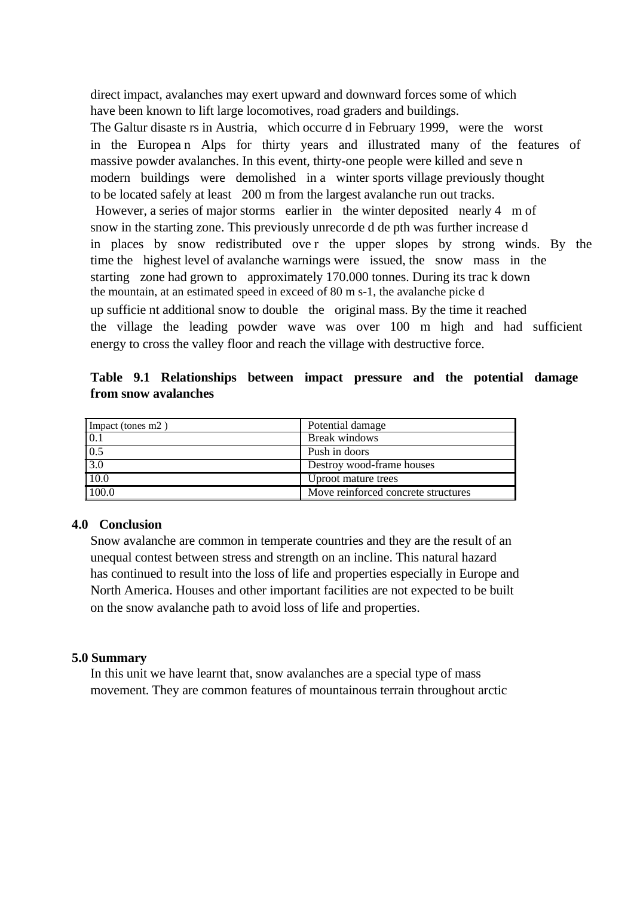direct impact, avalanches may exert upward and downward forces some of which have been known to lift large locomotives, road graders and buildings.

The Galtur disasters in Austria, which occurred in February 1999, were the worst in the European Alps for thirty years and illustrated many of the features of massive powder avalanches. In this event, thirty-one people were killed and seven modern buildings were demolished in a winter sports village previously thought to be located safely at least 200 m from the largest avalanche run out tracks.

However, a series of major storms earlier in the winter deposited nearly 4 m of snow in the starting zone. This previously unrecorded depth was further increased in places by snow redistributed over the upper slopes by strong winds. By the time the highest level of avalanche warnings were issued, the snow mass in the starting zone had grown to approximately 170.000 tonnes. During its track down the mountain, at an estimated speed in exceed of 80 m s-1, the avalanche picked up sufficient additional snow to double the original mass. By the time it reached the village the leading powder wave was over 100 m high and had sufficient energy to cross the valley floor and reach the village with destructive force.

**Table 9.1 Relationships between impact pressure and the potential damage from snow avalanches**

| Impact (tones m2 ) | Potential damage |
|---|---|
| 0.1 | Break windows |
| 0.5 | Push in doors |
| 3.0 | Destroy wood-frame houses |
| 10.0 | Uproot mature trees |
| 100.0 | Move reinforced concrete structures |

## 4.0 Conclusion

Snow avalanche are common in temperate countries and they are the result of an unequal contest between stress and strength on an incline. This natural hazard has continued to result into the loss of life and properties especially in Europe and North America. Houses and other important facilities are not expected to be built on the snow avalanche path to avoid loss of life and properties.

## 5.0 Summary

In this unit we have learnt that, snow avalanches are a special type of mass movement. They are common features of mountainous terrain throughout arctic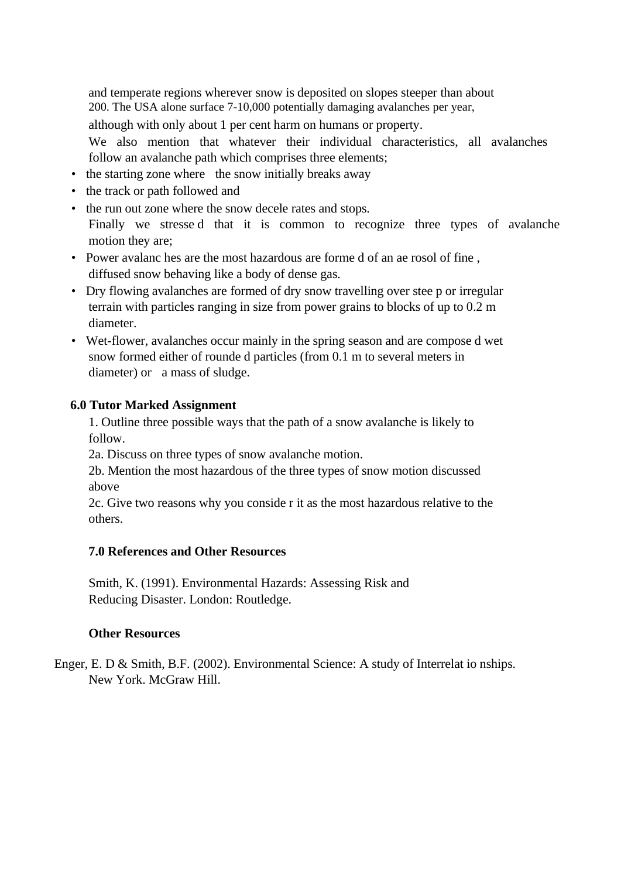and temperate regions wherever snow is deposited on slopes steeper than about 200. The USA alone surface 7-10,000 potentially damaging avalanches per year, although with only about 1 per cent harm on humans or property.

We also mention that whatever their individual characteristics, all avalanches follow an avalanche path which comprises three elements;

- the starting zone where the snow initially breaks away
- the track or path followed and
- the run out zone where the snow decele rates and stops.

Finally we stresse d that it is common to recognize three types of avalanche motion they are;

- Power avalanc hes are the most hazardous are forme d of an ae rosol of fine , diffused snow behaving like a body of dense gas.
- Dry flowing avalanches are formed of dry snow travelling over stee p or irregular terrain with particles ranging in size from power grains to blocks of up to 0.2 m diameter.
- Wet-flower, avalanches occur mainly in the spring season and are compose d wet snow formed either of rounde d particles (from 0.1 m to several meters in diameter) or a mass of sludge.

## 6.0 Tutor Marked Assignment

1. Outline three possible ways that the path of a snow avalanche is likely to follow.

2a. Discuss on three types of snow avalanche motion.

2b. Mention the most hazardous of the three types of snow motion discussed above

2c. Give two reasons why you conside r it as the most hazardous relative to the others.

## 7.0 References and Other Resources

Smith, K. (1991). Environmental Hazards: Assessing Risk and Reducing Disaster. London: Routledge.

**Other Resources**

Enger, E. D & Smith, B.F. (2002). Environmental Science: A study of Interrelat io nships. New York. McGraw Hill.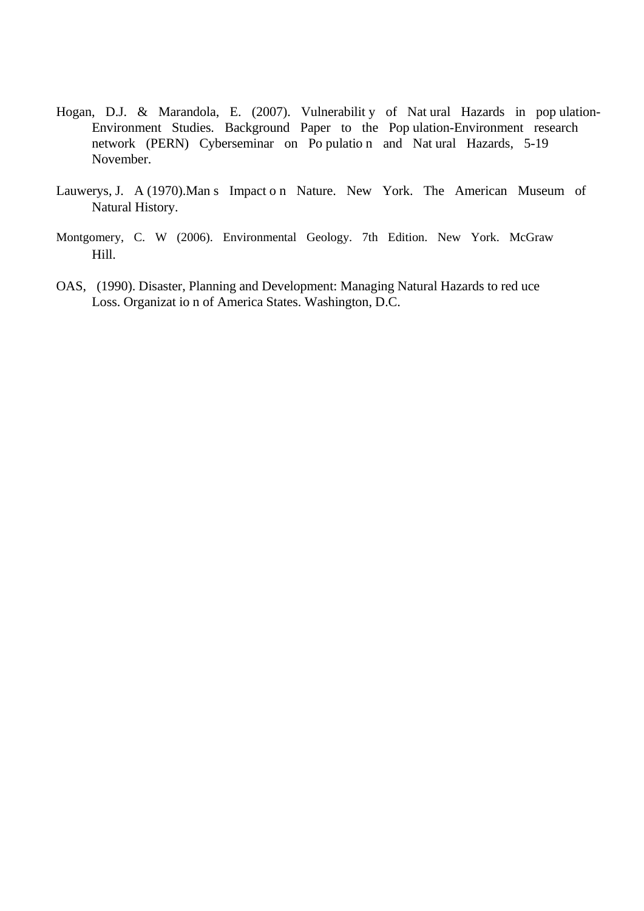Hogan, D.J. & Marandola, E. (2007). Vulnerability of Natural Hazards in population-Environment Studies. Background Paper to the Population-Environment research network (PERN) Cyberseminar on Population and Natural Hazards, 5-19 November.

Lauwerys, J. A (1970).Man s Impact on Nature. New York. The American Museum of Natural History.

Montgomery, C. W (2006). Environmental Geology. 7th Edition. New York. McGraw Hill.

OAS, (1990). Disaster, Planning and Development: Managing Natural Hazards to reduce Loss. Organization of America States. Washington, D.C.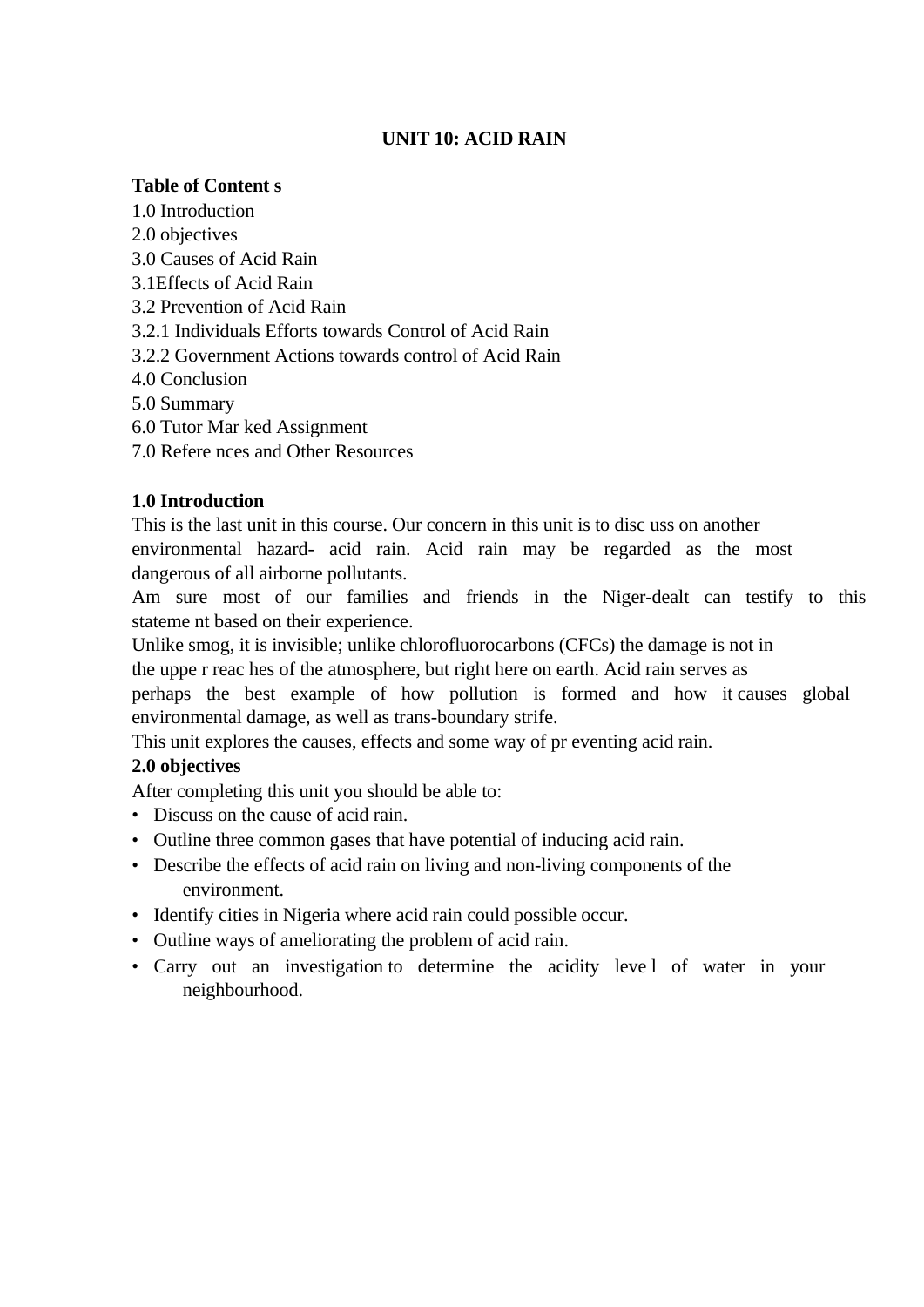# UNIT 10: ACID RAIN

**Table of Content s**

1.0 Introduction
2.0 objectives
3.0 Causes of Acid Rain
3.1Effects of Acid Rain
3.2 Prevention of Acid Rain
3.2.1 Individuals Efforts towards Control of Acid Rain
3.2.2 Government Actions towards control of Acid Rain
4.0 Conclusion
5.0 Summary
6.0 Tutor Mar ked Assignment
7.0 Refere nces and Other Resources

**1.0 Introduction**

This is the last unit in this course. Our concern in this unit is to disc uss on another environmental hazard- acid rain. Acid rain may be regarded as the most dangerous of all airborne pollutants.

Am sure most of our families and friends in the Niger-dealt can testify to this stateme nt based on their experience.

Unlike smog, it is invisible; unlike chlorofluorocarbons (CFCs) the damage is not in the uppe r reac hes of the atmosphere, but right here on earth. Acid rain serves as perhaps the best example of how pollution is formed and how it causes global environmental damage, as well as trans-boundary strife.

This unit explores the causes, effects and some way of pr eventing acid rain.

**2.0 objectives**

After completing this unit you should be able to:

- Discuss on the cause of acid rain.
- Outline three common gases that have potential of inducing acid rain.
- Describe the effects of acid rain on living and non-living components of the environment.
- Identify cities in Nigeria where acid rain could possible occur.
- Outline ways of ameliorating the problem of acid rain.
- Carry out an investigation to determine the acidity leve l of water in your neighbourhood.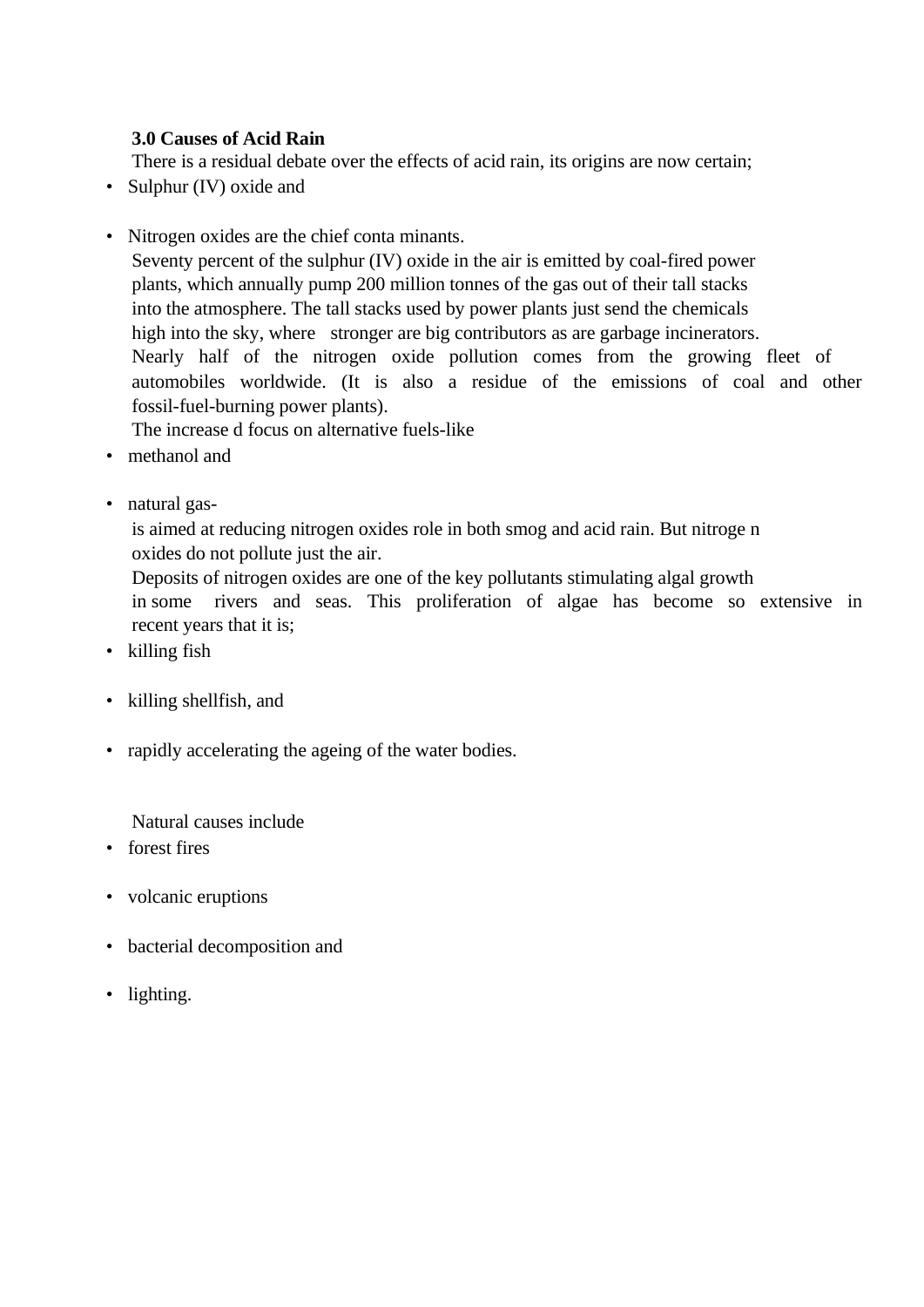**3.0 Causes of Acid Rain**

There is a residual debate over the effects of acid rain, its origins are now certain;

- Sulphur (IV) oxide and
- Nitrogen oxides are the chief conta minants.

Seventy percent of the sulphur (IV) oxide in the air is emitted by coal-fired power plants, which annually pump 200 million tonnes of the gas out of their tall stacks into the atmosphere. The tall stacks used by power plants just send the chemicals high into the sky, where stronger are big contributors as are garbage incinerators.

Nearly half of the nitrogen oxide pollution comes from the growing fleet of automobiles worldwide. (It is also a residue of the emissions of coal and other fossil-fuel-burning power plants).

The increase d focus on alternative fuels-like

- methanol and
- natural gas-

is aimed at reducing nitrogen oxides role in both smog and acid rain. But nitroge n oxides do not pollute just the air.

Deposits of nitrogen oxides are one of the key pollutants stimulating algal growth in some rivers and seas. This proliferation of algae has become so extensive in recent years that it is;

- killing fish
- killing shellfish, and
- rapidly accelerating the ageing of the water bodies.

Natural causes include

- forest fires
- volcanic eruptions
- bacterial decomposition and
- lighting.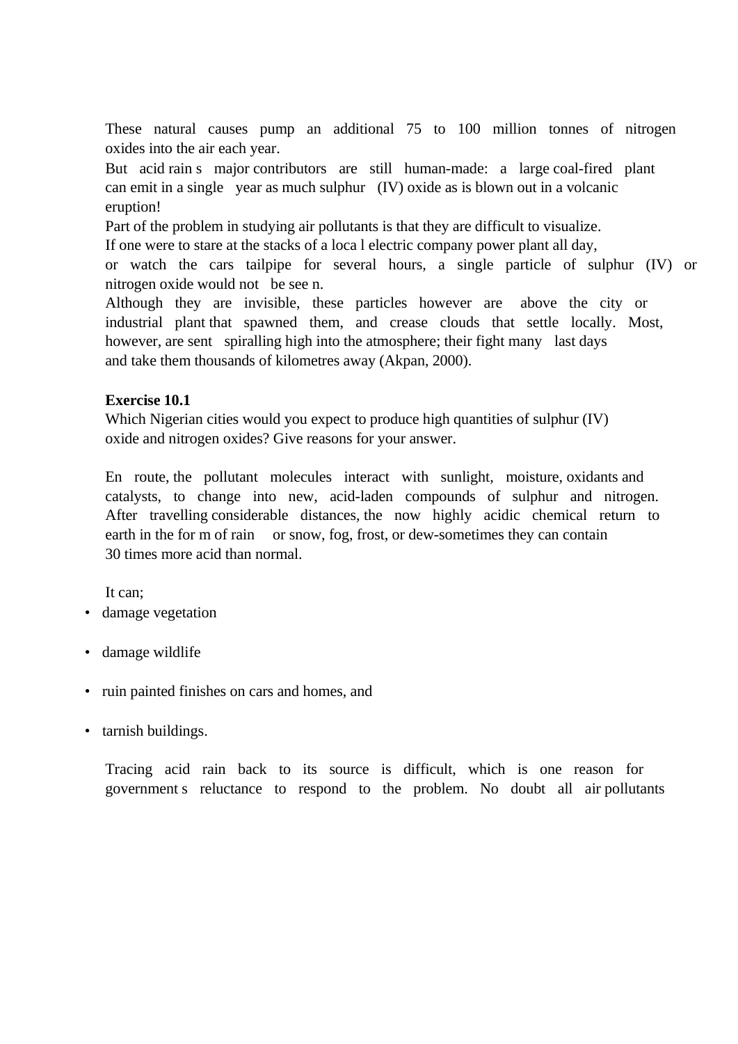These natural causes pump an additional 75 to 100 million tonnes of nitrogen oxides into the air each year.

But acid rain s major contributors are still human-made: a large coal-fired plant can emit in a single year as much sulphur (IV) oxide as is blown out in a volcanic eruption!

Part of the problem in studying air pollutants is that they are difficult to visualize.

If one were to stare at the stacks of a loca l electric company power plant all day, or watch the cars tailpipe for several hours, a single particle of sulphur (IV) or nitrogen oxide would not be see n.

Although they are invisible, these particles however are above the city or industrial plant that spawned them, and crease clouds that settle locally. Most, however, are sent spiralling high into the atmosphere; their fight many last days and take them thousands of kilometres away (Akpan, 2000).

**Exercise 10.1**

Which Nigerian cities would you expect to produce high quantities of sulphur (IV) oxide and nitrogen oxides? Give reasons for your answer.

En route, the pollutant molecules interact with sunlight, moisture, oxidants and catalysts, to change into new, acid-laden compounds of sulphur and nitrogen. After travelling considerable distances, the now highly acidic chemical return to earth in the for m of rain or snow, fog, frost, or dew-sometimes they can contain 30 times more acid than normal.

It can;

- damage vegetation
- damage wildlife
- ruin painted finishes on cars and homes, and
- tarnish buildings.

Tracing acid rain back to its source is difficult, which is one reason for government s reluctance to respond to the problem. No doubt all air pollutants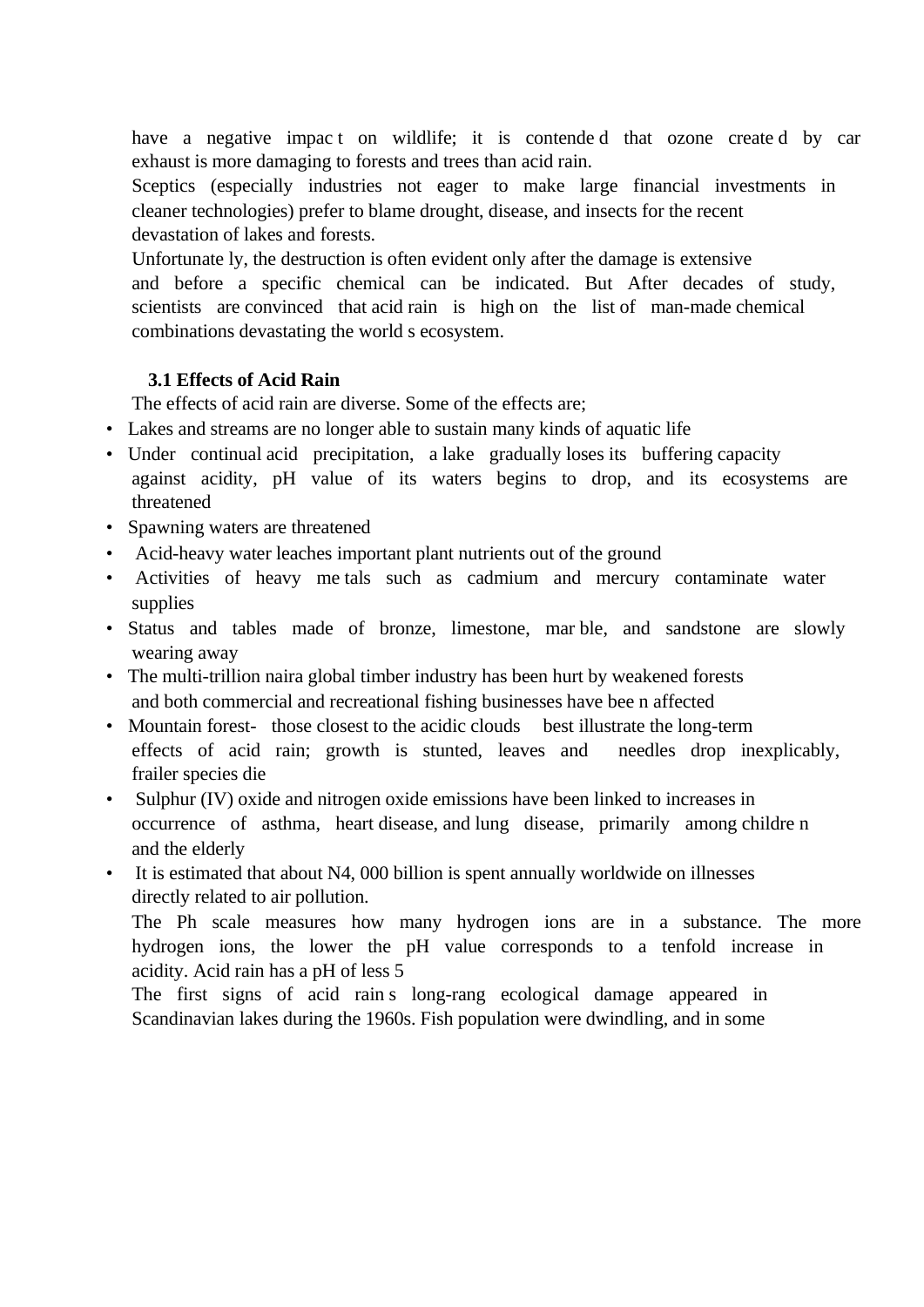have a negative impact on wildlife; it is contended that ozone created by car exhaust is more damaging to forests and trees than acid rain.

Sceptics (especially industries not eager to make large financial investments in cleaner technologies) prefer to blame drought, disease, and insects for the recent devastation of lakes and forests.

Unfortunately, the destruction is often evident only after the damage is extensive and before a specific chemical can be indicated. But After decades of study, scientists are convinced that acid rain is high on the list of man-made chemical combinations devastating the world s ecosystem.

### 3.1 Effects of Acid Rain

The effects of acid rain are diverse. Some of the effects are;

- Lakes and streams are no longer able to sustain many kinds of aquatic life
- Under continual acid precipitation, a lake gradually loses its buffering capacity against acidity, pH value of its waters begins to drop, and its ecosystems are threatened
- Spawning waters are threatened
- Acid-heavy water leaches important plant nutrients out of the ground
- Activities of heavy metals such as cadmium and mercury contaminate water supplies
- Status and tables made of bronze, limestone, marble, and sandstone are slowly wearing away
- The multi-trillion naira global timber industry has been hurt by weakened forests and both commercial and recreational fishing businesses have been affected
- Mountain forest- those closest to the acidic clouds best illustrate the long-term effects of acid rain; growth is stunted, leaves and needles drop inexplicably, frailer species die
- Sulphur (IV) oxide and nitrogen oxide emissions have been linked to increases in occurrence of asthma, heart disease, and lung disease, primarily among children and the elderly
- It is estimated that about N4, 000 billion is spent annually worldwide on illnesses directly related to air pollution.

The Ph scale measures how many hydrogen ions are in a substance. The more hydrogen ions, the lower the pH value corresponds to a tenfold increase in acidity. Acid rain has a pH of less 5

The first signs of acid rain s long-rang ecological damage appeared in Scandinavian lakes during the 1960s. Fish population were dwindling, and in some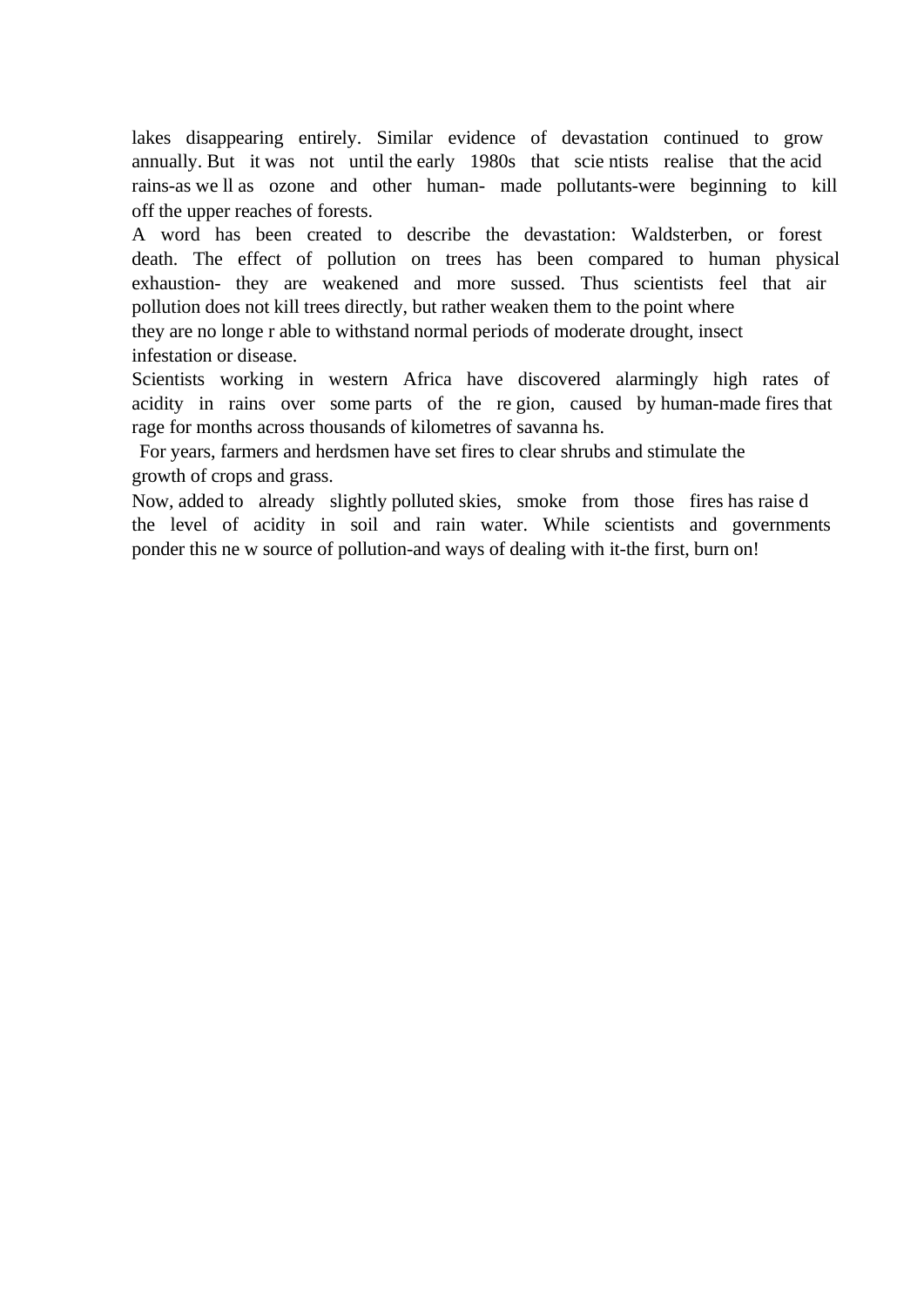lakes disappearing entirely. Similar evidence of devastation continued to grow annually. But it was not until the early 1980s that scie ntists realise that the acid rains-as we ll as ozone and other human- made pollutants-were beginning to kill off the upper reaches of forests.

A word has been created to describe the devastation: Waldsterben, or forest death. The effect of pollution on trees has been compared to human physical exhaustion- they are weakened and more sussed. Thus scientists feel that air pollution does not kill trees directly, but rather weaken them to the point where they are no longe r able to withstand normal periods of moderate drought, insect infestation or disease.

Scientists working in western Africa have discovered alarmingly high rates of acidity in rains over some parts of the re gion, caused by human-made fires that rage for months across thousands of kilometres of savanna hs.

For years, farmers and herdsmen have set fires to clear shrubs and stimulate the growth of crops and grass.

Now, added to already slightly polluted skies, smoke from those fires has raise d the level of acidity in soil and rain water. While scientists and governments ponder this ne w source of pollution-and ways of dealing with it-the first, burn on!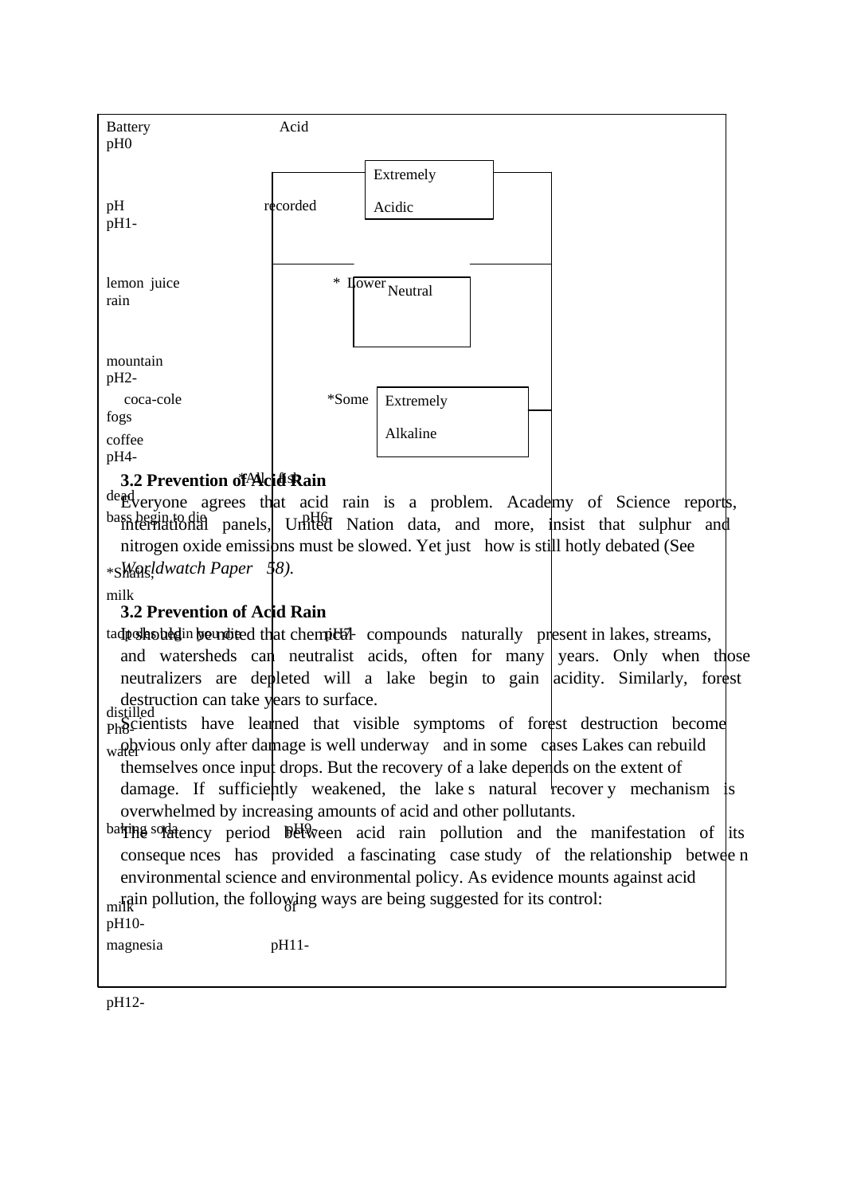Battery Acid
pH0

Extremely Acidic

pH recorded
pH1-

lemon juice * Lower Neutral
rain

mountain
pH2-

coca-cole *Some Extremely Alkaline
fogs

coffee
pH4-

*All fish
dead
bass begin to die pH6
*Snails,
milk

tadpoles begin to die pH7-

distilled
Ph8-
water

baking soda pH9
milk of
pH10-
magnesia pH11-

pH12-

### 3.2 Prevention of Acid Rain

Everyone agrees that acid rain is a problem. Academy of Science reports, international panels, United Nation data, and more, insist that sulphur and nitrogen oxide emissions must be slowed. Yet just how is still hotly debated (See *Worldwatch Paper 58).*

### 3.2 Prevention of Acid Rain

It should be noted that chemical compounds naturally present in lakes, streams, and watersheds can neutralist acids, often for many years. Only when those neutralizers are depleted will a lake begin to gain acidity. Similarly, forest destruction can take years to surface.

Scientists have learned that visible symptoms of forest destruction become obvious only after damage is well underway and in some cases Lakes can rebuild themselves once input drops. But the recovery of a lake depends on the extent of damage. If sufficiently weakened, the lake s natural recover y mechanism is overwhelmed by increasing amounts of acid and other pollutants.

The latency period between acid rain pollution and the manifestation of its conseque nces has provided a fascinating case study of the relationship betwee n environmental science and environmental policy. As evidence mounts against acid rain pollution, the following ways are being suggested for its control: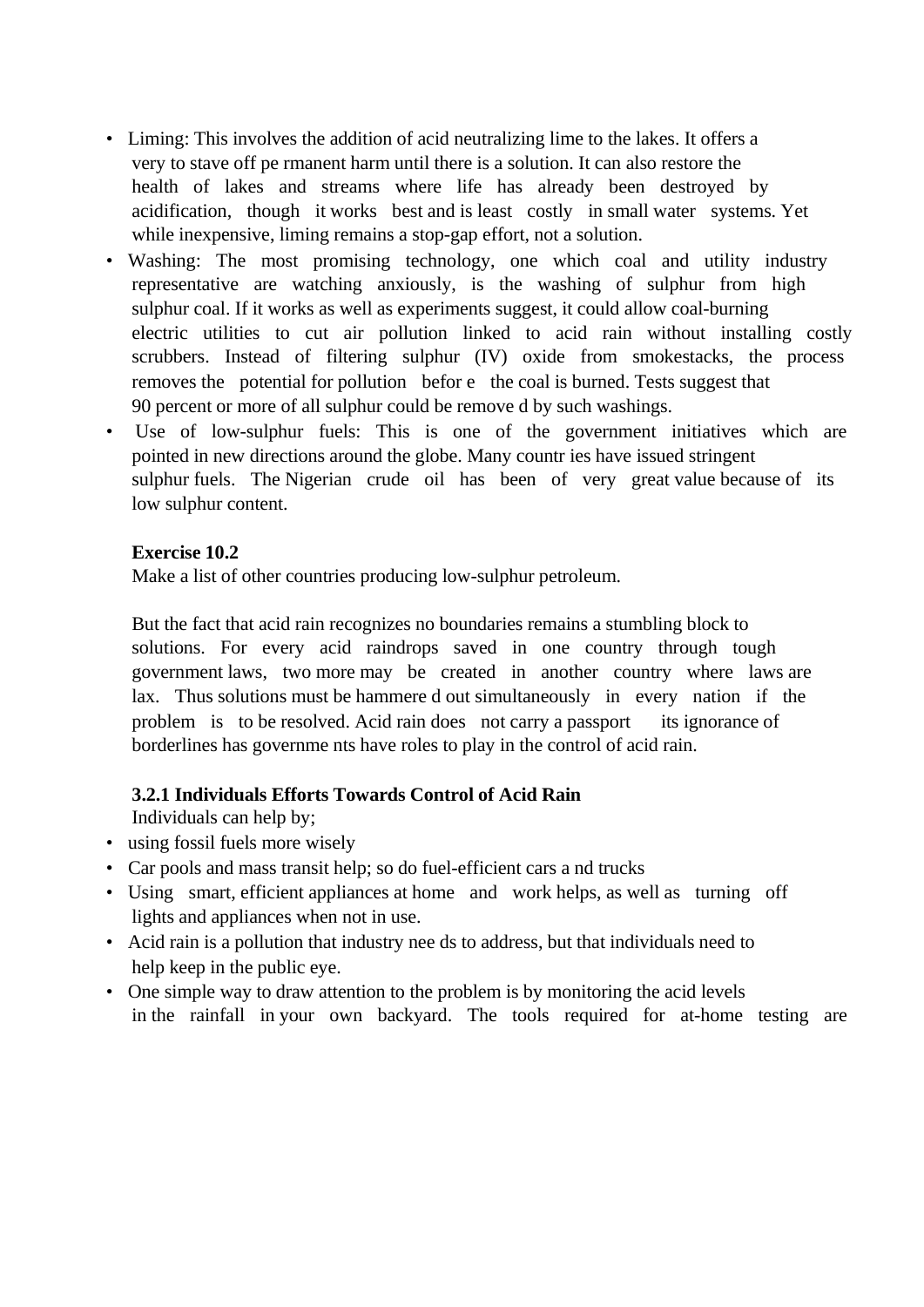- Liming: This involves the addition of acid neutralizing lime to the lakes. It offers a very to stave off permanent harm until there is a solution. It can also restore the health of lakes and streams where life has already been destroyed by acidification, though it works best and is least costly in small water systems. Yet while inexpensive, liming remains a stop-gap effort, not a solution.
- Washing: The most promising technology, one which coal and utility industry representative are watching anxiously, is the washing of sulphur from high sulphur coal. If it works as well as experiments suggest, it could allow coal-burning electric utilities to cut air pollution linked to acid rain without installing costly scrubbers. Instead of filtering sulphur (IV) oxide from smokestacks, the process removes the potential for pollution before the coal is burned. Tests suggest that 90 percent or more of all sulphur could be removed by such washings.
- Use of low-sulphur fuels: This is one of the government initiatives which are pointed in new directions around the globe. Many countries have issued stringent sulphur fuels. The Nigerian crude oil has been of very great value because of its low sulphur content.

**Exercise 10.2**

Make a list of other countries producing low-sulphur petroleum.

But the fact that acid rain recognizes no boundaries remains a stumbling block to solutions. For every acid raindrops saved in one country through tough government laws, two more may be created in another country where laws are lax. Thus solutions must be hammered out simultaneously in every nation if the problem is to be resolved. Acid rain does not carry a passport its ignorance of borderlines has governments have roles to play in the control of acid rain.

### 3.2.1 Individuals Efforts Towards Control of Acid Rain

Individuals can help by;

- using fossil fuels more wisely
- Car pools and mass transit help; so do fuel-efficient cars and trucks
- Using smart, efficient appliances at home and work helps, as well as turning off lights and appliances when not in use.
- Acid rain is a pollution that industry needs to address, but that individuals need to help keep in the public eye.
- One simple way to draw attention to the problem is by monitoring the acid levels in the rainfall in your own backyard. The tools required for at-home testing are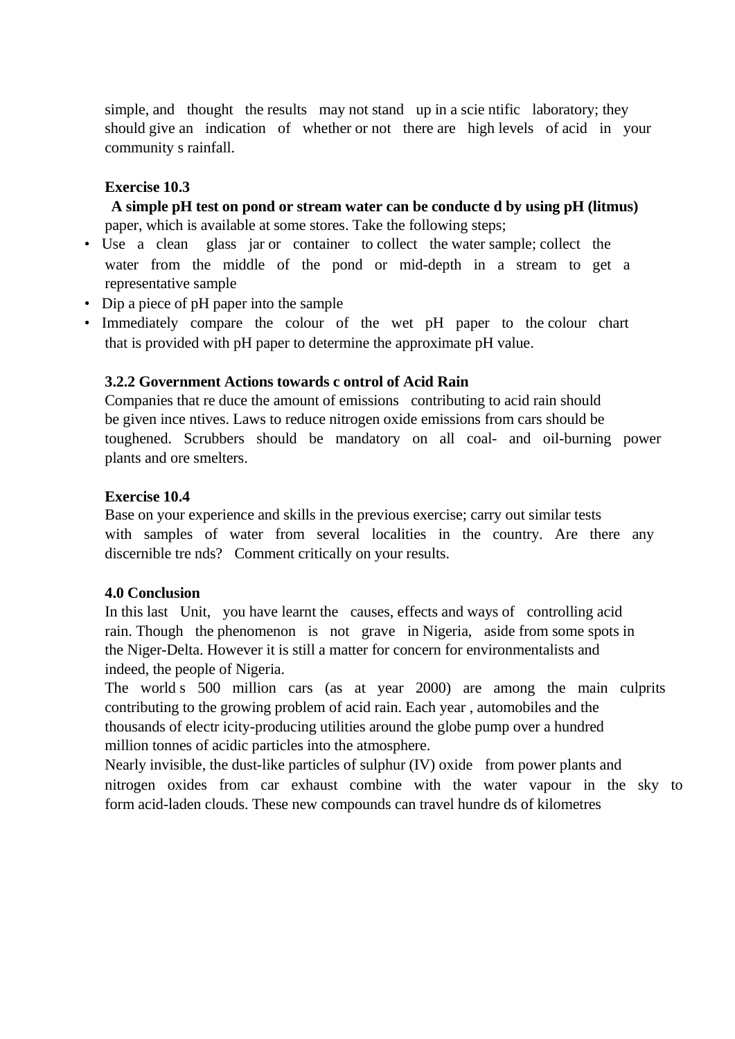simple, and thought the results may not stand up in a scientific laboratory; they should give an indication of whether or not there are high levels of acid in your community s rainfall.

**Exercise 10.3**

**A simple pH test on pond or stream water can be conducted by using pH (litmus)** paper, which is available at some stores. Take the following steps;

- Use a clean glass jar or container to collect the water sample; collect the water from the middle of the pond or mid-depth in a stream to get a representative sample
- Dip a piece of pH paper into the sample
- Immediately compare the colour of the wet pH paper to the colour chart that is provided with pH paper to determine the approximate pH value.

### 3.2.2 Government Actions towards control of Acid Rain

Companies that reduce the amount of emissions contributing to acid rain should be given incentives. Laws to reduce nitrogen oxide emissions from cars should be toughened. Scrubbers should be mandatory on all coal- and oil-burning power plants and ore smelters.

**Exercise 10.4**

Base on your experience and skills in the previous exercise; carry out similar tests with samples of water from several localities in the country. Are there any discernible trends? Comment critically on your results.

## 4.0 Conclusion

In this last Unit, you have learnt the causes, effects and ways of controlling acid rain. Though the phenomenon is not grave in Nigeria, aside from some spots in the Niger-Delta. However it is still a matter for concern for environmentalists and indeed, the people of Nigeria.

The world s 500 million cars (as at year 2000) are among the main culprits contributing to the growing problem of acid rain. Each year , automobiles and the thousands of electricity-producing utilities around the globe pump over a hundred million tonnes of acidic particles into the atmosphere.

Nearly invisible, the dust-like particles of sulphur (IV) oxide from power plants and nitrogen oxides from car exhaust combine with the water vapour in the sky to form acid-laden clouds. These new compounds can travel hundreds of kilometres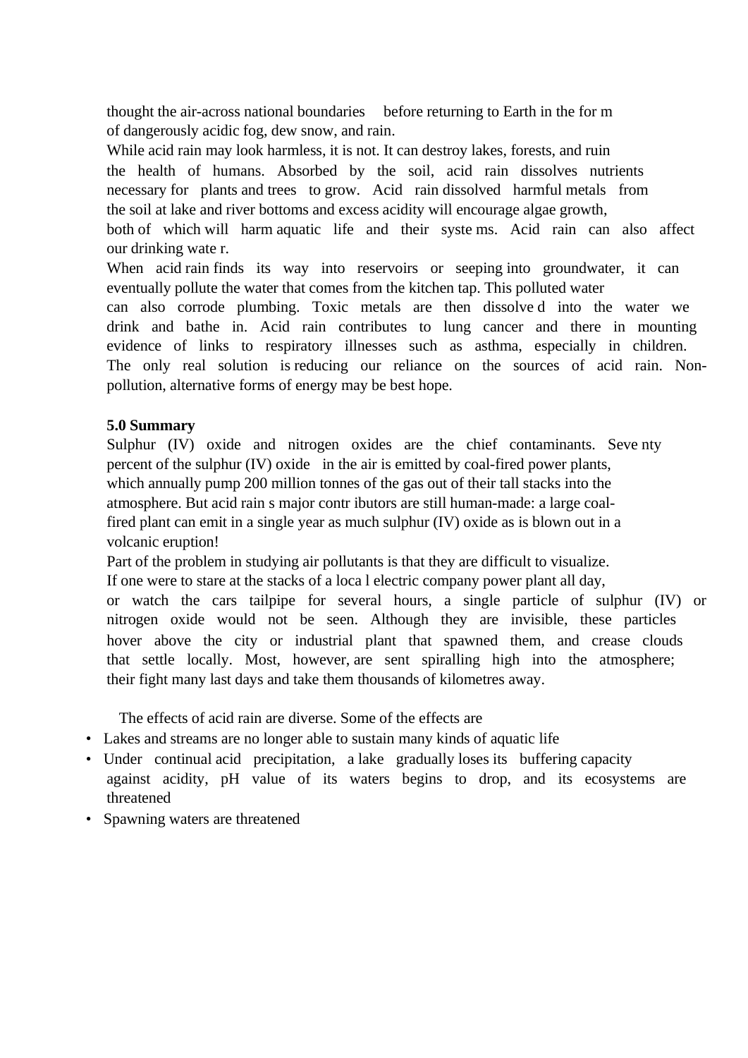thought the air-across national boundaries before returning to Earth in the for m of dangerously acidic fog, dew snow, and rain.

While acid rain may look harmless, it is not. It can destroy lakes, forests, and ruin the health of humans. Absorbed by the soil, acid rain dissolves nutrients necessary for plants and trees to grow. Acid rain dissolved harmful metals from the soil at lake and river bottoms and excess acidity will encourage algae growth, both of which will harm aquatic life and their syste ms. Acid rain can also affect our drinking wate r.

When acid rain finds its way into reservoirs or seeping into groundwater, it can eventually pollute the water that comes from the kitchen tap. This polluted water can also corrode plumbing. Toxic metals are then dissolve d into the water we drink and bathe in. Acid rain contributes to lung cancer and there in mounting evidence of links to respiratory illnesses such as asthma, especially in children. The only real solution is reducing our reliance on the sources of acid rain. Non-pollution, alternative forms of energy may be best hope.

**5.0 Summary**

Sulphur (IV) oxide and nitrogen oxides are the chief contaminants. Seve nty percent of the sulphur (IV) oxide in the air is emitted by coal-fired power plants, which annually pump 200 million tonnes of the gas out of their tall stacks into the atmosphere. But acid rain s major contr ibutors are still human-made: a large coal-fired plant can emit in a single year as much sulphur (IV) oxide as is blown out in a volcanic eruption!

Part of the problem in studying air pollutants is that they are difficult to visualize. If one were to stare at the stacks of a loca l electric company power plant all day, or watch the cars tailpipe for several hours, a single particle of sulphur (IV) or nitrogen oxide would not be seen. Although they are invisible, these particles hover above the city or industrial plant that spawned them, and crease clouds that settle locally. Most, however, are sent spiralling high into the atmosphere; their fight many last days and take them thousands of kilometres away.

The effects of acid rain are diverse. Some of the effects are

- Lakes and streams are no longer able to sustain many kinds of aquatic life
- Under continual acid precipitation, a lake gradually loses its buffering capacity against acidity, pH value of its waters begins to drop, and its ecosystems are threatened
- Spawning waters are threatened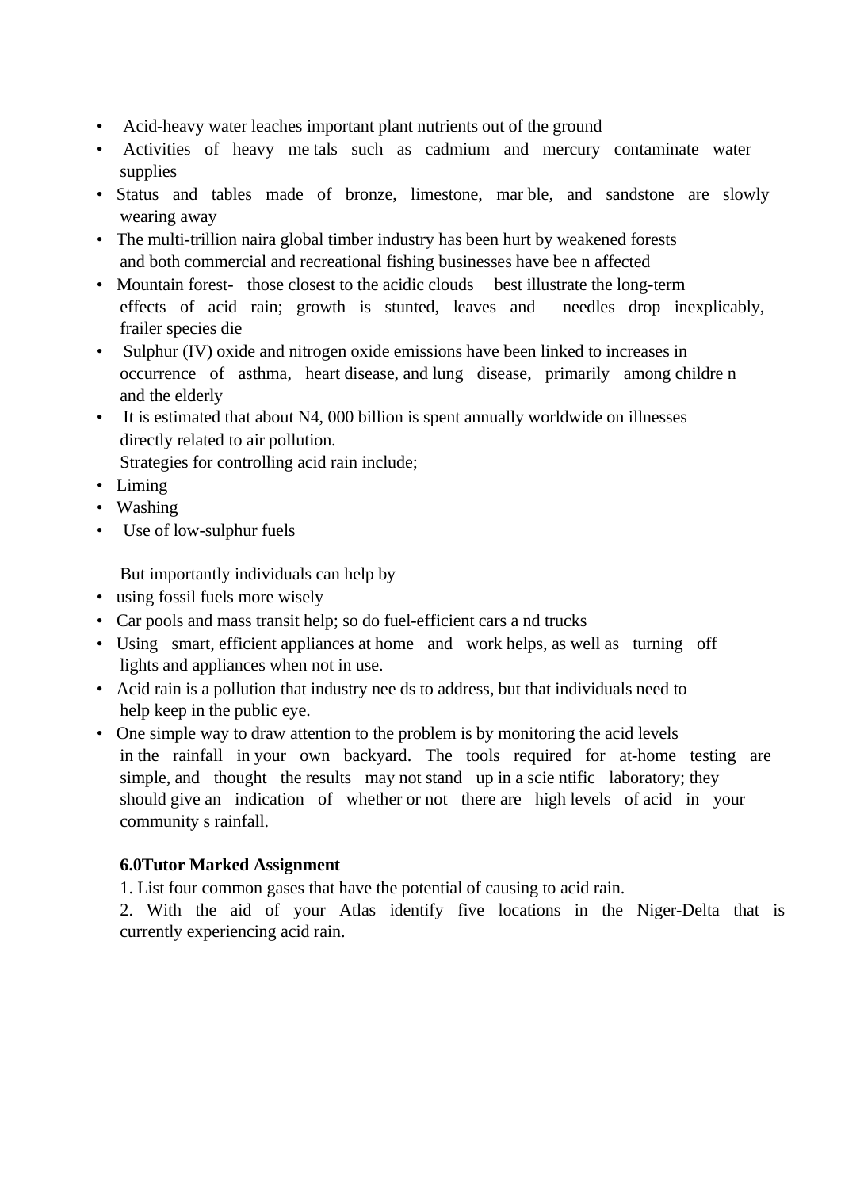- Acid-heavy water leaches important plant nutrients out of the ground
- Activities of heavy metals such as cadmium and mercury contaminate water supplies
- Status and tables made of bronze, limestone, marble, and sandstone are slowly wearing away
- The multi-trillion naira global timber industry has been hurt by weakened forests and both commercial and recreational fishing businesses have been affected
- Mountain forest- those closest to the acidic clouds best illustrate the long-term effects of acid rain; growth is stunted, leaves and needles drop inexplicably, frailer species die
- Sulphur (IV) oxide and nitrogen oxide emissions have been linked to increases in occurrence of asthma, heart disease, and lung disease, primarily among children and the elderly
- It is estimated that about N4, 000 billion is spent annually worldwide on illnesses directly related to air pollution.

  Strategies for controlling acid rain include;
- Liming
- Washing
- Use of low-sulphur fuels

  But importantly individuals can help by
- using fossil fuels more wisely
- Car pools and mass transit help; so do fuel-efficient cars and trucks
- Using smart, efficient appliances at home and work helps, as well as turning off lights and appliances when not in use.
- Acid rain is a pollution that industry needs to address, but that individuals need to help keep in the public eye.
- One simple way to draw attention to the problem is by monitoring the acid levels in the rainfall in your own backyard. The tools required for at-home testing are simple, and thought the results may not stand up in a scientific laboratory; they should give an indication of whether or not there are high levels of acid in your community s rainfall.

**6.0Tutor Marked Assignment**

1. List four common gases that have the potential of causing to acid rain.
2. With the aid of your Atlas identify five locations in the Niger-Delta that is currently experiencing acid rain.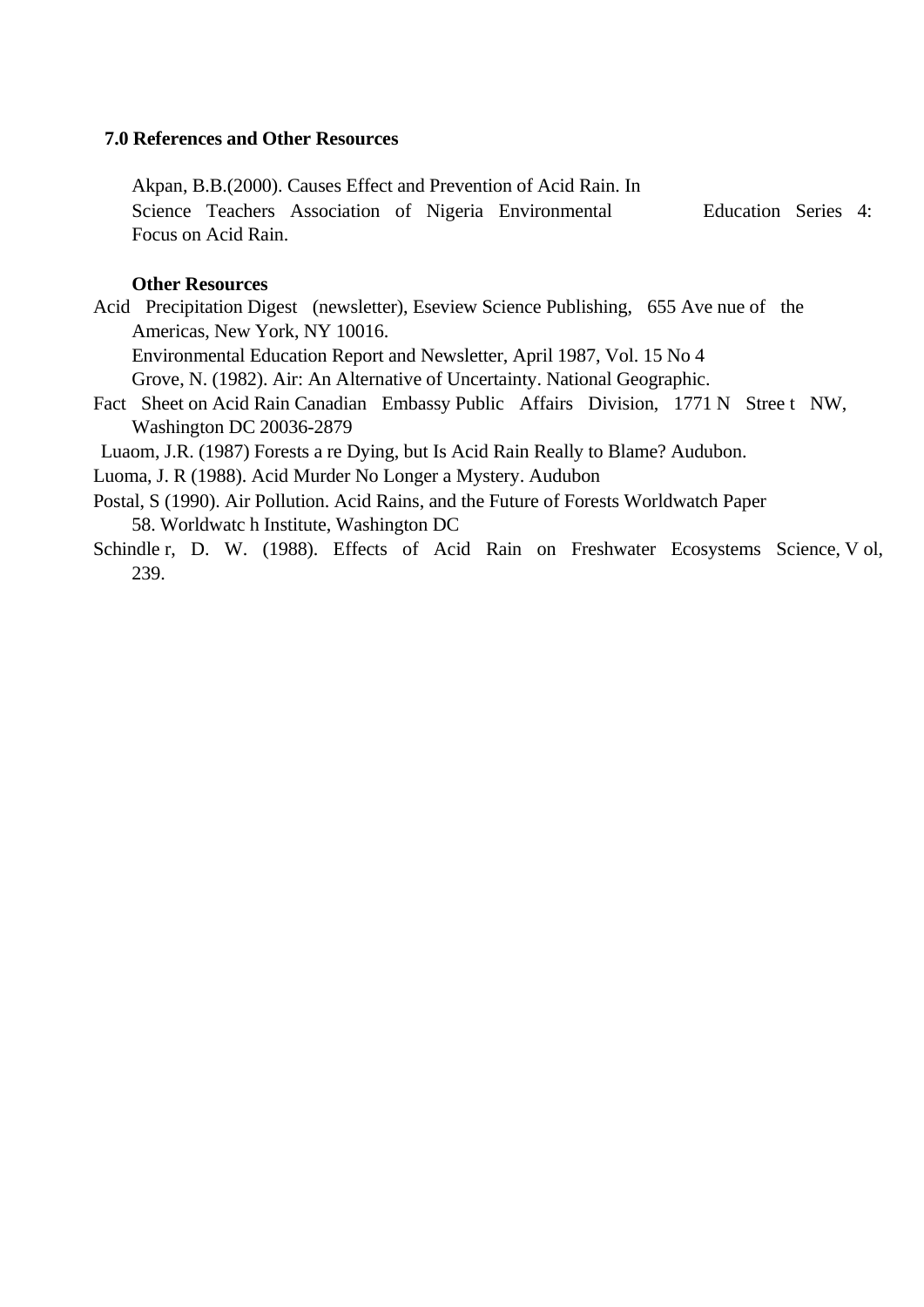## 7.0 References and Other Resources

Akpan, B.B.(2000). Causes Effect and Prevention of Acid Rain. In Science Teachers Association of Nigeria Environmental Education Series 4: Focus on Acid Rain.

**Other Resources**

Acid Precipitation Digest (newsletter), Eseview Science Publishing, 655 Ave nue of the Americas, New York, NY 10016.

Environmental Education Report and Newsletter, April 1987, Vol. 15 No 4

Grove, N. (1982). Air: An Alternative of Uncertainty. National Geographic.

Fact Sheet on Acid Rain Canadian Embassy Public Affairs Division, 1771 N Stree t NW, Washington DC 20036-2879

Luaom, J.R. (1987) Forests a re Dying, but Is Acid Rain Really to Blame? Audubon.

Luoma, J. R (1988). Acid Murder No Longer a Mystery. Audubon

Postal, S (1990). Air Pollution. Acid Rains, and the Future of Forests Worldwatch Paper 58. Worldwatc h Institute, Washington DC

Schindle r, D. W. (1988). Effects of Acid Rain on Freshwater Ecosystems Science, V ol, 239.